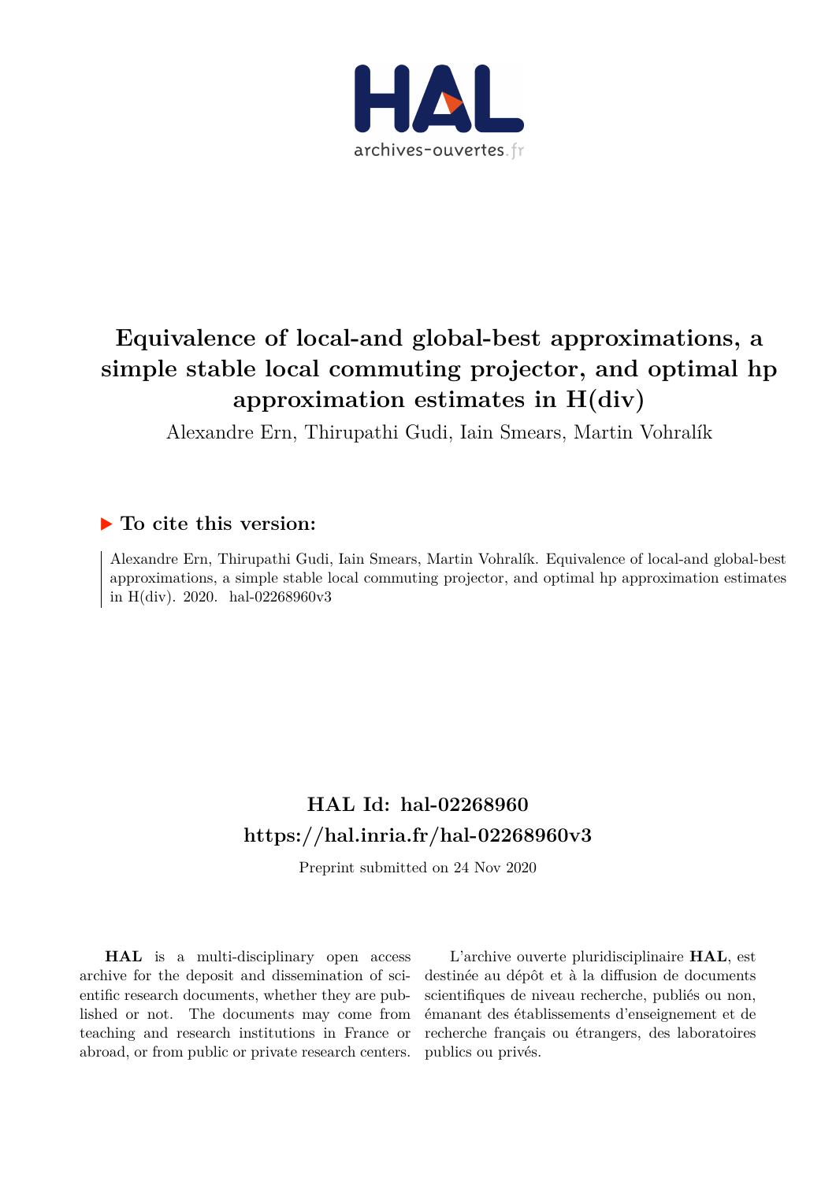# Equivalence of local-and global-best approximations, a simple stable local commuting projector, and optimal hp approximation estimates in H(div)

Alexandre Ern, Thirupathi Gudi, Iain Smears, Martin Vohralík

## To cite this version:

Alexandre Ern, Thirupathi Gudi, Iain Smears, Martin Vohralík. Equivalence of local-and global-best approximations, a simple stable local commuting projector, and optimal hp approximation estimates in H(div). 2020. hal-02268960v3

## HAL Id: hal-02268960
## https://hal.inria.fr/hal-02268960v3

Preprint submitted on 24 Nov 2020

**HAL** is a multi-disciplinary open access archive for the deposit and dissemination of scientific research documents, whether they are published or not. The documents may come from teaching and research institutions in France or abroad, or from public or private research centers.

L'archive ouverte pluridisciplinaire **HAL**, est destinée au dépôt et à la diffusion de documents scientifiques de niveau recherche, publiés ou non, émanant des établissements d'enseignement et de recherche français ou étrangers, des laboratoires publics ou privés.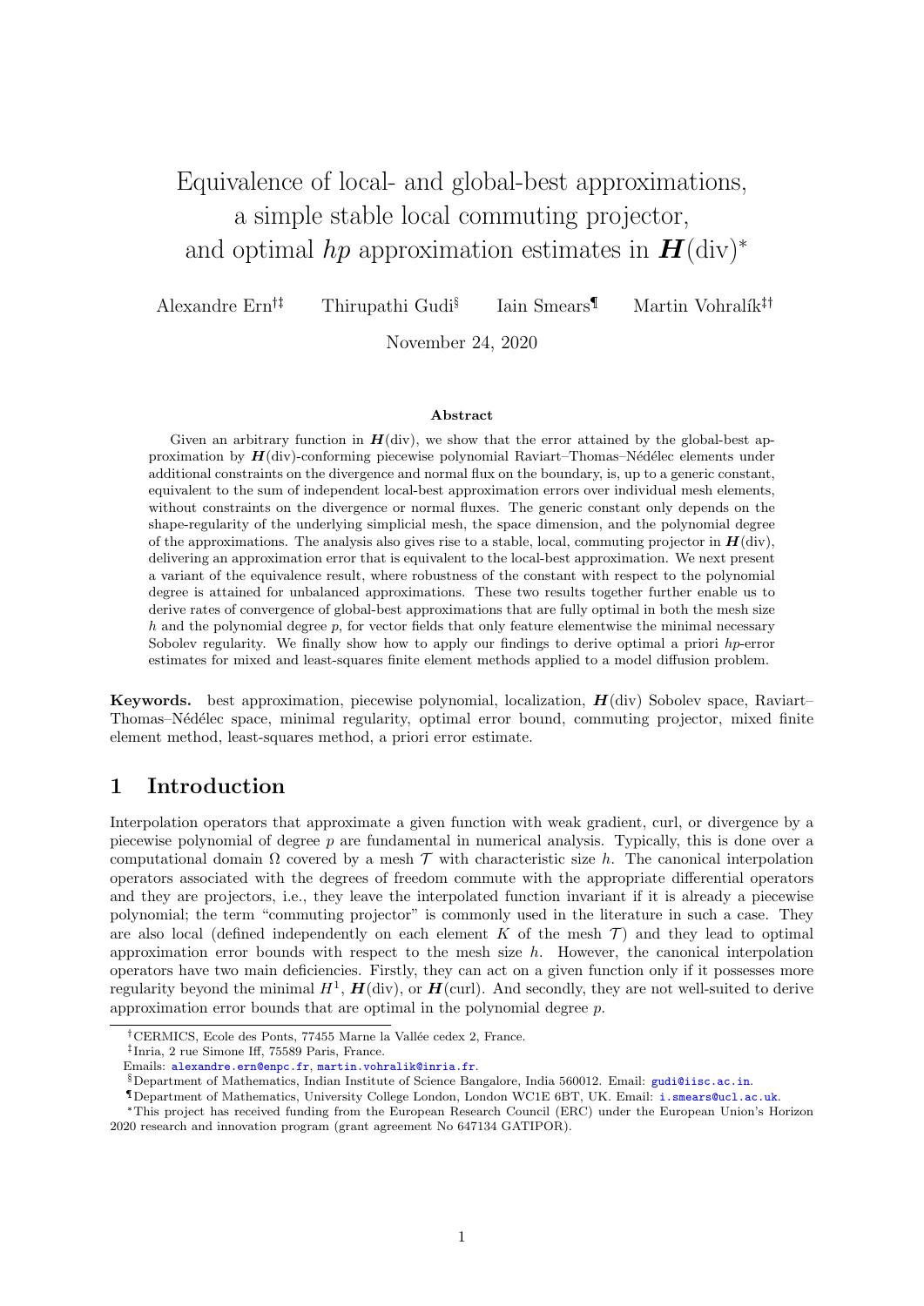# Equivalence of local- and global-best approximations, a simple stable local commuting projector, and optimal $hp$ approximation estimates in $\boldsymbol{H}(\mathrm{div})$*

Alexandre Ern[†‡] Thirupathi Gudi[§] Iain Smears[¶] Martin Vohralík[‡†]

November 24, 2020

**Abstract**

Given an arbitrary function in $\boldsymbol{H}(\mathrm{div})$, we show that the error attained by the global-best approximation by $\boldsymbol{H}(\mathrm{div})$-conforming piecewise polynomial Raviart–Thomas–Nédélec elements under additional constraints on the divergence and normal flux on the boundary, is, up to a generic constant, equivalent to the sum of independent local-best approximation errors over individual mesh elements, without constraints on the divergence or normal fluxes. The generic constant only depends on the shape-regularity of the underlying simplicial mesh, the space dimension, and the polynomial degree of the approximations. The analysis also gives rise to a stable, local, commuting projector in $\boldsymbol{H}(\mathrm{div})$, delivering an approximation error that is equivalent to the local-best approximation. We next present a variant of the equivalence result, where robustness of the constant with respect to the polynomial degree is attained for unbalanced approximations. These two results together further enable us to derive rates of convergence of global-best approximations that are fully optimal in both the mesh size $h$ and the polynomial degree $p$, for vector fields that only feature elementwise the minimal necessary Sobolev regularity. We finally show how to apply our findings to derive optimal a priori $hp$-error estimates for mixed and least-squares finite element methods applied to a model diffusion problem.

**Keywords.** best approximation, piecewise polynomial, localization, $\boldsymbol{H}(\mathrm{div})$ Sobolev space, Raviart–Thomas–Nédélec space, minimal regularity, optimal error bound, commuting projector, mixed finite element method, least-squares method, a priori error estimate.

## 1 Introduction

Interpolation operators that approximate a given function with weak gradient, curl, or divergence by a piecewise polynomial of degree $p$ are fundamental in numerical analysis. Typically, this is done over a computational domain $\Omega$ covered by a mesh $\mathcal{T}$ with characteristic size $h$. The canonical interpolation operators associated with the degrees of freedom commute with the appropriate differential operators and they are projectors, i.e., they leave the interpolated function invariant if it is already a piecewise polynomial; the term "commuting projector" is commonly used in the literature in such a case. They are also local (defined independently on each element $K$ of the mesh $\mathcal{T}$) and they lead to optimal approximation error bounds with respect to the mesh size $h$. However, the canonical interpolation operators have two main deficiencies. Firstly, they can act on a given function only if it possesses more regularity beyond the minimal $H^1$, $\boldsymbol{H}(\mathrm{div})$, or $\boldsymbol{H}(\mathrm{curl})$. And secondly, they are not well-suited to derive approximation error bounds that are optimal in the polynomial degree $p$.

---

[†]CERMICS, Ecole des Ponts, 77455 Marne la Vallée cedex 2, France.
[‡]Inria, 2 rue Simone Iff, 75589 Paris, France.
Emails: alexandre.ern@enpc.fr, martin.vohralik@inria.fr.
[§]Department of Mathematics, Indian Institute of Science Bangalore, India 560012. Email: gudi@iisc.ac.in.
[¶]Department of Mathematics, University College London, London WC1E 6BT, UK. Email: i.smears@ucl.ac.uk.
*This project has received funding from the European Research Council (ERC) under the European Union's Horizon 2020 research and innovation program (grant agreement No 647134 GATIPOR).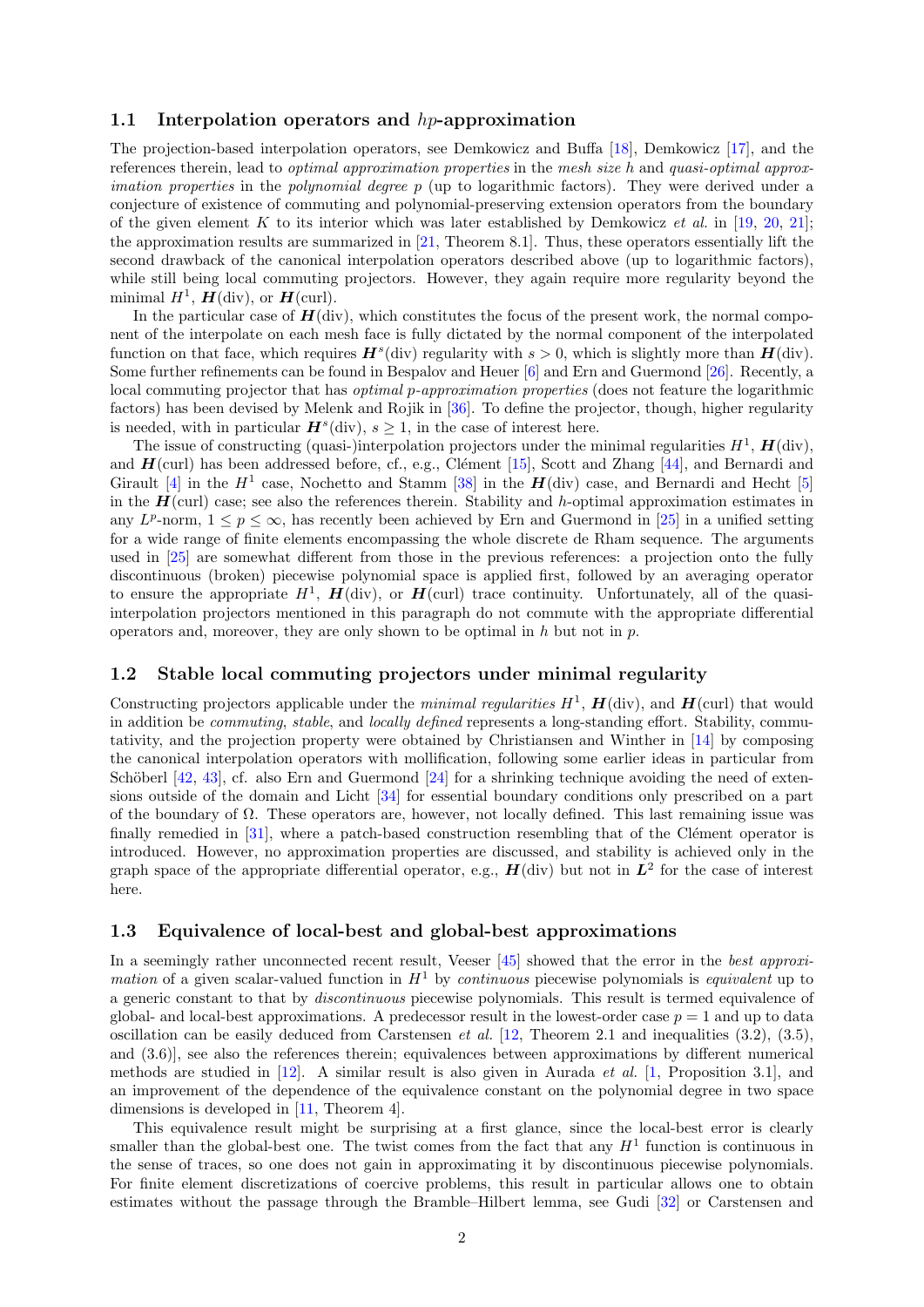### 1.1 Interpolation operators and $hp$-approximation

The projection-based interpolation operators, see Demkowicz and Buffa [18], Demkowicz [17], and the references therein, lead to *optimal approximation properties* in the *mesh size* $h$ and *quasi-optimal approximation properties* in the *polynomial degree* $p$ (up to logarithmic factors). They were derived under a conjecture of existence of commuting and polynomial-preserving extension operators from the boundary of the given element $K$ to its interior which was later established by Demkowicz *et al.* in [19, 20, 21]; the approximation results are summarized in [21, Theorem 8.1]. Thus, these operators essentially lift the second drawback of the canonical interpolation operators described above (up to logarithmic factors), while still being local commuting projectors. However, they again require more regularity beyond the minimal $H^1$, $\boldsymbol{H}(\mathrm{div})$, or $\boldsymbol{H}(\mathrm{curl})$.

In the particular case of $\boldsymbol{H}(\mathrm{div})$, which constitutes the focus of the present work, the normal component of the interpolate on each mesh face is fully dictated by the normal component of the interpolated function on that face, which requires $\boldsymbol{H}^s(\mathrm{div})$ regularity with $s > 0$, which is slightly more than $\boldsymbol{H}(\mathrm{div})$. Some further refinements can be found in Bespalov and Heuer [6] and Ern and Guermond [26]. Recently, a local commuting projector that has *optimal p-approximation properties* (does not feature the logarithmic factors) has been devised by Melenk and Rojik in [36]. To define the projector, though, higher regularity is needed, with in particular $\boldsymbol{H}^s(\mathrm{div})$, $s \geq 1$, in the case of interest here.

The issue of constructing (quasi-)interpolation projectors under the minimal regularities $H^1$, $\boldsymbol{H}(\mathrm{div})$, and $\boldsymbol{H}(\mathrm{curl})$ has been addressed before, cf., e.g., Clément [15], Scott and Zhang [44], and Bernardi and Girault [4] in the $H^1$ case, Nochetto and Stamm [38] in the $\boldsymbol{H}(\mathrm{div})$ case, and Bernardi and Hecht [5] in the $\boldsymbol{H}(\mathrm{curl})$ case; see also the references therein. Stability and $h$-optimal approximation estimates in any $L^p$-norm, $1 \leq p \leq \infty$, has recently been achieved by Ern and Guermond in [25] in a unified setting for a wide range of finite elements encompassing the whole discrete de Rham sequence. The arguments used in [25] are somewhat different from those in the previous references: a projection onto the fully discontinuous (broken) piecewise polynomial space is applied first, followed by an averaging operator to ensure the appropriate $H^1$, $\boldsymbol{H}(\mathrm{div})$, or $\boldsymbol{H}(\mathrm{curl})$ trace continuity. Unfortunately, all of the quasi-interpolation projectors mentioned in this paragraph do not commute with the appropriate differential operators and, moreover, they are only shown to be optimal in $h$ but not in $p$.

### 1.2 Stable local commuting projectors under minimal regularity

Constructing projectors applicable under the *minimal regularities* $H^1$, $\boldsymbol{H}(\mathrm{div})$, and $\boldsymbol{H}(\mathrm{curl})$ that would in addition be *commuting*, *stable*, and *locally defined* represents a long-standing effort. Stability, commutativity, and the projection property were obtained by Christiansen and Winther in [14] by composing the canonical interpolation operators with mollification, following some earlier ideas in particular from Schöberl [42, 43], cf. also Ern and Guermond [24] for a shrinking technique avoiding the need of extensions outside of the domain and Licht [34] for essential boundary conditions only prescribed on a part of the boundary of $\Omega$. These operators are, however, not locally defined. This last remaining issue was finally remedied in [31], where a patch-based construction resembling that of the Clément operator is introduced. However, no approximation properties are discussed, and stability is achieved only in the graph space of the appropriate differential operator, e.g., $\boldsymbol{H}(\mathrm{div})$ but not in $\boldsymbol{L}^2$ for the case of interest here.

### 1.3 Equivalence of local-best and global-best approximations

In a seemingly rather unconnected recent result, Veeser [45] showed that the error in the *best approximation* of a given scalar-valued function in $H^1$ by *continuous* piecewise polynomials is *equivalent* up to a generic constant to that by *discontinuous* piecewise polynomials. This result is termed equivalence of global- and local-best approximations. A predecessor result in the lowest-order case $p = 1$ and up to data oscillation can be easily deduced from Carstensen *et al.* [12, Theorem 2.1 and inequalities (3.2), (3.5), and (3.6)], see also the references therein; equivalences between approximations by different numerical methods are studied in [12]. A similar result is also given in Aurada *et al.* [1, Proposition 3.1], and an improvement of the dependence of the equivalence constant on the polynomial degree in two space dimensions is developed in [11, Theorem 4].

This equivalence result might be surprising at a first glance, since the local-best error is clearly smaller than the global-best one. The twist comes from the fact that any $H^1$ function is continuous in the sense of traces, so one does not gain in approximating it by discontinuous piecewise polynomials. For finite element discretizations of coercive problems, this result in particular allows one to obtain estimates without the passage through the Bramble–Hilbert lemma, see Gudi [32] or Carstensen and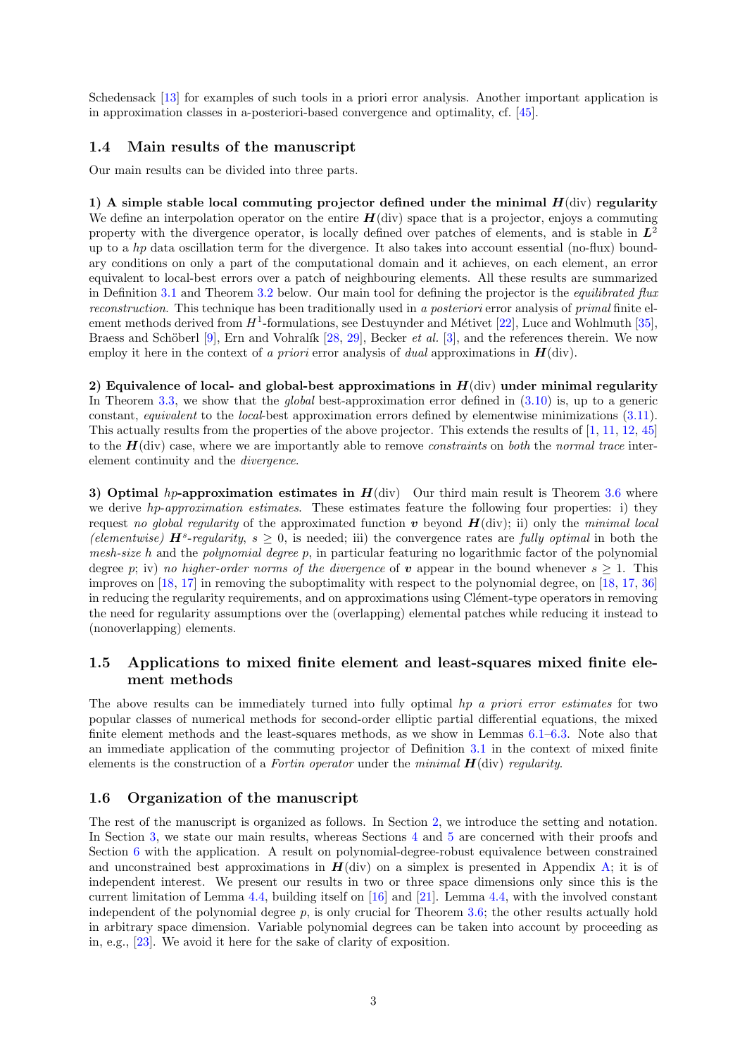Schedensack [13] for examples of such tools in a priori error analysis. Another important application is in approximation classes in a-posteriori-based convergence and optimality, cf. [45].

## 1.4 Main results of the manuscript

Our main results can be divided into three parts.

**1) A simple stable local commuting projector defined under the minimal $\boldsymbol{H}(\mathrm{div})$ regularity** We define an interpolation operator on the entire $\boldsymbol{H}(\mathrm{div})$ space that is a projector, enjoys a commuting property with the divergence operator, is locally defined over patches of elements, and is stable in $\boldsymbol{L}^2$ up to a $hp$ data oscillation term for the divergence. It also takes into account essential (no-flux) boundary conditions on only a part of the computational domain and it achieves, on each element, an error equivalent to local-best errors over a patch of neighbouring elements. All these results are summarized in Definition 3.1 and Theorem 3.2 below. Our main tool for defining the projector is the *equilibrated flux reconstruction*. This technique has been traditionally used in *a posteriori* error analysis of *primal* finite element methods derived from $H^1$-formulations, see Destuynder and Métivet [22], Luce and Wohlmuth [35], Braess and Schöberl [9], Ern and Vohralík [28, 29], Becker *et al.* [3], and the references therein. We now employ it here in the context of *a priori* error analysis of *dual* approximations in $\boldsymbol{H}(\mathrm{div})$.

**2) Equivalence of local- and global-best approximations in $\boldsymbol{H}(\mathrm{div})$ under minimal regularity** In Theorem 3.3, we show that the *global* best-approximation error defined in (3.10) is, up to a generic constant, *equivalent* to the *local*-best approximation errors defined by elementwise minimizations (3.11). This actually results from the properties of the above projector. This extends the results of [1, 11, 12, 45] to the $\boldsymbol{H}(\mathrm{div})$ case, where we are importantly able to remove *constraints* on *both* the *normal trace* inter-element continuity and the *divergence*.

**3) Optimal $hp$-approximation estimates in $\boldsymbol{H}(\mathrm{div})$** Our third main result is Theorem 3.6 where we derive *hp-approximation estimates*. These estimates feature the following four properties: i) they request *no global regularity* of the approximated function $\boldsymbol{v}$ beyond $\boldsymbol{H}(\mathrm{div})$; ii) only the *minimal local (elementwise) $\boldsymbol{H}^s$-regularity*, $s \geq 0$, is needed; iii) the convergence rates are *fully optimal* in both the *mesh-size* $h$ and the *polynomial degree* $p$, in particular featuring no logarithmic factor of the polynomial degree $p$; iv) *no higher-order norms of the divergence* of $\boldsymbol{v}$ appear in the bound whenever $s \geq 1$. This improves on [18, 17] in removing the suboptimality with respect to the polynomial degree, on [18, 17, 36] in reducing the regularity requirements, and on approximations using Clément-type operators in removing the need for regularity assumptions over the (overlapping) elemental patches while reducing it instead to (nonoverlapping) elements.

## 1.5 Applications to mixed finite element and least-squares mixed finite element methods

The above results can be immediately turned into fully optimal *hp a priori error estimates* for two popular classes of numerical methods for second-order elliptic partial differential equations, the mixed finite element methods and the least-squares methods, as we show in Lemmas 6.1–6.3. Note also that an immediate application of the commuting projector of Definition 3.1 in the context of mixed finite elements is the construction of a *Fortin operator* under the *minimal $\boldsymbol{H}(\mathrm{div})$ regularity*.

## 1.6 Organization of the manuscript

The rest of the manuscript is organized as follows. In Section 2, we introduce the setting and notation. In Section 3, we state our main results, whereas Sections 4 and 5 are concerned with their proofs and Section 6 with the application. A result on polynomial-degree-robust equivalence between constrained and unconstrained best approximations in $\boldsymbol{H}(\mathrm{div})$ on a simplex is presented in Appendix A; it is of independent interest. We present our results in two or three space dimensions only since this is the current limitation of Lemma 4.4, building itself on [16] and [21]. Lemma 4.4, with the involved constant independent of the polynomial degree $p$, is only crucial for Theorem 3.6; the other results actually hold in arbitrary space dimension. Variable polynomial degrees can be taken into account by proceeding as in, e.g., [23]. We avoid it here for the sake of clarity of exposition.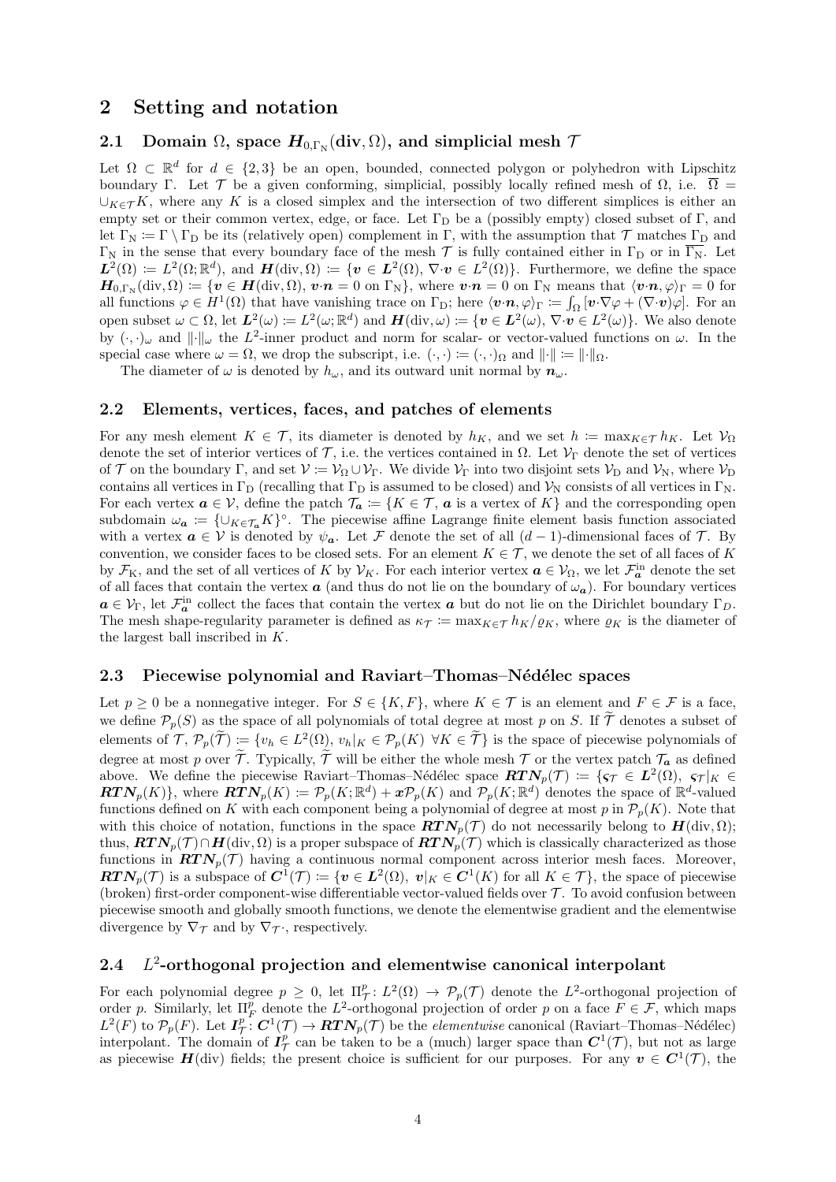## 2 Setting and notation

### 2.1 Domain $\Omega$, space $\boldsymbol{H}_{0,\Gamma_{\rm N}}(\mathrm{div},\Omega)$, and simplicial mesh $\mathcal{T}$

Let $\Omega \subset \mathbb{R}^d$ for $d \in \{2,3\}$ be an open, bounded, connected polygon or polyhedron with Lipschitz boundary $\Gamma$. Let $\mathcal{T}$ be a given conforming, simplicial, possibly locally refined mesh of $\Omega$, i.e. $\overline{\Omega} = \cup_{K\in\mathcal{T}} K$, where any $K$ is a closed simplex and the intersection of two different simplices is either an empty set or their common vertex, edge, or face. Let $\Gamma_{\rm D}$ be a (possibly empty) closed subset of $\Gamma$, and let $\Gamma_{\rm N} := \Gamma \setminus \Gamma_{\rm D}$ be its (relatively open) complement in $\Gamma$, with the assumption that $\mathcal{T}$ matches $\Gamma_{\rm D}$ and $\Gamma_{\rm N}$ in the sense that every boundary face of the mesh $\mathcal{T}$ is fully contained either in $\Gamma_{\rm D}$ or in $\overline{\Gamma_{\rm N}}$. Let $\boldsymbol{L}^2(\Omega) := L^2(\Omega;\mathbb{R}^d)$, and $\boldsymbol{H}(\mathrm{div},\Omega) := \{\boldsymbol{v} \in \boldsymbol{L}^2(\Omega),\ \nabla{\cdot}\boldsymbol{v} \in L^2(\Omega)\}$. Furthermore, we define the space $\boldsymbol{H}_{0,\Gamma_{\rm N}}(\mathrm{div},\Omega) := \{\boldsymbol{v} \in \boldsymbol{H}(\mathrm{div},\Omega),\ \boldsymbol{v}{\cdot}\boldsymbol{n} = 0 \text{ on } \Gamma_{\rm N}\}$, where $\boldsymbol{v}{\cdot}\boldsymbol{n} = 0$ on $\Gamma_{\rm N}$ means that $\langle \boldsymbol{v}{\cdot}\boldsymbol{n}, \varphi\rangle_\Gamma = 0$ for all functions $\varphi \in H^1(\Omega)$ that have vanishing trace on $\Gamma_{\rm D}$; here $\langle \boldsymbol{v}{\cdot}\boldsymbol{n}, \varphi\rangle_\Gamma := \int_\Omega [\boldsymbol{v}{\cdot}\nabla\varphi + (\nabla{\cdot}\boldsymbol{v})\varphi]$. For an open subset $\omega \subset \Omega$, let $\boldsymbol{L}^2(\omega) := L^2(\omega;\mathbb{R}^d)$ and $\boldsymbol{H}(\mathrm{div},\omega) := \{\boldsymbol{v} \in \boldsymbol{L}^2(\omega),\ \nabla{\cdot}\boldsymbol{v} \in L^2(\omega)\}$. We also denote by $(\cdot,\cdot)_\omega$ and $\|\cdot\|_\omega$ the $L^2$-inner product and norm for scalar- or vector-valued functions on $\omega$. In the special case where $\omega = \Omega$, we drop the subscript, i.e. $(\cdot,\cdot) := (\cdot,\cdot)_\Omega$ and $\|\cdot\| := \|\cdot\|_\Omega$.

The diameter of $\omega$ is denoted by $h_\omega$, and its outward unit normal by $\boldsymbol{n}_\omega$.

### 2.2 Elements, vertices, faces, and patches of elements

For any mesh element $K \in \mathcal{T}$, its diameter is denoted by $h_K$, and we set $h := \max_{K\in\mathcal{T}} h_K$. Let $\mathcal{V}_\Omega$ denote the set of interior vertices of $\mathcal{T}$, i.e. the vertices contained in $\Omega$. Let $\mathcal{V}_\Gamma$ denote the set of vertices of $\mathcal{T}$ on the boundary $\Gamma$, and set $\mathcal{V} := \mathcal{V}_\Omega \cup \mathcal{V}_\Gamma$. We divide $\mathcal{V}_\Gamma$ into two disjoint sets $\mathcal{V}_{\rm D}$ and $\mathcal{V}_{\rm N}$, where $\mathcal{V}_{\rm D}$ contains all vertices in $\Gamma_{\rm D}$ (recalling that $\Gamma_{\rm D}$ is assumed to be closed) and $\mathcal{V}_{\rm N}$ consists of all vertices in $\Gamma_{\rm N}$. For each vertex $\boldsymbol{a} \in \mathcal{V}$, define the patch $\mathcal{T}_{\boldsymbol{a}} := \{K \in \mathcal{T},\ \boldsymbol{a} \text{ is a vertex of } K\}$ and the corresponding open subdomain $\omega_{\boldsymbol{a}} := \{\cup_{K\in\mathcal{T}_{\boldsymbol{a}}} K\}^\circ$. The piecewise affine Lagrange finite element basis function associated with a vertex $\boldsymbol{a} \in \mathcal{V}$ is denoted by $\psi_{\boldsymbol{a}}$. Let $\mathcal{F}$ denote the set of all $(d-1)$-dimensional faces of $\mathcal{T}$. By convention, we consider faces to be closed sets. For an element $K \in \mathcal{T}$, we denote the set of all faces of $K$ by $\mathcal{F}_K$, and the set of all vertices of $K$ by $\mathcal{V}_K$. For each interior vertex $\boldsymbol{a} \in \mathcal{V}_\Omega$, we let $\mathcal{F}^{\rm in}_{\boldsymbol{a}}$ denote the set of all faces that contain the vertex $\boldsymbol{a}$ (and thus do not lie on the boundary of $\omega_{\boldsymbol{a}}$). For boundary vertices $\boldsymbol{a} \in \mathcal{V}_\Gamma$, let $\mathcal{F}^{\rm in}_{\boldsymbol{a}}$ collect the faces that contain the vertex $\boldsymbol{a}$ but do not lie on the Dirichlet boundary $\Gamma_D$. The mesh shape-regularity parameter is defined as $\kappa_{\mathcal{T}} := \max_{K\in\mathcal{T}} h_K/\varrho_K$, where $\varrho_K$ is the diameter of the largest ball inscribed in $K$.

### 2.3 Piecewise polynomial and Raviart–Thomas–Nédélec spaces

Let $p \geq 0$ be a nonnegative integer. For $S \in \{K, F\}$, where $K \in \mathcal{T}$ is an element and $F \in \mathcal{F}$ is a face, we define $\mathcal{P}_p(S)$ as the space of all polynomials of total degree at most $p$ on $S$. If $\widetilde{\mathcal{T}}$ denotes a subset of elements of $\mathcal{T}$, $\mathcal{P}_p(\widetilde{\mathcal{T}}) := \{v_h \in L^2(\Omega),\ v_h|_K \in \mathcal{P}_p(K)\ \forall K \in \widetilde{\mathcal{T}}\}$ is the space of piecewise polynomials of degree at most $p$ over $\widetilde{\mathcal{T}}$. Typically, $\widetilde{\mathcal{T}}$ will be either the whole mesh $\mathcal{T}$ or the vertex patch $\mathcal{T}_{\boldsymbol{a}}$ as defined above. We define the piecewise Raviart–Thomas–Nédélec space $\boldsymbol{RTN}_p(\mathcal{T}) := \{\boldsymbol{\varsigma}_{\mathcal{T}} \in \boldsymbol{L}^2(\Omega),\ \boldsymbol{\varsigma}_{\mathcal{T}}|_K \in \boldsymbol{RTN}_p(K)\}$, where $\boldsymbol{RTN}_p(K) := \mathcal{P}_p(K;\mathbb{R}^d) + \boldsymbol{x}\mathcal{P}_p(K)$ and $\mathcal{P}_p(K;\mathbb{R}^d)$ denotes the space of $\mathbb{R}^d$-valued functions defined on $K$ with each component being a polynomial of degree at most $p$ in $\mathcal{P}_p(K)$. Note that with this choice of notation, functions in the space $\boldsymbol{RTN}_p(\mathcal{T})$ do not necessarily belong to $\boldsymbol{H}(\mathrm{div},\Omega)$; thus, $\boldsymbol{RTN}_p(\mathcal{T}) \cap \boldsymbol{H}(\mathrm{div},\Omega)$ is a proper subspace of $\boldsymbol{RTN}_p(\mathcal{T})$ which is classically characterized as those functions in $\boldsymbol{RTN}_p(\mathcal{T})$ having a continuous normal component across interior mesh faces. Moreover, $\boldsymbol{RTN}_p(\mathcal{T})$ is a subspace of $\boldsymbol{C}^1(\mathcal{T}) := \{\boldsymbol{v} \in \boldsymbol{L}^2(\Omega),\ \boldsymbol{v}|_K \in \boldsymbol{C}^1(K) \text{ for all } K \in \mathcal{T}\}$, the space of piecewise (broken) first-order component-wise differentiable vector-valued fields over $\mathcal{T}$. To avoid confusion between piecewise smooth and globally smooth functions, we denote the elementwise gradient and the elementwise divergence by $\nabla_{\mathcal{T}}$ and by $\nabla_{\mathcal{T}}{\cdot}$, respectively.

### 2.4 $L^2$-orthogonal projection and elementwise canonical interpolant

For each polynomial degree $p \geq 0$, let $\Pi^p_{\mathcal{T}}\colon L^2(\Omega) \to \mathcal{P}_p(\mathcal{T})$ denote the $L^2$-orthogonal projection of order $p$. Similarly, let $\Pi^p_F$ denote the $L^2$-orthogonal projection of order $p$ on a face $F \in \mathcal{F}$, which maps $L^2(F)$ to $\mathcal{P}_p(F)$. Let $\boldsymbol{I}^p_{\mathcal{T}}\colon \boldsymbol{C}^1(\mathcal{T}) \to \boldsymbol{RTN}_p(\mathcal{T})$ be the *elementwise* canonical (Raviart–Thomas–Nédélec) interpolant. The domain of $\boldsymbol{I}^p_{\mathcal{T}}$ can be taken to be a (much) larger space than $\boldsymbol{C}^1(\mathcal{T})$, but not as large as piecewise $\boldsymbol{H}(\mathrm{div})$ fields; the present choice is sufficient for our purposes. For any $\boldsymbol{v} \in \boldsymbol{C}^1(\mathcal{T})$, the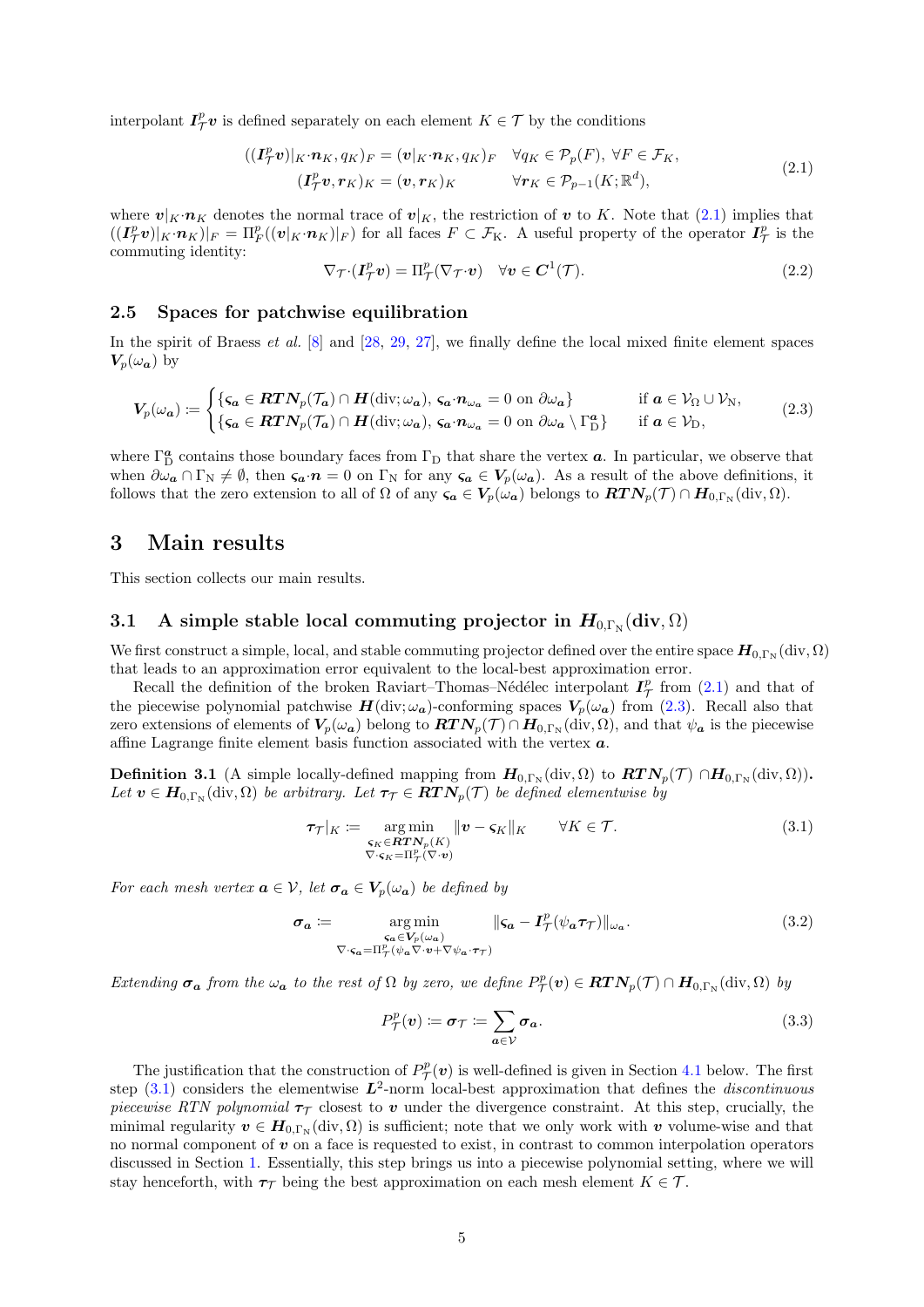interpolant $\boldsymbol{I}_{\mathcal{T}}^p \boldsymbol{v}$ is defined separately on each element $K \in \mathcal{T}$ by the conditions

$$
\begin{aligned}
((\boldsymbol{I}_{\mathcal{T}}^p \boldsymbol{v})|_K \cdot \boldsymbol{n}_K, q_K)_F &= (\boldsymbol{v}|_K \cdot \boldsymbol{n}_K, q_K)_F \quad \forall q_K \in \mathcal{P}_p(F),\ \forall F \in \mathcal{F}_K, \\
(\boldsymbol{I}_{\mathcal{T}}^p \boldsymbol{v}, \boldsymbol{r}_K)_K &= (\boldsymbol{v}, \boldsymbol{r}_K)_K \qquad\quad \forall \boldsymbol{r}_K \in \mathcal{P}_{p-1}(K; \mathbb{R}^d),
\end{aligned}
\tag{2.1}
$$

where $\boldsymbol{v}|_K \cdot \boldsymbol{n}_K$ denotes the normal trace of $\boldsymbol{v}|_K$, the restriction of $\boldsymbol{v}$ to $K$. Note that (2.1) implies that $((\boldsymbol{I}_{\mathcal{T}}^p \boldsymbol{v})|_K \cdot \boldsymbol{n}_K)|_F = \Pi_F^p((\boldsymbol{v}|_K \cdot \boldsymbol{n}_K)|_F)$ for all faces $F \subset \mathcal{F}_K$. A useful property of the operator $\boldsymbol{I}_{\mathcal{T}}^p$ is the commuting identity:

$$
\nabla_{\mathcal{T}} \cdot (\boldsymbol{I}_{\mathcal{T}}^p \boldsymbol{v}) = \Pi_{\mathcal{T}}^p (\nabla_{\mathcal{T}} \cdot \boldsymbol{v}) \quad \forall \boldsymbol{v} \in \boldsymbol{C}^1(\mathcal{T}). \tag{2.2}
$$

## 2.5 Spaces for patchwise equilibration

In the spirit of Braess *et al.* [8] and [28, 29, 27], we finally define the local mixed finite element spaces $\boldsymbol{V}_p(\omega_{\boldsymbol{a}})$ by

$$
\boldsymbol{V}_p(\omega_{\boldsymbol{a}}) := \begin{cases} \{\boldsymbol{\varsigma}_{\boldsymbol{a}} \in \boldsymbol{RTN}_p(\mathcal{T}_{\boldsymbol{a}}) \cap \boldsymbol{H}(\mathrm{div}; \omega_{\boldsymbol{a}}),\ \boldsymbol{\varsigma}_{\boldsymbol{a}} \cdot \boldsymbol{n}_{\omega_{\boldsymbol{a}}} = 0 \text{ on } \partial\omega_{\boldsymbol{a}}\} & \text{if } \boldsymbol{a} \in \mathcal{V}_\Omega \cup \mathcal{V}_{\mathrm{N}}, \\ \{\boldsymbol{\varsigma}_{\boldsymbol{a}} \in \boldsymbol{RTN}_p(\mathcal{T}_{\boldsymbol{a}}) \cap \boldsymbol{H}(\mathrm{div}; \omega_{\boldsymbol{a}}),\ \boldsymbol{\varsigma}_{\boldsymbol{a}} \cdot \boldsymbol{n}_{\omega_{\boldsymbol{a}}} = 0 \text{ on } \partial\omega_{\boldsymbol{a}} \setminus \Gamma_{\mathrm{D}}^{\boldsymbol{a}}\} & \text{if } \boldsymbol{a} \in \mathcal{V}_{\mathrm{D}}, \end{cases} \tag{2.3}
$$

where $\Gamma_{\mathrm{D}}^{\boldsymbol{a}}$ contains those boundary faces from $\Gamma_{\mathrm{D}}$ that share the vertex $\boldsymbol{a}$. In particular, we observe that when $\partial\omega_{\boldsymbol{a}} \cap \Gamma_{\mathrm{N}} \neq \emptyset$, then $\boldsymbol{\varsigma}_{\boldsymbol{a}} \cdot \boldsymbol{n} = 0$ on $\Gamma_{\mathrm{N}}$ for any $\boldsymbol{\varsigma}_{\boldsymbol{a}} \in \boldsymbol{V}_p(\omega_{\boldsymbol{a}})$. As a result of the above definitions, it follows that the zero extension to all of $\Omega$ of any $\boldsymbol{\varsigma}_{\boldsymbol{a}} \in \boldsymbol{V}_p(\omega_{\boldsymbol{a}})$ belongs to $\boldsymbol{RTN}_p(\mathcal{T}) \cap \boldsymbol{H}_{0,\Gamma_{\mathrm{N}}}(\mathrm{div}, \Omega)$.

# 3 Main results

This section collects our main results.

## 3.1 A simple stable local commuting projector in $\boldsymbol{H}_{0,\Gamma_{\mathrm{N}}}(\mathrm{div}, \Omega)$

We first construct a simple, local, and stable commuting projector defined over the entire space $\boldsymbol{H}_{0,\Gamma_{\mathrm{N}}}(\mathrm{div}, \Omega)$ that leads to an approximation error equivalent to the local-best approximation error.

Recall the definition of the broken Raviart–Thomas–Nédélec interpolant $\boldsymbol{I}_{\mathcal{T}}^p$ from (2.1) and that of the piecewise polynomial patchwise $\boldsymbol{H}(\mathrm{div}; \omega_{\boldsymbol{a}})$-conforming spaces $\boldsymbol{V}_p(\omega_{\boldsymbol{a}})$ from (2.3). Recall also that zero extensions of elements of $\boldsymbol{V}_p(\omega_{\boldsymbol{a}})$ belong to $\boldsymbol{RTN}_p(\mathcal{T}) \cap \boldsymbol{H}_{0,\Gamma_{\mathrm{N}}}(\mathrm{div}, \Omega)$, and that $\psi_{\boldsymbol{a}}$ is the piecewise affine Lagrange finite element basis function associated with the vertex $\boldsymbol{a}$.

**Definition 3.1** (A simple locally-defined mapping from $\boldsymbol{H}_{0,\Gamma_{\mathrm{N}}}(\mathrm{div}, \Omega)$ to $\boldsymbol{RTN}_p(\mathcal{T}) \cap \boldsymbol{H}_{0,\Gamma_{\mathrm{N}}}(\mathrm{div}, \Omega)$)**.** *Let $\boldsymbol{v} \in \boldsymbol{H}_{0,\Gamma_{\mathrm{N}}}(\mathrm{div}, \Omega)$ be arbitrary. Let $\boldsymbol{\tau}_{\mathcal{T}} \in \boldsymbol{RTN}_p(\mathcal{T})$ be defined elementwise by*

$$
\boldsymbol{\tau}_{\mathcal{T}}|_K := \underset{\substack{\boldsymbol{\varsigma}_K \in \boldsymbol{RTN}_p(K) \\ \nabla \cdot \boldsymbol{\varsigma}_K = \Pi_{\mathcal{T}}^p(\nabla \cdot \boldsymbol{v})}}{\arg\min} \|\boldsymbol{v} - \boldsymbol{\varsigma}_K\|_K \qquad \forall K \in \mathcal{T}. \tag{3.1}
$$

*For each mesh vertex $\boldsymbol{a} \in \mathcal{V}$, let $\boldsymbol{\sigma}_{\boldsymbol{a}} \in \boldsymbol{V}_p(\omega_{\boldsymbol{a}})$ be defined by*

$$
\boldsymbol{\sigma}_{\boldsymbol{a}} := \underset{\substack{\boldsymbol{\varsigma}_{\boldsymbol{a}} \in \boldsymbol{V}_p(\omega_{\boldsymbol{a}}) \\ \nabla \cdot \boldsymbol{\varsigma}_{\boldsymbol{a}} = \Pi_{\mathcal{T}}^p(\psi_{\boldsymbol{a}} \nabla \cdot \boldsymbol{v} + \nabla \psi_{\boldsymbol{a}} \cdot \boldsymbol{\tau}_{\mathcal{T}})}}{\arg\min} \|\boldsymbol{\varsigma}_{\boldsymbol{a}} - \boldsymbol{I}_{\mathcal{T}}^p(\psi_{\boldsymbol{a}} \boldsymbol{\tau}_{\mathcal{T}})\|_{\omega_{\boldsymbol{a}}}. \tag{3.2}
$$

*Extending $\boldsymbol{\sigma}_{\boldsymbol{a}}$ from the $\omega_{\boldsymbol{a}}$ to the rest of $\Omega$ by zero, we define $P_{\mathcal{T}}^p(\boldsymbol{v}) \in \boldsymbol{RTN}_p(\mathcal{T}) \cap \boldsymbol{H}_{0,\Gamma_{\mathrm{N}}}(\mathrm{div}, \Omega)$ by*

$$
P_{\mathcal{T}}^p(\boldsymbol{v}) := \boldsymbol{\sigma}_{\mathcal{T}} := \sum_{\boldsymbol{a} \in \mathcal{V}} \boldsymbol{\sigma}_{\boldsymbol{a}}. \tag{3.3}
$$

The justification that the construction of $P_{\mathcal{T}}^p(\boldsymbol{v})$ is well-defined is given in Section 4.1 below. The first step (3.1) considers the elementwise $\boldsymbol{L}^2$-norm local-best approximation that defines the *discontinuous piecewise RTN polynomial* $\boldsymbol{\tau}_{\mathcal{T}}$ closest to $\boldsymbol{v}$ under the divergence constraint. At this step, crucially, the minimal regularity $\boldsymbol{v} \in \boldsymbol{H}_{0,\Gamma_{\mathrm{N}}}(\mathrm{div}, \Omega)$ is sufficient; note that we only work with $\boldsymbol{v}$ volume-wise and that no normal component of $\boldsymbol{v}$ on a face is requested to exist, in contrast to common interpolation operators discussed in Section 1. Essentially, this step brings us into a piecewise polynomial setting, where we will stay henceforth, with $\boldsymbol{\tau}_{\mathcal{T}}$ being the best approximation on each mesh element $K \in \mathcal{T}$.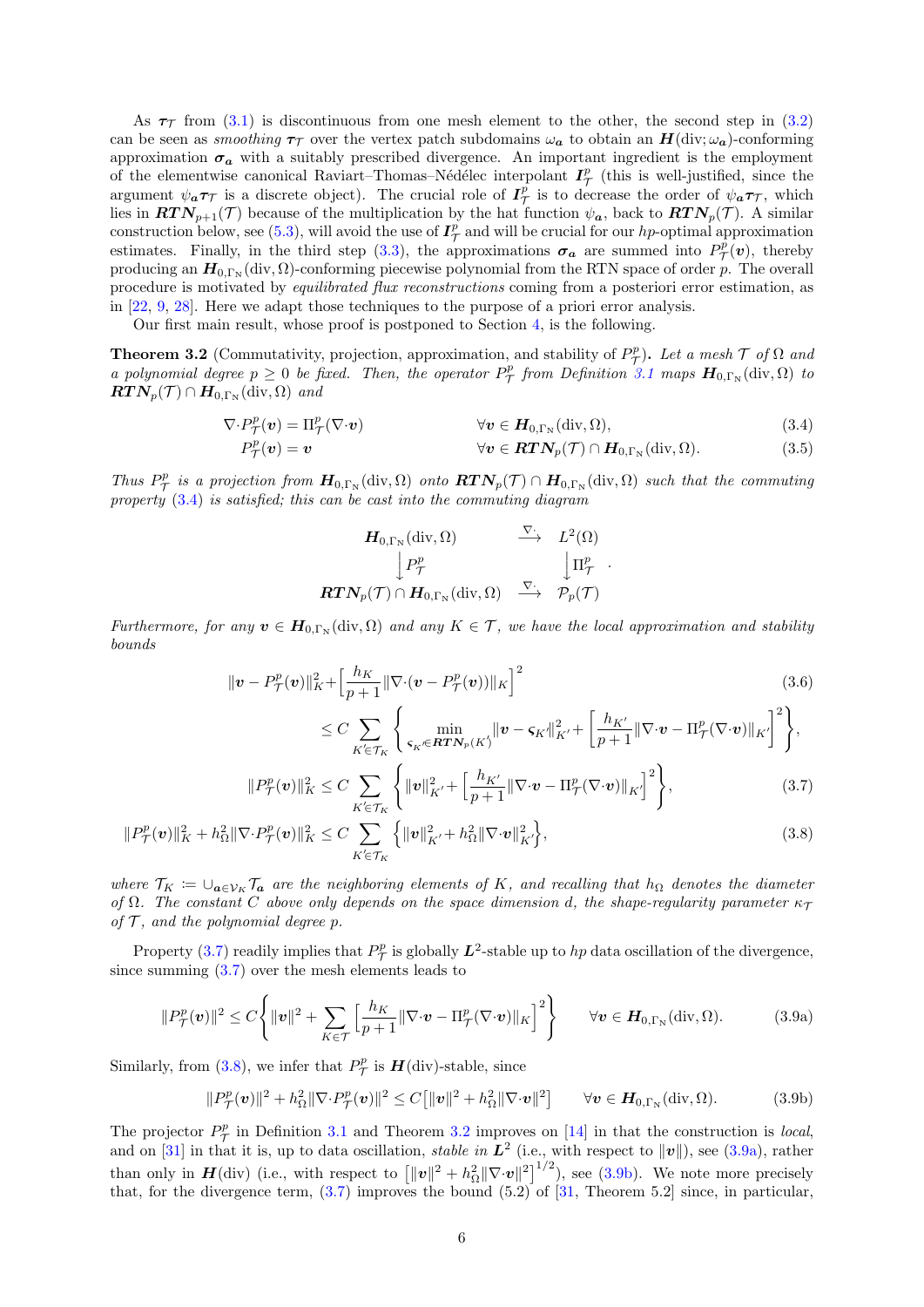As $\boldsymbol{\tau}_\mathcal{T}$ from (3.1) is discontinuous from one mesh element to the other, the second step in (3.2) can be seen as *smoothing* $\boldsymbol{\tau}_\mathcal{T}$ over the vertex patch subdomains $\omega_{\boldsymbol{a}}$ to obtain an $\boldsymbol{H}(\mathrm{div};\omega_{\boldsymbol{a}})$-conforming approximation $\boldsymbol{\sigma}_{\boldsymbol{a}}$ with a suitably prescribed divergence. An important ingredient is the employment of the elementwise canonical Raviart–Thomas–Nédélec interpolant $\boldsymbol{I}_\mathcal{T}^p$ (this is well-justified, since the argument $\psi_{\boldsymbol{a}}\boldsymbol{\tau}_\mathcal{T}$ is a discrete object). The crucial role of $\boldsymbol{I}_\mathcal{T}^p$ is to decrease the order of $\psi_{\boldsymbol{a}}\boldsymbol{\tau}_\mathcal{T}$, which lies in $\boldsymbol{RTN}_{p+1}(\mathcal{T})$ because of the multiplication by the hat function $\psi_{\boldsymbol{a}}$, back to $\boldsymbol{RTN}_p(\mathcal{T})$. A similar construction below, see (5.3), will avoid the use of $\boldsymbol{I}_\mathcal{T}^p$ and will be crucial for our $hp$-optimal approximation estimates. Finally, in the third step (3.3), the approximations $\boldsymbol{\sigma}_{\boldsymbol{a}}$ are summed into $P_\mathcal{T}^p(\boldsymbol{v})$, thereby producing an $\boldsymbol{H}_{0,\Gamma_\mathrm{N}}(\mathrm{div},\Omega)$-conforming piecewise polynomial from the RTN space of order $p$. The overall procedure is motivated by *equilibrated flux reconstructions* coming from a posteriori error estimation, as in [22, 9, 28]. Here we adapt those techniques to the purpose of a priori error analysis.

Our first main result, whose proof is postponed to Section 4, is the following.

**Theorem 3.2** (Commutativity, projection, approximation, and stability of $P_\mathcal{T}^p$)**.** *Let a mesh $\mathcal{T}$ of $\Omega$ and a polynomial degree $p \geq 0$ be fixed. Then, the operator $P_\mathcal{T}^p$ from Definition 3.1 maps $\boldsymbol{H}_{0,\Gamma_\mathrm{N}}(\mathrm{div},\Omega)$ to $\boldsymbol{RTN}_p(\mathcal{T}) \cap \boldsymbol{H}_{0,\Gamma_\mathrm{N}}(\mathrm{div},\Omega)$ and*

$$\nabla{\cdot}P_\mathcal{T}^p(\boldsymbol{v}) = \Pi_\mathcal{T}^p(\nabla{\cdot}\boldsymbol{v}) \qquad \forall \boldsymbol{v} \in \boldsymbol{H}_{0,\Gamma_\mathrm{N}}(\mathrm{div},\Omega), \tag{3.4}$$

$$P_\mathcal{T}^p(\boldsymbol{v}) = \boldsymbol{v} \qquad \forall \boldsymbol{v} \in \boldsymbol{RTN}_p(\mathcal{T}) \cap \boldsymbol{H}_{0,\Gamma_\mathrm{N}}(\mathrm{div},\Omega). \tag{3.5}$$

*Thus $P_\mathcal{T}^p$ is a projection from $\boldsymbol{H}_{0,\Gamma_\mathrm{N}}(\mathrm{div},\Omega)$ onto $\boldsymbol{RTN}_p(\mathcal{T}) \cap \boldsymbol{H}_{0,\Gamma_\mathrm{N}}(\mathrm{div},\Omega)$ such that the commuting property (3.4) is satisfied; this can be cast into the commuting diagram*

$$\begin{array}{ccc}
\boldsymbol{H}_{0,\Gamma_\mathrm{N}}(\mathrm{div},\Omega) & \xrightarrow{\nabla\cdot} & L^2(\Omega) \\
\Big\downarrow P_\mathcal{T}^p & & \Big\downarrow \Pi_\mathcal{T}^p \\
\boldsymbol{RTN}_p(\mathcal{T}) \cap \boldsymbol{H}_{0,\Gamma_\mathrm{N}}(\mathrm{div},\Omega) & \xrightarrow{\nabla\cdot} & \mathcal{P}_p(\mathcal{T})
\end{array}.$$

*Furthermore, for any $\boldsymbol{v} \in \boldsymbol{H}_{0,\Gamma_\mathrm{N}}(\mathrm{div},\Omega)$ and any $K \in \mathcal{T}$, we have the local approximation and stability bounds*

$$\begin{aligned}
\|\boldsymbol{v} - P_\mathcal{T}^p(\boldsymbol{v})\|_K^2 + &\Big[\frac{h_K}{p+1}\|\nabla{\cdot}(\boldsymbol{v} - P_\mathcal{T}^p(\boldsymbol{v}))\|_K\Big]^2 \\
&\leq C \sum_{K' \in \mathcal{T}_K} \left\{ \min_{\boldsymbol{\varsigma}_{K'} \in \boldsymbol{RTN}_p(K')} \|\boldsymbol{v} - \boldsymbol{\varsigma}_{K'}\|_{K'}^2 + \Big[\frac{h_{K'}}{p+1}\|\nabla{\cdot}\boldsymbol{v} - \Pi_\mathcal{T}^p(\nabla{\cdot}\boldsymbol{v})\|_{K'}\Big]^2 \right\},
\end{aligned} \tag{3.6}$$

$$\|P_\mathcal{T}^p(\boldsymbol{v})\|_K^2 \leq C \sum_{K' \in \mathcal{T}_K} \left\{ \|\boldsymbol{v}\|_{K'}^2 + \Big[\frac{h_{K'}}{p+1}\|\nabla{\cdot}\boldsymbol{v} - \Pi_\mathcal{T}^p(\nabla{\cdot}\boldsymbol{v})\|_{K'}\Big]^2 \right\}, \tag{3.7}$$

$$\|P_\mathcal{T}^p(\boldsymbol{v})\|_K^2 + h_\Omega^2\|\nabla{\cdot}P_\mathcal{T}^p(\boldsymbol{v})\|_K^2 \leq C \sum_{K' \in \mathcal{T}_K} \left\{ \|\boldsymbol{v}\|_{K'}^2 + h_\Omega^2\|\nabla{\cdot}\boldsymbol{v}\|_{K'}^2 \right\}, \tag{3.8}$$

*where $\mathcal{T}_K \coloneqq \cup_{\boldsymbol{a} \in \mathcal{V}_K} \mathcal{T}_{\boldsymbol{a}}$ are the neighboring elements of $K$, and recalling that $h_\Omega$ denotes the diameter of $\Omega$. The constant $C$ above only depends on the space dimension $d$, the shape-regularity parameter $\kappa_\mathcal{T}$ of $\mathcal{T}$, and the polynomial degree $p$.*

Property (3.7) readily implies that $P_\mathcal{T}^p$ is globally $\boldsymbol{L}^2$-stable up to $hp$ data oscillation of the divergence, since summing (3.7) over the mesh elements leads to

$$\|P_\mathcal{T}^p(\boldsymbol{v})\|^2 \leq C\left\{ \|\boldsymbol{v}\|^2 + \sum_{K \in \mathcal{T}} \Big[\frac{h_K}{p+1}\|\nabla{\cdot}\boldsymbol{v} - \Pi_\mathcal{T}^p(\nabla{\cdot}\boldsymbol{v})\|_K\Big]^2 \right\} \qquad \forall \boldsymbol{v} \in \boldsymbol{H}_{0,\Gamma_\mathrm{N}}(\mathrm{div},\Omega). \tag{3.9a}$$

Similarly, from (3.8), we infer that $P_\mathcal{T}^p$ is $\boldsymbol{H}(\mathrm{div})$-stable, since

$$\|P_\mathcal{T}^p(\boldsymbol{v})\|^2 + h_\Omega^2\|\nabla{\cdot}P_\mathcal{T}^p(\boldsymbol{v})\|^2 \leq C\big[\|\boldsymbol{v}\|^2 + h_\Omega^2\|\nabla{\cdot}\boldsymbol{v}\|^2\big] \qquad \forall \boldsymbol{v} \in \boldsymbol{H}_{0,\Gamma_\mathrm{N}}(\mathrm{div},\Omega). \tag{3.9b}$$

The projector $P_\mathcal{T}^p$ in Definition 3.1 and Theorem 3.2 improves on [14] in that the construction is *local*, and on [31] in that it is, up to data oscillation, *stable in $\boldsymbol{L}^2$* (i.e., with respect to $\|\boldsymbol{v}\|$), see (3.9a), rather than only in $\boldsymbol{H}(\mathrm{div})$ (i.e., with respect to $\big[\|\boldsymbol{v}\|^2 + h_\Omega^2\|\nabla{\cdot}\boldsymbol{v}\|^2\big]^{1/2}$), see (3.9b). We note more precisely that, for the divergence term, (3.7) improves the bound (5.2) of [31, Theorem 5.2] since, in particular,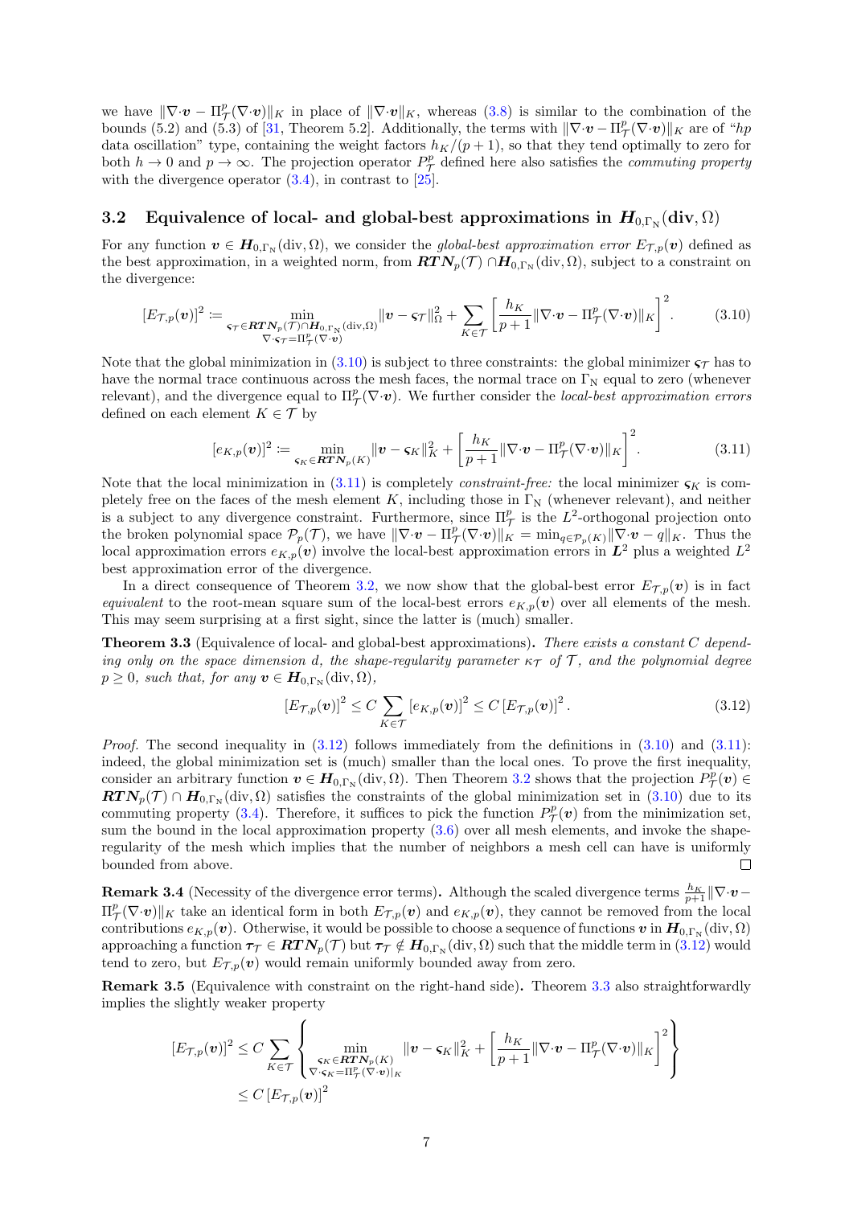we have $\|\nabla{\cdot}\boldsymbol{v} - \Pi^p_{\mathcal{T}}(\nabla{\cdot}\boldsymbol{v})\|_K$ in place of $\|\nabla{\cdot}\boldsymbol{v}\|_K$, whereas (3.8) is similar to the combination of the bounds (5.2) and (5.3) of [31, Theorem 5.2]. Additionally, the terms with $\|\nabla{\cdot}\boldsymbol{v} - \Pi^p_{\mathcal{T}}(\nabla{\cdot}\boldsymbol{v})\|_K$ are of "$hp$ data oscillation" type, containing the weight factors $h_K/(p+1)$, so that they tend optimally to zero for both $h \to 0$ and $p \to \infty$. The projection operator $P^p_{\mathcal{T}}$ defined here also satisfies the *commuting property* with the divergence operator (3.4), in contrast to [25].

### 3.2 Equivalence of local- and global-best approximations in $\boldsymbol{H}_{0,\Gamma_{\rm N}}(\mathrm{div},\Omega)$

For any function $\boldsymbol{v} \in \boldsymbol{H}_{0,\Gamma_{\rm N}}(\mathrm{div},\Omega)$, we consider the *global-best approximation error* $E_{\mathcal{T},p}(\boldsymbol{v})$ defined as the best approximation, in a weighted norm, from $\boldsymbol{RTN}_p(\mathcal{T}) \cap \boldsymbol{H}_{0,\Gamma_{\rm N}}(\mathrm{div},\Omega)$, subject to a constraint on the divergence:

$$
[E_{\mathcal{T},p}(\boldsymbol{v})]^2 \coloneqq \min_{\substack{\boldsymbol{\varsigma}_{\mathcal{T}} \in \boldsymbol{RTN}_p(\mathcal{T}) \cap \boldsymbol{H}_{0,\Gamma_{\rm N}}(\mathrm{div},\Omega) \\ \nabla{\cdot}\boldsymbol{\varsigma}_{\mathcal{T}} = \Pi^p_{\mathcal{T}}(\nabla{\cdot}\boldsymbol{v})}} \|\boldsymbol{v} - \boldsymbol{\varsigma}_{\mathcal{T}}\|^2_{\Omega} + \sum_{K\in\mathcal{T}} \left[\frac{h_K}{p+1}\|\nabla{\cdot}\boldsymbol{v} - \Pi^p_{\mathcal{T}}(\nabla{\cdot}\boldsymbol{v})\|_K\right]^2. \tag{3.10}
$$

Note that the global minimization in (3.10) is subject to three constraints: the global minimizer $\boldsymbol{\varsigma}_{\mathcal{T}}$ has to have the normal trace continuous across the mesh faces, the normal trace on $\Gamma_{\rm N}$ equal to zero (whenever relevant), and the divergence equal to $\Pi^p_{\mathcal{T}}(\nabla{\cdot}\boldsymbol{v})$. We further consider the *local-best approximation errors* defined on each element $K \in \mathcal{T}$ by

$$
[e_{K,p}(\boldsymbol{v})]^2 \coloneqq \min_{\boldsymbol{\varsigma}_K \in \boldsymbol{RTN}_p(K)} \|\boldsymbol{v} - \boldsymbol{\varsigma}_K\|^2_K + \left[\frac{h_K}{p+1}\|\nabla{\cdot}\boldsymbol{v} - \Pi^p_{\mathcal{T}}(\nabla{\cdot}\boldsymbol{v})\|_K\right]^2. \tag{3.11}
$$

Note that the local minimization in (3.11) is completely *constraint-free:* the local minimizer $\boldsymbol{\varsigma}_K$ is completely free on the faces of the mesh element $K$, including those in $\Gamma_{\rm N}$ (whenever relevant), and neither is a subject to any divergence constraint. Furthermore, since $\Pi^p_{\mathcal{T}}$ is the $L^2$-orthogonal projection onto the broken polynomial space $\mathcal{P}_p(\mathcal{T})$, we have $\|\nabla{\cdot}\boldsymbol{v} - \Pi^p_{\mathcal{T}}(\nabla{\cdot}\boldsymbol{v})\|_K = \min_{q\in\mathcal{P}_p(K)} \|\nabla{\cdot}\boldsymbol{v} - q\|_K$. Thus the local approximation errors $e_{K,p}(\boldsymbol{v})$ involve the local-best approximation errors in $\boldsymbol{L}^2$ plus a weighted $L^2$ best approximation error of the divergence.

In a direct consequence of Theorem 3.2, we now show that the global-best error $E_{\mathcal{T},p}(\boldsymbol{v})$ is in fact *equivalent* to the root-mean square sum of the local-best errors $e_{K,p}(\boldsymbol{v})$ over all elements of the mesh. This may seem surprising at a first sight, since the latter is (much) smaller.

**Theorem 3.3** (Equivalence of local- and global-best approximations)**.** *There exists a constant $C$ depending only on the space dimension $d$, the shape-regularity parameter $\kappa_{\mathcal{T}}$ of $\mathcal{T}$, and the polynomial degree $p \geq 0$, such that, for any $\boldsymbol{v} \in \boldsymbol{H}_{0,\Gamma_{\rm N}}(\mathrm{div},\Omega)$,*

$$
[E_{\mathcal{T},p}(\boldsymbol{v})]^2 \leq C \sum_{K\in\mathcal{T}} [e_{K,p}(\boldsymbol{v})]^2 \leq C\,[E_{\mathcal{T},p}(\boldsymbol{v})]^2\,. \tag{3.12}
$$

*Proof.* The second inequality in (3.12) follows immediately from the definitions in (3.10) and (3.11): indeed, the global minimization set is (much) smaller than the local ones. To prove the first inequality, consider an arbitrary function $\boldsymbol{v} \in \boldsymbol{H}_{0,\Gamma_{\rm N}}(\mathrm{div},\Omega)$. Then Theorem 3.2 shows that the projection $P^p_{\mathcal{T}}(\boldsymbol{v}) \in \boldsymbol{RTN}_p(\mathcal{T}) \cap \boldsymbol{H}_{0,\Gamma_{\rm N}}(\mathrm{div},\Omega)$ satisfies the constraints of the global minimization set in (3.10) due to its commuting property (3.4). Therefore, it suffices to pick the function $P^p_{\mathcal{T}}(\boldsymbol{v})$ from the minimization set, sum the bound in the local approximation property (3.6) over all mesh elements, and invoke the shape-regularity of the mesh which implies that the number of neighbors a mesh cell can have is uniformly bounded from above. ◻

**Remark 3.4** (Necessity of the divergence error terms)**.** Although the scaled divergence terms $\frac{h_K}{p+1}\|\nabla{\cdot}\boldsymbol{v} - \Pi^p_{\mathcal{T}}(\nabla{\cdot}\boldsymbol{v})\|_K$ take an identical form in both $E_{\mathcal{T},p}(\boldsymbol{v})$ and $e_{K,p}(\boldsymbol{v})$, they cannot be removed from the local contributions $e_{K,p}(\boldsymbol{v})$. Otherwise, it would be possible to choose a sequence of functions $\boldsymbol{v}$ in $\boldsymbol{H}_{0,\Gamma_{\rm N}}(\mathrm{div},\Omega)$ approaching a function $\boldsymbol{\tau}_{\mathcal{T}} \in \boldsymbol{RTN}_p(\mathcal{T})$ but $\boldsymbol{\tau}_{\mathcal{T}} \notin \boldsymbol{H}_{0,\Gamma_{\rm N}}(\mathrm{div},\Omega)$ such that the middle term in (3.12) would tend to zero, but $E_{\mathcal{T},p}(\boldsymbol{v})$ would remain uniformly bounded away from zero.

**Remark 3.5** (Equivalence with constraint on the right-hand side)**.** Theorem 3.3 also straightforwardly implies the slightly weaker property

$$
\begin{aligned}
[E_{\mathcal{T},p}(\boldsymbol{v})]^2 &\leq C \sum_{K\in\mathcal{T}} \left\{ \min_{\substack{\boldsymbol{\varsigma}_K \in \boldsymbol{RTN}_p(K) \\ \nabla{\cdot}\boldsymbol{\varsigma}_K = \Pi^p_{\mathcal{T}}(\nabla{\cdot}\boldsymbol{v})|_K}} \|\boldsymbol{v} - \boldsymbol{\varsigma}_K\|^2_K + \left[\frac{h_K}{p+1}\|\nabla{\cdot}\boldsymbol{v} - \Pi^p_{\mathcal{T}}(\nabla{\cdot}\boldsymbol{v})\|_K\right]^2 \right\} \\
&\leq C\,[E_{\mathcal{T},p}(\boldsymbol{v})]^2
\end{aligned}
$$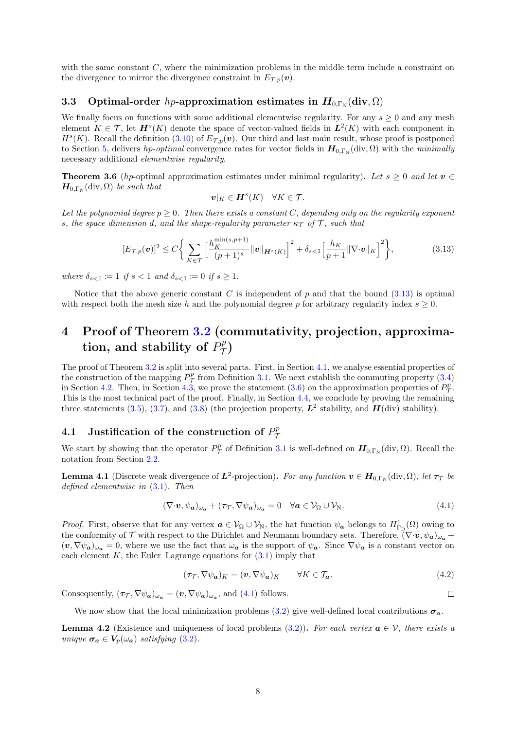with the same constant $C$, where the minimization problems in the middle term include a constraint on the divergence to mirror the divergence constraint in $E_{\mathcal{T},p}(\boldsymbol{v})$.

### 3.3 Optimal-order $hp$-approximation estimates in $\boldsymbol{H}_{0,\Gamma_{\rm N}}(\mathbf{div},\Omega)$

We finally focus on functions with some additional elementwise regularity. For any $s \geq 0$ and any mesh element $K \in \mathcal{T}$, let $\boldsymbol{H}^s(K)$ denote the space of vector-valued fields in $\boldsymbol{L}^2(K)$ with each component in $H^s(K)$. Recall the definition (3.10) of $E_{\mathcal{T},p}(\boldsymbol{v})$. Our third and last main result, whose proof is postponed to Section 5, delivers *hp-optimal* convergence rates for vector fields in $\boldsymbol{H}_{0,\Gamma_{\rm N}}(\mathrm{div},\Omega)$ with the *minimally* necessary additional *elementwise regularity*.

**Theorem 3.6** ($hp$-optimal approximation estimates under minimal regularity). *Let $s \geq 0$ and let $\boldsymbol{v} \in \boldsymbol{H}_{0,\Gamma_{\rm N}}(\mathrm{div},\Omega)$ be such that*

$$\boldsymbol{v}|_K \in \boldsymbol{H}^s(K) \quad \forall K \in \mathcal{T}.$$

*Let the polynomial degree $p \geq 0$. Then there exists a constant $C$, depending only on the regularity exponent $s$, the space dimension $d$, and the shape-regularity parameter $\kappa_{\mathcal{T}}$ of $\mathcal{T}$, such that*

$$[E_{\mathcal{T},p}(\boldsymbol{v})]^2 \leq C \Bigg\{ \sum_{K\in\mathcal{T}} \Big[ \frac{h_K^{\min(s,p+1)}}{(p+1)^s} \|\boldsymbol{v}\|_{\boldsymbol{H}^s(K)} \Big]^2 + \delta_{s<1} \Big[ \frac{h_K}{p+1} \|\nabla{\cdot}\boldsymbol{v}\|_K \Big]^2 \Bigg\}, \tag{3.13}$$

*where $\delta_{s<1} := 1$ if $s < 1$ and $\delta_{s<1} := 0$ if $s \geq 1$.*

Notice that the above generic constant $C$ is independent of $p$ and that the bound (3.13) is optimal with respect both the mesh size $h$ and the polynomial degree $p$ for arbitrary regularity index $s \geq 0$.

# 4 Proof of Theorem 3.2 (commutativity, projection, approximation, and stability of $P_{\mathcal{T}}^p$)

The proof of Theorem 3.2 is split into several parts. First, in Section 4.1, we analyse essential properties of the construction of the mapping $P_{\mathcal{T}}^p$ from Definition 3.1. We next establish the commuting property (3.4) in Section 4.2. Then, in Section 4.3, we prove the statement (3.6) on the approximation properties of $P_{\mathcal{T}}^p$. This is the most technical part of the proof. Finally, in Section 4.4, we conclude by proving the remaining three statements (3.5), (3.7), and (3.8) (the projection property, $\boldsymbol{L}^2$ stability, and $\boldsymbol{H}(\mathrm{div})$ stability).

## 4.1 Justification of the construction of $P_{\mathcal{T}}^p$

We start by showing that the operator $P_{\mathcal{T}}^p$ of Definition 3.1 is well-defined on $\boldsymbol{H}_{0,\Gamma_{\rm N}}(\mathrm{div},\Omega)$. Recall the notation from Section 2.2.

**Lemma 4.1** (Discrete weak divergence of $\boldsymbol{L}^2$-projection). *For any function $\boldsymbol{v} \in \boldsymbol{H}_{0,\Gamma_{\rm N}}(\mathrm{div},\Omega)$, let $\boldsymbol{\tau}_{\mathcal{T}}$ be defined elementwise in (3.1). Then*

$$(\nabla{\cdot}\boldsymbol{v}, \psi_{\boldsymbol{a}})_{\omega_{\boldsymbol{a}}} + (\boldsymbol{\tau}_{\mathcal{T}}, \nabla\psi_{\boldsymbol{a}})_{\omega_{\boldsymbol{a}}} = 0 \quad \forall \boldsymbol{a} \in \mathcal{V}_\Omega \cup \mathcal{V}_{\rm N}. \tag{4.1}$$

*Proof.* First, observe that for any vertex $\boldsymbol{a} \in \mathcal{V}_\Omega \cup \mathcal{V}_{\rm N}$, the hat function $\psi_{\boldsymbol{a}}$ belongs to $H^1_{\Gamma_{\rm D}}(\Omega)$ owing to the conformity of $\mathcal{T}$ with respect to the Dirichlet and Neumann boundary sets. Therefore, $(\nabla{\cdot}\boldsymbol{v}, \psi_{\boldsymbol{a}})_{\omega_{\boldsymbol{a}}} + (\boldsymbol{v}, \nabla\psi_{\boldsymbol{a}})_{\omega_{\boldsymbol{a}}} = 0$, where we use the fact that $\omega_{\boldsymbol{a}}$ is the support of $\psi_{\boldsymbol{a}}$. Since $\nabla\psi_{\boldsymbol{a}}$ is a constant vector on each element $K$, the Euler–Lagrange equations for (3.1) imply that

$$(\boldsymbol{\tau}_{\mathcal{T}}, \nabla\psi_{\boldsymbol{a}})_K = (\boldsymbol{v}, \nabla\psi_{\boldsymbol{a}})_K \qquad \forall K \in \mathcal{T}_{\boldsymbol{a}}. \tag{4.2}$$

Consequently, $(\boldsymbol{\tau}_{\mathcal{T}}, \nabla\psi_{\boldsymbol{a}})_{\omega_{\boldsymbol{a}}} = (\boldsymbol{v}, \nabla\psi_{\boldsymbol{a}})_{\omega_{\boldsymbol{a}}}$, and (4.1) follows. □

We now show that the local minimization problems (3.2) give well-defined local contributions $\boldsymbol{\sigma}_{\boldsymbol{a}}$.

**Lemma 4.2** (Existence and uniqueness of local problems (3.2)). *For each vertex $\boldsymbol{a} \in \mathcal{V}$, there exists a unique $\boldsymbol{\sigma}_{\boldsymbol{a}} \in \boldsymbol{V}_p(\omega_{\boldsymbol{a}})$ satisfying (3.2).*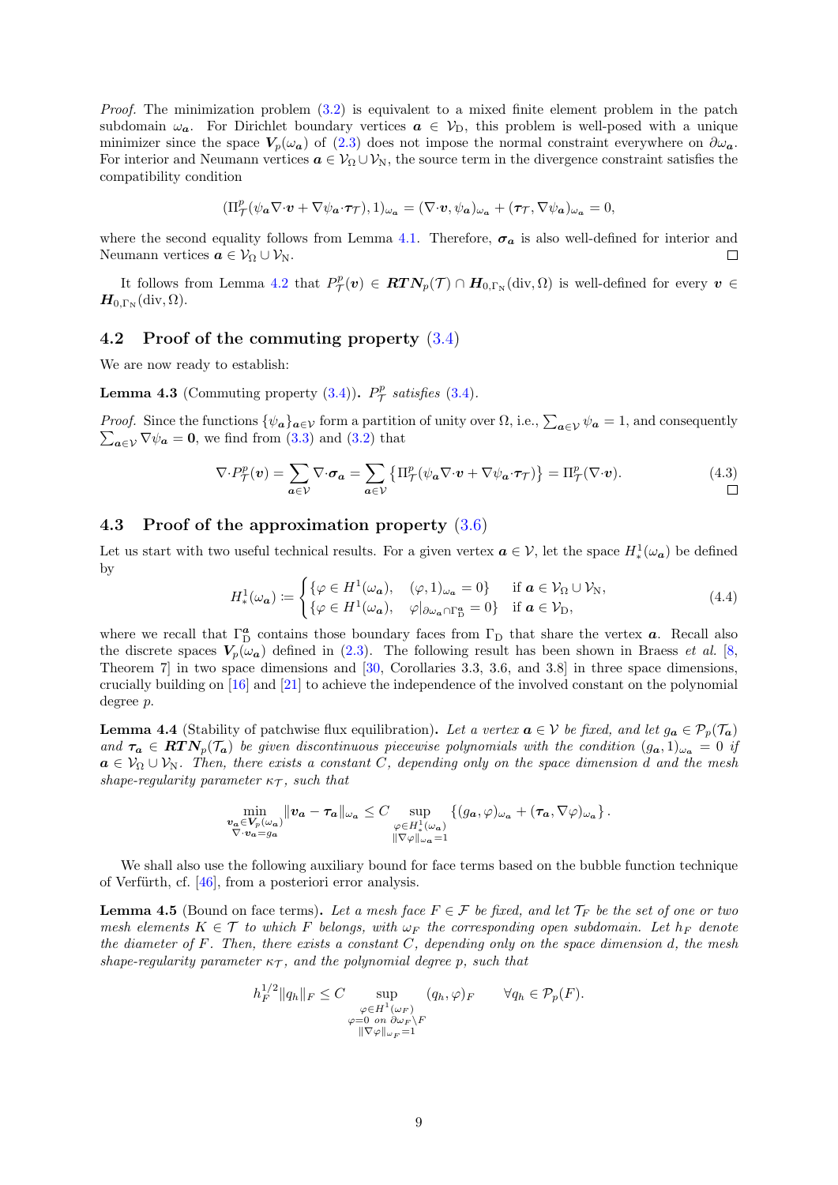*Proof.* The minimization problem (3.2) is equivalent to a mixed finite element problem in the patch subdomain $\omega_{\boldsymbol{a}}$. For Dirichlet boundary vertices $\boldsymbol{a} \in \mathcal{V}_{\rm D}$, this problem is well-posed with a unique minimizer since the space $\boldsymbol{V}_p(\omega_{\boldsymbol{a}})$ of (2.3) does not impose the normal constraint everywhere on $\partial\omega_{\boldsymbol{a}}$. For interior and Neumann vertices $\boldsymbol{a} \in \mathcal{V}_\Omega \cup \mathcal{V}_{\rm N}$, the source term in the divergence constraint satisfies the compatibility condition

$$(\Pi_{\mathcal{T}}^p(\psi_{\boldsymbol{a}} \nabla{\cdot}\boldsymbol{v} + \nabla\psi_{\boldsymbol{a}}{\cdot}\boldsymbol{\tau}_{\mathcal{T}}), 1)_{\omega_{\boldsymbol{a}}} = (\nabla{\cdot}\boldsymbol{v}, \psi_{\boldsymbol{a}})_{\omega_{\boldsymbol{a}}} + (\boldsymbol{\tau}_{\mathcal{T}}, \nabla\psi_{\boldsymbol{a}})_{\omega_{\boldsymbol{a}}} = 0,$$

where the second equality follows from Lemma 4.1. Therefore, $\boldsymbol{\sigma}_{\boldsymbol{a}}$ is also well-defined for interior and Neumann vertices $\boldsymbol{a} \in \mathcal{V}_\Omega \cup \mathcal{V}_{\rm N}$. □

It follows from Lemma 4.2 that $P_{\mathcal{T}}^p(\boldsymbol{v}) \in \boldsymbol{RTN}_p(\mathcal{T}) \cap \boldsymbol{H}_{0,\Gamma_{\rm N}}(\mathrm{div}, \Omega)$ is well-defined for every $\boldsymbol{v} \in \boldsymbol{H}_{0,\Gamma_{\rm N}}(\mathrm{div}, \Omega)$.

## 4.2 Proof of the commuting property (3.4)

We are now ready to establish:

**Lemma 4.3** (Commuting property (3.4))**.** *$P_{\mathcal{T}}^p$ satisfies (3.4).*

*Proof.* Since the functions $\{\psi_{\boldsymbol{a}}\}_{\boldsymbol{a}\in\mathcal{V}}$ form a partition of unity over $\Omega$, i.e., $\sum_{\boldsymbol{a}\in\mathcal{V}} \psi_{\boldsymbol{a}} = 1$, and consequently $\sum_{\boldsymbol{a}\in\mathcal{V}} \nabla\psi_{\boldsymbol{a}} = \boldsymbol{0}$, we find from (3.3) and (3.2) that

$$\nabla{\cdot}P_{\mathcal{T}}^p(\boldsymbol{v}) = \sum_{\boldsymbol{a}\in\mathcal{V}} \nabla{\cdot}\boldsymbol{\sigma}_{\boldsymbol{a}} = \sum_{\boldsymbol{a}\in\mathcal{V}} \left\{\Pi_{\mathcal{T}}^p(\psi_{\boldsymbol{a}}\nabla{\cdot}\boldsymbol{v} + \nabla\psi_{\boldsymbol{a}}{\cdot}\boldsymbol{\tau}_{\mathcal{T}})\right\} = \Pi_{\mathcal{T}}^p(\nabla{\cdot}\boldsymbol{v}). \tag{4.3}$$

□

## 4.3 Proof of the approximation property (3.6)

Let us start with two useful technical results. For a given vertex $\boldsymbol{a} \in \mathcal{V}$, let the space $H^1_*(\omega_{\boldsymbol{a}})$ be defined by

$$H^1_*(\omega_{\boldsymbol{a}}) := \begin{cases} \{\varphi \in H^1(\omega_{\boldsymbol{a}}), \quad (\varphi, 1)_{\omega_{\boldsymbol{a}}} = 0\} & \text{if } \boldsymbol{a} \in \mathcal{V}_\Omega \cup \mathcal{V}_{\rm N}, \\ \{\varphi \in H^1(\omega_{\boldsymbol{a}}), \quad \varphi|_{\partial\omega_{\boldsymbol{a}}\cap\Gamma_{\rm D}^{\boldsymbol{a}}} = 0\} & \text{if } \boldsymbol{a} \in \mathcal{V}_{\rm D}, \end{cases} \tag{4.4}$$

where we recall that $\Gamma_{\rm D}^{\boldsymbol{a}}$ contains those boundary faces from $\Gamma_{\rm D}$ that share the vertex $\boldsymbol{a}$. Recall also the discrete spaces $\boldsymbol{V}_p(\omega_{\boldsymbol{a}})$ defined in (2.3). The following result has been shown in Braess *et al.* [8, Theorem 7] in two space dimensions and [30, Corollaries 3.3, 3.6, and 3.8] in three space dimensions, crucially building on [16] and [21] to achieve the independence of the involved constant on the polynomial degree $p$.

**Lemma 4.4** (Stability of patchwise flux equilibration)**.** *Let a vertex $\boldsymbol{a} \in \mathcal{V}$ be fixed, and let $g_{\boldsymbol{a}} \in \mathcal{P}_p(\mathcal{T}_{\boldsymbol{a}})$ and $\boldsymbol{\tau}_{\boldsymbol{a}} \in \boldsymbol{RTN}_p(\mathcal{T}_{\boldsymbol{a}})$ be given discontinuous piecewise polynomials with the condition $(g_{\boldsymbol{a}}, 1)_{\omega_{\boldsymbol{a}}} = 0$ if $\boldsymbol{a} \in \mathcal{V}_\Omega \cup \mathcal{V}_{\rm N}$. Then, there exists a constant $C$, depending only on the space dimension $d$ and the mesh shape-regularity parameter $\kappa_{\mathcal{T}}$, such that*

$$\min_{\substack{\boldsymbol{v}_{\boldsymbol{a}}\in\boldsymbol{V}_p(\omega_{\boldsymbol{a}}) \\ \nabla{\cdot}\boldsymbol{v}_{\boldsymbol{a}} = g_{\boldsymbol{a}}}} \|\boldsymbol{v}_{\boldsymbol{a}} - \boldsymbol{\tau}_{\boldsymbol{a}}\|_{\omega_{\boldsymbol{a}}} \leq C \sup_{\substack{\varphi\in H^1_*(\omega_{\boldsymbol{a}}) \\ \|\nabla\varphi\|_{\omega_{\boldsymbol{a}}}=1}} \left\{(g_{\boldsymbol{a}}, \varphi)_{\omega_{\boldsymbol{a}}} + (\boldsymbol{\tau}_{\boldsymbol{a}}, \nabla\varphi)_{\omega_{\boldsymbol{a}}}\right\}.$$

We shall also use the following auxiliary bound for face terms based on the bubble function technique of Verfürth, cf. [46], from a posteriori error analysis.

**Lemma 4.5** (Bound on face terms)**.** *Let a mesh face $F \in \mathcal{F}$ be fixed, and let $\mathcal{T}_F$ be the set of one or two mesh elements $K \in \mathcal{T}$ to which $F$ belongs, with $\omega_F$ the corresponding open subdomain. Let $h_F$ denote the diameter of $F$. Then, there exists a constant $C$, depending only on the space dimension $d$, the mesh shape-regularity parameter $\kappa_{\mathcal{T}}$, and the polynomial degree $p$, such that*

$$h_F^{1/2}\|q_h\|_F \leq C \sup_{\substack{\varphi\in H^1(\omega_F) \\ \varphi=0 \text{ on } \partial\omega_F\setminus F \\ \|\nabla\varphi\|_{\omega_F}=1}} (q_h, \varphi)_F \qquad \forall q_h \in \mathcal{P}_p(F).$$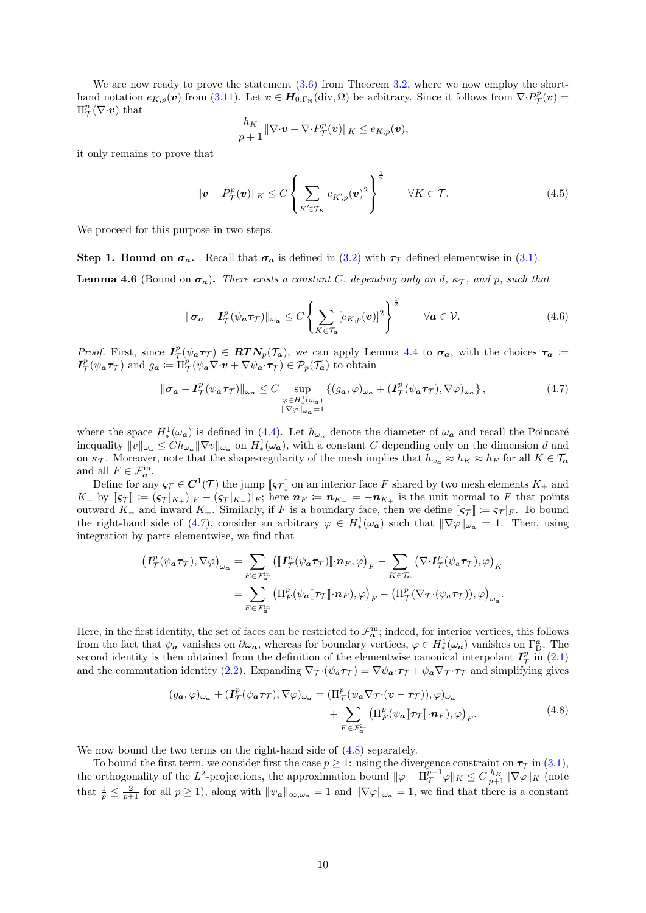We are now ready to prove the statement (3.6) from Theorem 3.2, where we now employ the shorthand notation $e_{K,p}(\boldsymbol{v})$ from (3.11). Let $\boldsymbol{v} \in \boldsymbol{H}_{0,\Gamma_{\mathrm{N}}}(\mathrm{div},\Omega)$ be arbitrary. Since it follows from $\nabla{\cdot}P^p_{\mathcal{T}}(\boldsymbol{v}) = \Pi^p_{\mathcal{T}}(\nabla{\cdot}\boldsymbol{v})$ that

$$\frac{h_K}{p+1}\|\nabla{\cdot}\boldsymbol{v} - \nabla{\cdot}P^p_{\mathcal{T}}(\boldsymbol{v})\|_K \le e_{K,p}(\boldsymbol{v}),$$

it only remains to prove that

$$\|\boldsymbol{v} - P^p_{\mathcal{T}}(\boldsymbol{v})\|_K \le C\left\{\sum_{K'\in\mathcal{T}_K} e_{K',p}(\boldsymbol{v})^2\right\}^{\frac{1}{2}} \qquad \forall K \in \mathcal{T}. \tag{4.5}$$

We proceed for this purpose in two steps.

**Step 1. Bound on $\boldsymbol{\sigma_a}$.** Recall that $\boldsymbol{\sigma_a}$ is defined in (3.2) with $\boldsymbol{\tau}_{\mathcal{T}}$ defined elementwise in (3.1).

**Lemma 4.6** (Bound on $\boldsymbol{\sigma_a}$). *There exists a constant $C$, depending only on $d$, $\kappa_{\mathcal{T}}$, and $p$, such that*

$$\|\boldsymbol{\sigma_a} - \boldsymbol{I}^p_{\mathcal{T}}(\psi_{\boldsymbol{a}}\boldsymbol{\tau}_{\mathcal{T}})\|_{\omega_{\boldsymbol{a}}} \le C\left\{\sum_{K\in\mathcal{T}_{\boldsymbol{a}}} [e_{K,p}(\boldsymbol{v})]^2\right\}^{\frac{1}{2}} \qquad \forall \boldsymbol{a} \in \mathcal{V}. \tag{4.6}$$

*Proof.* First, since $\boldsymbol{I}^p_{\mathcal{T}}(\psi_{\boldsymbol{a}}\boldsymbol{\tau}_{\mathcal{T}}) \in \boldsymbol{RTN}_p(\mathcal{T}_{\boldsymbol{a}})$, we can apply Lemma 4.4 to $\boldsymbol{\sigma_a}$, with the choices $\boldsymbol{\tau_a} := \boldsymbol{I}^p_{\mathcal{T}}(\psi_{\boldsymbol{a}}\boldsymbol{\tau}_{\mathcal{T}})$ and $g_{\boldsymbol{a}} := \Pi^p_{\mathcal{T}}(\psi_{\boldsymbol{a}}\nabla{\cdot}\boldsymbol{v} + \nabla\psi_{\boldsymbol{a}}{\cdot}\boldsymbol{\tau}_{\mathcal{T}}) \in \mathcal{P}_p(\mathcal{T}_{\boldsymbol{a}})$ to obtain

$$\|\boldsymbol{\sigma_a} - \boldsymbol{I}^p_{\mathcal{T}}(\psi_{\boldsymbol{a}}\boldsymbol{\tau}_{\mathcal{T}})\|_{\omega_{\boldsymbol{a}}} \le C \sup_{\substack{\varphi\in H^1_*(\omega_{\boldsymbol{a}})\\ \|\nabla\varphi\|_{\omega_{\boldsymbol{a}}}=1}} \left\{(g_{\boldsymbol{a}},\varphi)_{\omega_{\boldsymbol{a}}} + (\boldsymbol{I}^p_{\mathcal{T}}(\psi_{\boldsymbol{a}}\boldsymbol{\tau}_{\mathcal{T}}),\nabla\varphi)_{\omega_{\boldsymbol{a}}}\right\}, \tag{4.7}$$

where the space $H^1_*(\omega_{\boldsymbol{a}})$ is defined in (4.4). Let $h_{\omega_{\boldsymbol{a}}}$ denote the diameter of $\omega_{\boldsymbol{a}}$ and recall the Poincaré inequality $\|v\|_{\omega_{\boldsymbol{a}}} \le C h_{\omega_{\boldsymbol{a}}}\|\nabla v\|_{\omega_{\boldsymbol{a}}}$ on $H^1_*(\omega_{\boldsymbol{a}})$, with a constant $C$ depending only on the dimension $d$ and on $\kappa_{\mathcal{T}}$. Moreover, note that the shape-regularity of the mesh implies that $h_{\omega_{\boldsymbol{a}}} \approx h_K \approx h_F$ for all $K \in \mathcal{T}_{\boldsymbol{a}}$ and all $F \in \mathcal{F}^{\mathrm{in}}_{\boldsymbol{a}}$.

Define for any $\boldsymbol{\varsigma}_{\mathcal{T}} \in \boldsymbol{C}^1(\mathcal{T})$ the jump $[\![\boldsymbol{\varsigma}_{\mathcal{T}}]\!]$ on an interior face $F$ shared by two mesh elements $K_+$ and $K_-$ by $[\![\boldsymbol{\varsigma}_{\mathcal{T}}]\!] := (\boldsymbol{\varsigma}_{\mathcal{T}}|_{K_+})|_F - (\boldsymbol{\varsigma}_{\mathcal{T}}|_{K_-})|_F$; here $\boldsymbol{n}_F := \boldsymbol{n}_{K_-} = -\boldsymbol{n}_{K_+}$ is the unit normal to $F$ that points outward $K_-$ and inward $K_+$. Similarly, if $F$ is a boundary face, then we define $[\![\boldsymbol{\varsigma}_{\mathcal{T}}]\!] := \boldsymbol{\varsigma}_{\mathcal{T}}|_F$. To bound the right-hand side of (4.7), consider an arbitrary $\varphi \in H^1_*(\omega_{\boldsymbol{a}})$ such that $\|\nabla\varphi\|_{\omega_{\boldsymbol{a}}} = 1$. Then, using integration by parts elementwise, we find that

$$\begin{aligned}
\left(\boldsymbol{I}^p_{\mathcal{T}}(\psi_{\boldsymbol{a}}\boldsymbol{\tau}_{\mathcal{T}}),\nabla\varphi\right)_{\omega_{\boldsymbol{a}}} &= \sum_{F\in\mathcal{F}^{\mathrm{in}}_{\boldsymbol{a}}} \left([\![\boldsymbol{I}^p_{\mathcal{T}}(\psi_{\boldsymbol{a}}\boldsymbol{\tau}_{\mathcal{T}})]\!]{\cdot}\boldsymbol{n}_F,\varphi\right)_F - \sum_{K\in\mathcal{T}_{\boldsymbol{a}}}\left(\nabla{\cdot}\boldsymbol{I}^p_{\mathcal{T}}(\psi_{\boldsymbol{a}}\boldsymbol{\tau}_{\mathcal{T}}),\varphi\right)_K \\
&= \sum_{F\in\mathcal{F}^{\mathrm{in}}_{\boldsymbol{a}}} \left(\Pi^p_F(\psi_{\boldsymbol{a}}[\![\boldsymbol{\tau}_{\mathcal{T}}]\!]{\cdot}\boldsymbol{n}_F),\varphi\right)_F - \left(\Pi^p_{\mathcal{T}}(\nabla_{\mathcal{T}}{\cdot}(\psi_{\boldsymbol{a}}\boldsymbol{\tau}_{\mathcal{T}})),\varphi\right)_{\omega_{\boldsymbol{a}}}.
\end{aligned}$$

Here, in the first identity, the set of faces can be restricted to $\mathcal{F}^{\mathrm{in}}_{\boldsymbol{a}}$; indeed, for interior vertices, this follows from the fact that $\psi_{\boldsymbol{a}}$ vanishes on $\partial\omega_{\boldsymbol{a}}$, whereas for boundary vertices, $\varphi \in H^1_*(\omega_{\boldsymbol{a}})$ vanishes on $\Gamma^{\boldsymbol{a}}_{\mathrm{D}}$. The second identity is then obtained from the definition of the elementwise canonical interpolant $\boldsymbol{I}^p_{\mathcal{T}}$ in (2.1) and the commutation identity (2.2). Expanding $\nabla_{\mathcal{T}}{\cdot}(\psi_{\boldsymbol{a}}\boldsymbol{\tau}_{\mathcal{T}}) = \nabla\psi_{\boldsymbol{a}}{\cdot}\boldsymbol{\tau}_{\mathcal{T}} + \psi_{\boldsymbol{a}}\nabla_{\mathcal{T}}{\cdot}\boldsymbol{\tau}_{\mathcal{T}}$ and simplifying gives

$$\begin{aligned}
(g_{\boldsymbol{a}},\varphi)_{\omega_{\boldsymbol{a}}} + (\boldsymbol{I}^p_{\mathcal{T}}(\psi_{\boldsymbol{a}}\boldsymbol{\tau}_{\mathcal{T}}),\nabla\varphi)_{\omega_{\boldsymbol{a}}} &= (\Pi^p_{\mathcal{T}}(\psi_{\boldsymbol{a}}\nabla_{\mathcal{T}}{\cdot}(\boldsymbol{v}-\boldsymbol{\tau}_{\mathcal{T}})),\varphi)_{\omega_{\boldsymbol{a}}} \\
&\quad + \sum_{F\in\mathcal{F}^{\mathrm{in}}_{\boldsymbol{a}}}\left(\Pi^p_F(\psi_{\boldsymbol{a}}[\![\boldsymbol{\tau}_{\mathcal{T}}]\!]{\cdot}\boldsymbol{n}_F),\varphi\right)_F.
\end{aligned} \tag{4.8}$$

We now bound the two terms on the right-hand side of (4.8) separately.

To bound the first term, we consider first the case $p \ge 1$: using the divergence constraint on $\boldsymbol{\tau}_{\mathcal{T}}$ in (3.1), the orthogonality of the $L^2$-projections, the approximation bound $\|\varphi - \Pi^{p-1}_{\mathcal{T}}\varphi\|_K \le C\frac{h_K}{p+1}\|\nabla\varphi\|_K$ (note that $\frac{1}{p} \le \frac{2}{p+1}$ for all $p \ge 1$), along with $\|\psi_{\boldsymbol{a}}\|_{\infty,\omega_{\boldsymbol{a}}} = 1$ and $\|\nabla\varphi\|_{\omega_{\boldsymbol{a}}} = 1$, we find that there is a constant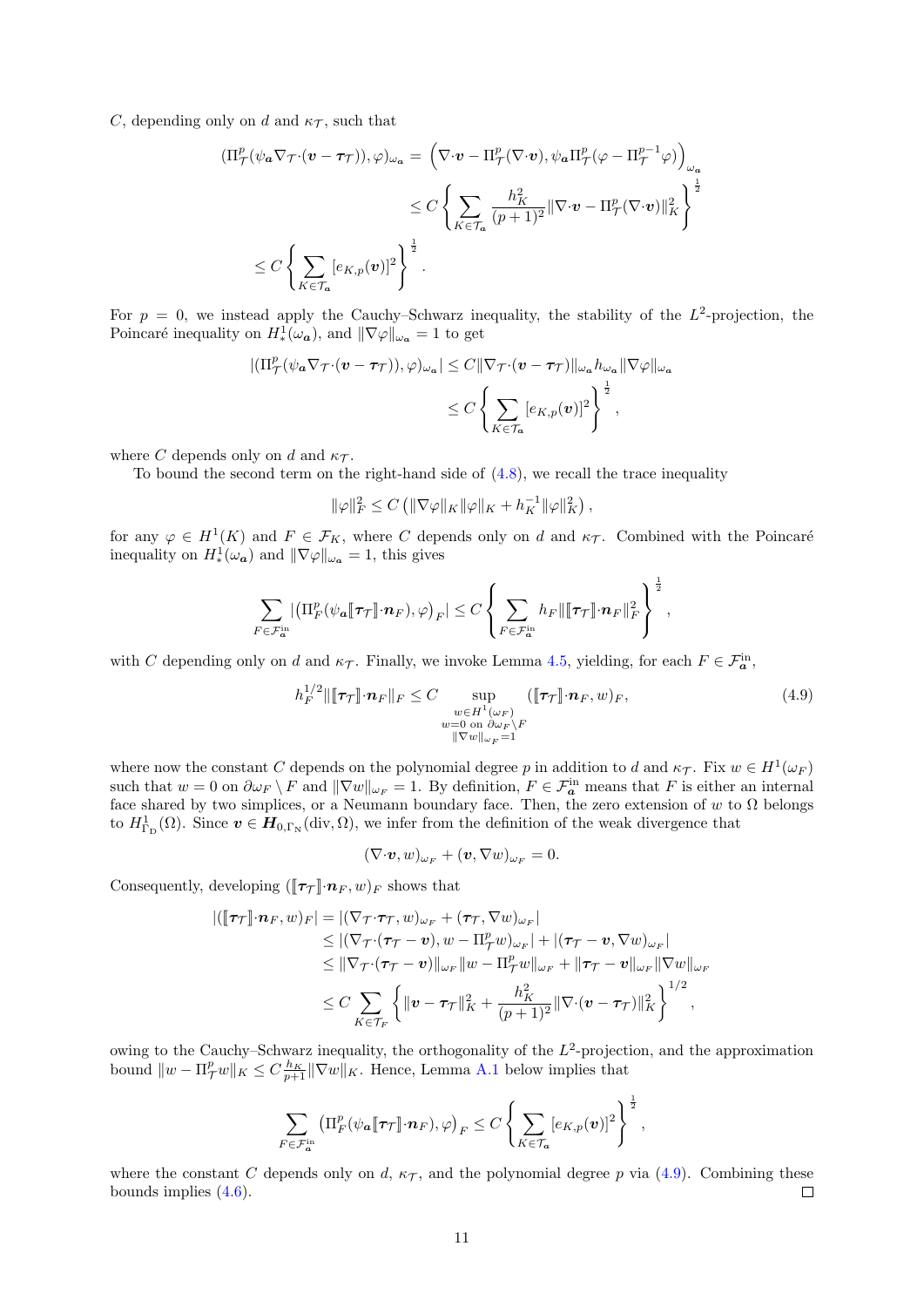$C$, depending only on $d$ and $\kappa_{\mathcal{T}}$, such that

$$
\begin{aligned}
(\Pi^p_{\mathcal{T}}(\psi_{\boldsymbol{a}} \nabla_{\mathcal{T}}\cdot(\boldsymbol{v}-\boldsymbol{\tau}_{\mathcal{T}})), \varphi)_{\omega_{\boldsymbol{a}}} &= \Big(\nabla\cdot\boldsymbol{v} - \Pi^p_{\mathcal{T}}(\nabla\cdot\boldsymbol{v}), \psi_{\boldsymbol{a}} \Pi^p_{\mathcal{T}}(\varphi - \Pi^{p-1}_{\mathcal{T}}\varphi)\Big)_{\omega_{\boldsymbol{a}}} \\
&\leq C \left\{ \sum_{K\in\mathcal{T}_{\boldsymbol{a}}} \frac{h_K^2}{(p+1)^2} \|\nabla\cdot\boldsymbol{v} - \Pi^p_{\mathcal{T}}(\nabla\cdot\boldsymbol{v})\|_K^2 \right\}^{\frac{1}{2}} \\
\leq C \left\{ \sum_{K\in\mathcal{T}_{\boldsymbol{a}}} [e_{K,p}(\boldsymbol{v})]^2 \right\}^{\frac{1}{2}}.
\end{aligned}
$$

For $p = 0$, we instead apply the Cauchy–Schwarz inequality, the stability of the $L^2$-projection, the Poincaré inequality on $H^1_*(\omega_{\boldsymbol{a}})$, and $\|\nabla\varphi\|_{\omega_{\boldsymbol{a}}} = 1$ to get

$$
\begin{aligned}
|(\Pi^p_{\mathcal{T}}(\psi_{\boldsymbol{a}} \nabla_{\mathcal{T}}\cdot(\boldsymbol{v}-\boldsymbol{\tau}_{\mathcal{T}})), \varphi)_{\omega_{\boldsymbol{a}}}| &\leq C \|\nabla_{\mathcal{T}}\cdot(\boldsymbol{v}-\boldsymbol{\tau}_{\mathcal{T}})\|_{\omega_{\boldsymbol{a}}} h_{\omega_{\boldsymbol{a}}} \|\nabla\varphi\|_{\omega_{\boldsymbol{a}}} \\
&\leq C \left\{ \sum_{K\in\mathcal{T}_{\boldsymbol{a}}} [e_{K,p}(\boldsymbol{v})]^2 \right\}^{\frac{1}{2}},
\end{aligned}
$$

where $C$ depends only on $d$ and $\kappa_{\mathcal{T}}$.

To bound the second term on the right-hand side of (4.8), we recall the trace inequality

$$
\|\varphi\|_F^2 \leq C\left(\|\nabla\varphi\|_K \|\varphi\|_K + h_K^{-1}\|\varphi\|_K^2\right),
$$

for any $\varphi \in H^1(K)$ and $F \in \mathcal{F}_K$, where $C$ depends only on $d$ and $\kappa_{\mathcal{T}}$. Combined with the Poincaré inequality on $H^1_*(\omega_{\boldsymbol{a}})$ and $\|\nabla\varphi\|_{\omega_{\boldsymbol{a}}} = 1$, this gives

$$
\sum_{F\in\mathcal{F}^{\text{in}}_{\boldsymbol{a}}} |\big(\Pi^p_F(\psi_{\boldsymbol{a}} [\![\boldsymbol{\tau}_{\mathcal{T}}]\!]\cdot\boldsymbol{n}_F), \varphi\big)_F| \leq C \left\{ \sum_{F\in\mathcal{F}^{\text{in}}_{\boldsymbol{a}}} h_F \|[\![\boldsymbol{\tau}_{\mathcal{T}}]\!]\cdot\boldsymbol{n}_F\|_F^2 \right\}^{\frac{1}{2}},
$$

with $C$ depending only on $d$ and $\kappa_{\mathcal{T}}$. Finally, we invoke Lemma 4.5, yielding, for each $F \in \mathcal{F}^{\text{in}}_{\boldsymbol{a}}$,

$$
h_F^{1/2} \|[\![\boldsymbol{\tau}_{\mathcal{T}}]\!]\cdot\boldsymbol{n}_F\|_F \leq C \sup_{\substack{w\in H^1(\omega_F)\\ w=0 \text{ on } \partial\omega_F\setminus F \\ \|\nabla w\|_{\omega_F}=1}} ([\![\boldsymbol{\tau}_{\mathcal{T}}]\!]\cdot\boldsymbol{n}_F, w)_F, \tag{4.9}
$$

where now the constant $C$ depends on the polynomial degree $p$ in addition to $d$ and $\kappa_{\mathcal{T}}$. Fix $w \in H^1(\omega_F)$ such that $w = 0$ on $\partial\omega_F \setminus F$ and $\|\nabla w\|_{\omega_F} = 1$. By definition, $F \in \mathcal{F}^{\text{in}}_{\boldsymbol{a}}$ means that $F$ is either an internal face shared by two simplices, or a Neumann boundary face. Then, the zero extension of $w$ to $\Omega$ belongs to $H^1_{\Gamma_{\text{D}}}(\Omega)$. Since $\boldsymbol{v} \in \boldsymbol{H}_{0,\Gamma_{\text{N}}}(\text{div}, \Omega)$, we infer from the definition of the weak divergence that

$$
(\nabla\cdot\boldsymbol{v}, w)_{\omega_F} + (\boldsymbol{v}, \nabla w)_{\omega_F} = 0.
$$

Consequently, developing $([\![\boldsymbol{\tau}_{\mathcal{T}}]\!]\cdot\boldsymbol{n}_F, w)_F$ shows that

$$
\begin{aligned}
|([\![\boldsymbol{\tau}_{\mathcal{T}}]\!]\cdot\boldsymbol{n}_F, w)_F| &= |(\nabla_{\mathcal{T}}\cdot\boldsymbol{\tau}_{\mathcal{T}}, w)_{\omega_F} + (\boldsymbol{\tau}_{\mathcal{T}}, \nabla w)_{\omega_F}| \\
&\leq |(\nabla_{\mathcal{T}}\cdot(\boldsymbol{\tau}_{\mathcal{T}}-\boldsymbol{v}), w - \Pi^p_{\mathcal{T}} w)_{\omega_F}| + |(\boldsymbol{\tau}_{\mathcal{T}}-\boldsymbol{v}, \nabla w)_{\omega_F}| \\
&\leq \|\nabla_{\mathcal{T}}\cdot(\boldsymbol{\tau}_{\mathcal{T}}-\boldsymbol{v})\|_{\omega_F} \|w - \Pi^p_{\mathcal{T}} w\|_{\omega_F} + \|\boldsymbol{\tau}_{\mathcal{T}}-\boldsymbol{v}\|_{\omega_F} \|\nabla w\|_{\omega_F} \\
&\leq C \sum_{K\in\mathcal{T}_F} \left\{ \|\boldsymbol{v}-\boldsymbol{\tau}_{\mathcal{T}}\|_K^2 + \frac{h_K^2}{(p+1)^2} \|\nabla\cdot(\boldsymbol{v}-\boldsymbol{\tau}_{\mathcal{T}})\|_K^2 \right\}^{1/2},
\end{aligned}
$$

owing to the Cauchy–Schwarz inequality, the orthogonality of the $L^2$-projection, and the approximation bound $\|w - \Pi^p_{\mathcal{T}} w\|_K \leq C \frac{h_K}{p+1} \|\nabla w\|_K$. Hence, Lemma A.1 below implies that

$$
\sum_{F\in\mathcal{F}^{\text{in}}_{\boldsymbol{a}}} \big(\Pi^p_F(\psi_{\boldsymbol{a}} [\![\boldsymbol{\tau}_{\mathcal{T}}]\!]\cdot\boldsymbol{n}_F), \varphi\big)_F \leq C \left\{ \sum_{K\in\mathcal{T}_{\boldsymbol{a}}} [e_{K,p}(\boldsymbol{v})]^2 \right\}^{\frac{1}{2}},
$$

where the constant $C$ depends only on $d$, $\kappa_{\mathcal{T}}$, and the polynomial degree $p$ via (4.9). Combining these bounds implies (4.6). $\square$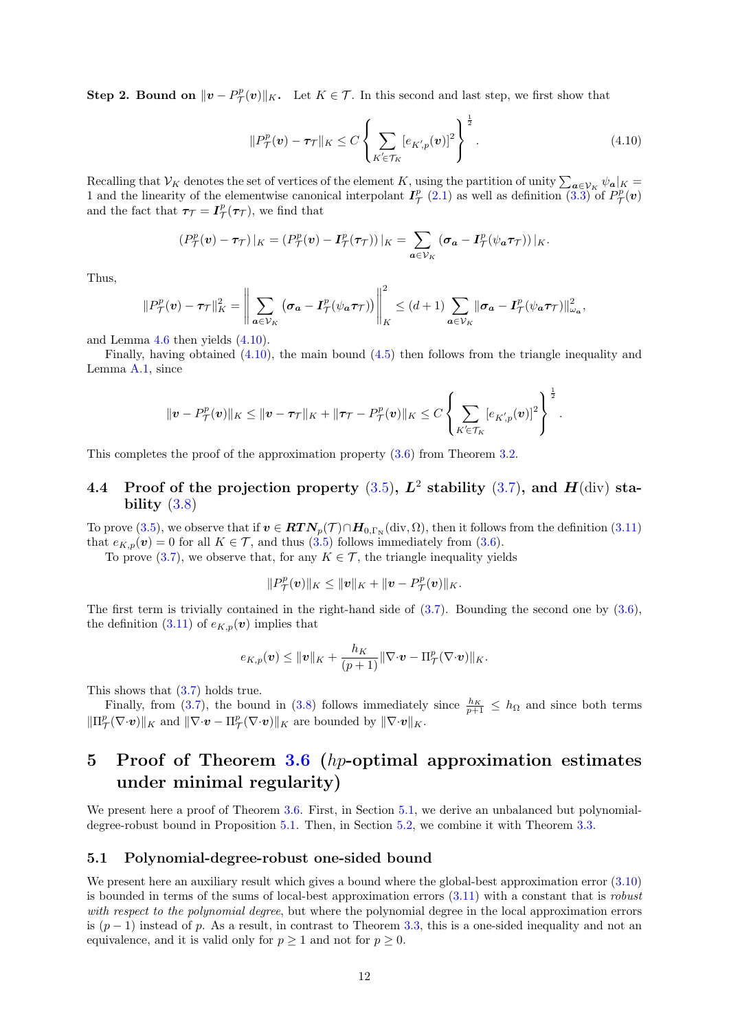**Step 2. Bound on $\|\boldsymbol{v} - P^p_{\mathcal{T}}(\boldsymbol{v})\|_K$.** Let $K \in \mathcal{T}$. In this second and last step, we first show that

$$\|P^p_{\mathcal{T}}(\boldsymbol{v}) - \boldsymbol{\tau}_{\mathcal{T}}\|_K \leq C \left\{ \sum_{K' \in \mathcal{T}_K} [e_{K',p}(\boldsymbol{v})]^2 \right\}^{\frac{1}{2}}. \tag{4.10}$$

Recalling that $\mathcal{V}_K$ denotes the set of vertices of the element $K$, using the partition of unity $\sum_{\boldsymbol{a} \in \mathcal{V}_K} \psi_{\boldsymbol{a}}|_K = 1$ and the linearity of the elementwise canonical interpolant $\boldsymbol{I}^p_{\mathcal{T}}$ (2.1) as well as definition (3.3) of $P^p_{\mathcal{T}}(\boldsymbol{v})$ and the fact that $\boldsymbol{\tau}_{\mathcal{T}} = \boldsymbol{I}^p_{\mathcal{T}}(\boldsymbol{\tau}_{\mathcal{T}})$, we find that

$$(P^p_{\mathcal{T}}(\boldsymbol{v}) - \boldsymbol{\tau}_{\mathcal{T}})\,|_K = (P^p_{\mathcal{T}}(\boldsymbol{v}) - \boldsymbol{I}^p_{\mathcal{T}}(\boldsymbol{\tau}_{\mathcal{T}}))\,|_K = \sum_{\boldsymbol{a} \in \mathcal{V}_K} (\boldsymbol{\sigma}_{\boldsymbol{a}} - \boldsymbol{I}^p_{\mathcal{T}}(\psi_{\boldsymbol{a}} \boldsymbol{\tau}_{\mathcal{T}}))\,|_K.$$

Thus,

$$\|P^p_{\mathcal{T}}(\boldsymbol{v}) - \boldsymbol{\tau}_{\mathcal{T}}\|^2_K = \left\| \sum_{\boldsymbol{a} \in \mathcal{V}_K} (\boldsymbol{\sigma}_{\boldsymbol{a}} - \boldsymbol{I}^p_{\mathcal{T}}(\psi_{\boldsymbol{a}} \boldsymbol{\tau}_{\mathcal{T}})) \right\|^2_K \leq (d+1) \sum_{\boldsymbol{a} \in \mathcal{V}_K} \|\boldsymbol{\sigma}_{\boldsymbol{a}} - \boldsymbol{I}^p_{\mathcal{T}}(\psi_{\boldsymbol{a}} \boldsymbol{\tau}_{\mathcal{T}})\|^2_{\omega_{\boldsymbol{a}}},$$

and Lemma 4.6 then yields (4.10).

Finally, having obtained (4.10), the main bound (4.5) then follows from the triangle inequality and Lemma A.1, since

$$\|\boldsymbol{v} - P^p_{\mathcal{T}}(\boldsymbol{v})\|_K \leq \|\boldsymbol{v} - \boldsymbol{\tau}_{\mathcal{T}}\|_K + \|\boldsymbol{\tau}_{\mathcal{T}} - P^p_{\mathcal{T}}(\boldsymbol{v})\|_K \leq C \left\{ \sum_{K' \in \mathcal{T}_K} [e_{K',p}(\boldsymbol{v})]^2 \right\}^{\frac{1}{2}}.$$

This completes the proof of the approximation property (3.6) from Theorem 3.2.

### 4.4 Proof of the projection property (3.5), $\boldsymbol{L}^2$ stability (3.7), and $\boldsymbol{H}(\mathrm{div})$ stability (3.8)

To prove (3.5), we observe that if $\boldsymbol{v} \in \boldsymbol{RTN}_p(\mathcal{T}) \cap \boldsymbol{H}_{0,\Gamma_{\mathrm{N}}}(\mathrm{div}, \Omega)$, then it follows from the definition (3.11) that $e_{K,p}(\boldsymbol{v}) = 0$ for all $K \in \mathcal{T}$, and thus (3.5) follows immediately from (3.6).

To prove (3.7), we observe that, for any $K \in \mathcal{T}$, the triangle inequality yields

$$\|P^p_{\mathcal{T}}(\boldsymbol{v})\|_K \leq \|\boldsymbol{v}\|_K + \|\boldsymbol{v} - P^p_{\mathcal{T}}(\boldsymbol{v})\|_K.$$

The first term is trivially contained in the right-hand side of (3.7). Bounding the second one by (3.6), the definition (3.11) of $e_{K,p}(\boldsymbol{v})$ implies that

$$e_{K,p}(\boldsymbol{v}) \leq \|\boldsymbol{v}\|_K + \frac{h_K}{(p+1)} \|\nabla{\cdot}\boldsymbol{v} - \Pi^p_{\mathcal{T}}(\nabla{\cdot}\boldsymbol{v})\|_K.$$

This shows that (3.7) holds true.

Finally, from (3.7), the bound in (3.8) follows immediately since $\frac{h_K}{p+1} \leq h_\Omega$ and since both terms $\|\Pi^p_{\mathcal{T}}(\nabla{\cdot}\boldsymbol{v})\|_K$ and $\|\nabla{\cdot}\boldsymbol{v} - \Pi^p_{\mathcal{T}}(\nabla{\cdot}\boldsymbol{v})\|_K$ are bounded by $\|\nabla{\cdot}\boldsymbol{v}\|_K$.

## 5 Proof of Theorem 3.6 ($hp$-optimal approximation estimates under minimal regularity)

We present here a proof of Theorem 3.6. First, in Section 5.1, we derive an unbalanced but polynomial-degree-robust bound in Proposition 5.1. Then, in Section 5.2, we combine it with Theorem 3.3.

### 5.1 Polynomial-degree-robust one-sided bound

We present here an auxiliary result which gives a bound where the global-best approximation error (3.10) is bounded in terms of the sums of local-best approximation errors (3.11) with a constant that is *robust with respect to the polynomial degree*, but where the polynomial degree in the local approximation errors is $(p-1)$ instead of $p$. As a result, in contrast to Theorem 3.3, this is a one-sided inequality and not an equivalence, and it is valid only for $p \geq 1$ and not for $p \geq 0$.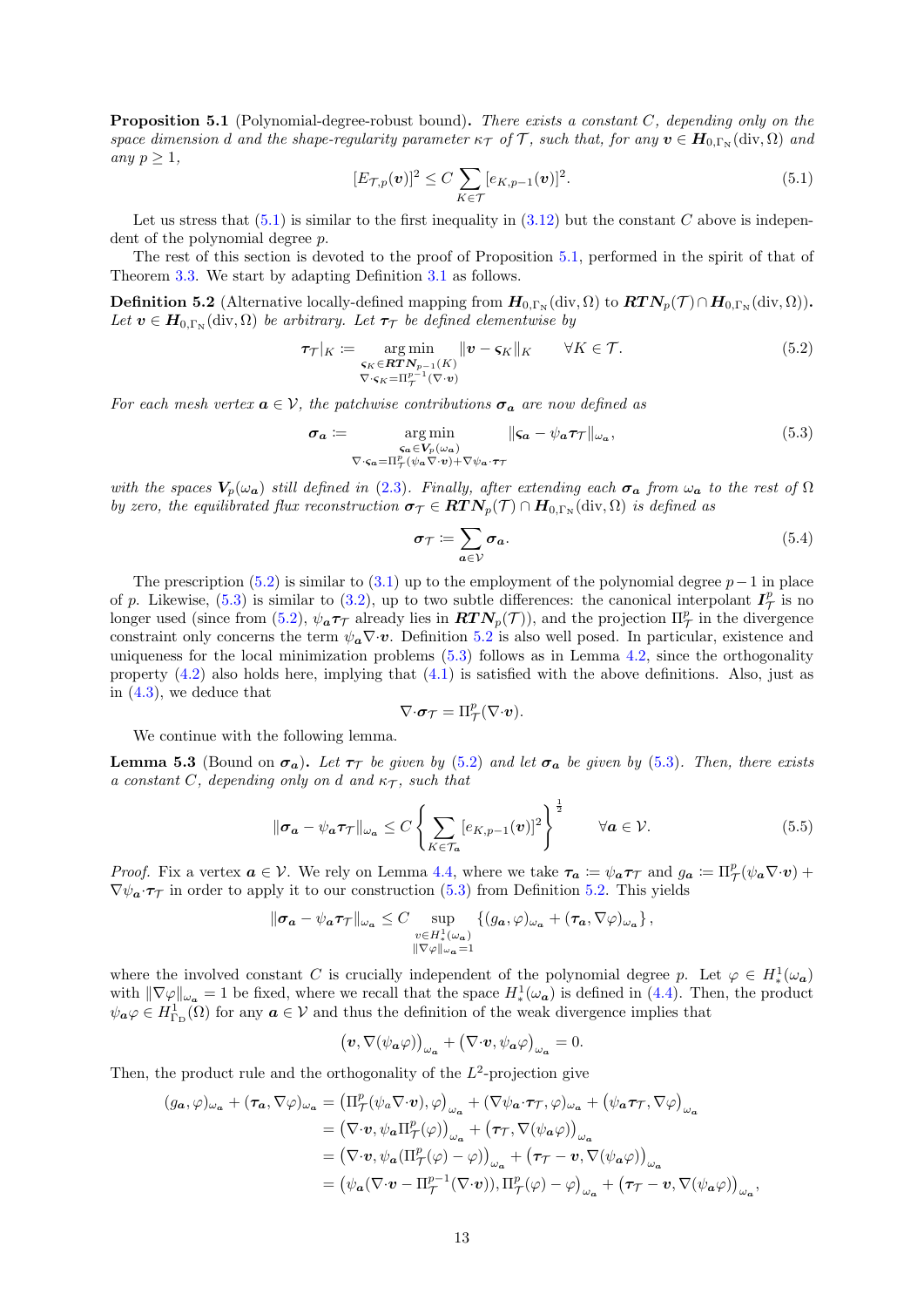**Proposition 5.1** (Polynomial-degree-robust bound)**.** *There exists a constant $C$, depending only on the space dimension $d$ and the shape-regularity parameter $\kappa_{\mathcal{T}}$ of $\mathcal{T}$, such that, for any $\boldsymbol{v} \in \boldsymbol{H}_{0,\Gamma_{\mathrm{N}}}(\mathrm{div},\Omega)$ and any $p \geq 1$,*

$$[E_{\mathcal{T},p}(\boldsymbol{v})]^2 \leq C \sum_{K\in\mathcal{T}} [e_{K,p-1}(\boldsymbol{v})]^2. \tag{5.1}$$

Let us stress that (5.1) is similar to the first inequality in (3.12) but the constant $C$ above is independent of the polynomial degree $p$.

The rest of this section is devoted to the proof of Proposition 5.1, performed in the spirit of that of Theorem 3.3. We start by adapting Definition 3.1 as follows.

**Definition 5.2** (Alternative locally-defined mapping from $\boldsymbol{H}_{0,\Gamma_{\mathrm{N}}}(\mathrm{div},\Omega)$ to $\boldsymbol{RTN}_p(\mathcal{T})\cap\boldsymbol{H}_{0,\Gamma_{\mathrm{N}}}(\mathrm{div},\Omega)$)**.** *Let $\boldsymbol{v} \in \boldsymbol{H}_{0,\Gamma_{\mathrm{N}}}(\mathrm{div},\Omega)$ be arbitrary. Let $\boldsymbol{\tau}_{\mathcal{T}}$ be defined elementwise by*

$$\boldsymbol{\tau}_{\mathcal{T}}|_K := \mathop{\arg\min}_{\substack{\boldsymbol{\varsigma}_K\in\boldsymbol{RTN}_{p-1}(K)\\ \nabla\cdot\boldsymbol{\varsigma}_K=\Pi_{\mathcal{T}}^{p-1}(\nabla\cdot\boldsymbol{v})}} \|\boldsymbol{v}-\boldsymbol{\varsigma}_K\|_K \qquad \forall K\in\mathcal{T}. \tag{5.2}$$

*For each mesh vertex $\boldsymbol{a}\in\mathcal{V}$, the patchwise contributions $\boldsymbol{\sigma}_{\boldsymbol{a}}$ are now defined as*

$$\boldsymbol{\sigma}_{\boldsymbol{a}} := \mathop{\arg\min}_{\substack{\boldsymbol{\varsigma}_{\boldsymbol{a}}\in\boldsymbol{V}_p(\omega_{\boldsymbol{a}})\\ \nabla\cdot\boldsymbol{\varsigma}_{\boldsymbol{a}}=\Pi_{\mathcal{T}}^{p}(\psi_{\boldsymbol{a}}\nabla\cdot\boldsymbol{v})+\nabla\psi_{\boldsymbol{a}}\cdot\boldsymbol{\tau}_{\mathcal{T}}}} \|\boldsymbol{\varsigma}_{\boldsymbol{a}}-\psi_{\boldsymbol{a}}\boldsymbol{\tau}_{\mathcal{T}}\|_{\omega_{\boldsymbol{a}}}, \tag{5.3}$$

*with the spaces $\boldsymbol{V}_p(\omega_{\boldsymbol{a}})$ still defined in (2.3). Finally, after extending each $\boldsymbol{\sigma}_{\boldsymbol{a}}$ from $\omega_{\boldsymbol{a}}$ to the rest of $\Omega$ by zero, the equilibrated flux reconstruction $\boldsymbol{\sigma}_{\mathcal{T}}\in\boldsymbol{RTN}_p(\mathcal{T})\cap\boldsymbol{H}_{0,\Gamma_{\mathrm{N}}}(\mathrm{div},\Omega)$ is defined as*

$$\boldsymbol{\sigma}_{\mathcal{T}} := \sum_{\boldsymbol{a}\in\mathcal{V}} \boldsymbol{\sigma}_{\boldsymbol{a}}. \tag{5.4}$$

The prescription (5.2) is similar to (3.1) up to the employment of the polynomial degree $p-1$ in place of $p$. Likewise, (5.3) is similar to (3.2), up to two subtle differences: the canonical interpolant $\boldsymbol{I}_{\mathcal{T}}^p$ is no longer used (since from (5.2), $\psi_{\boldsymbol{a}}\boldsymbol{\tau}_{\mathcal{T}}$ already lies in $\boldsymbol{RTN}_p(\mathcal{T})$), and the projection $\Pi_{\mathcal{T}}^p$ in the divergence constraint only concerns the term $\psi_{\boldsymbol{a}}\nabla\cdot\boldsymbol{v}$. Definition 5.2 is also well posed. In particular, existence and uniqueness for the local minimization problems (5.3) follows as in Lemma 4.2, since the orthogonality property (4.2) also holds here, implying that (4.1) is satisfied with the above definitions. Also, just as in (4.3), we deduce that

$$\nabla\cdot\boldsymbol{\sigma}_{\mathcal{T}} = \Pi_{\mathcal{T}}^p(\nabla\cdot\boldsymbol{v}).$$

We continue with the following lemma.

**Lemma 5.3** (Bound on $\boldsymbol{\sigma}_{\boldsymbol{a}}$)**.** *Let $\boldsymbol{\tau}_{\mathcal{T}}$ be given by (5.2) and let $\boldsymbol{\sigma}_{\boldsymbol{a}}$ be given by (5.3). Then, there exists a constant $C$, depending only on $d$ and $\kappa_{\mathcal{T}}$, such that*

$$\|\boldsymbol{\sigma}_{\boldsymbol{a}}-\psi_{\boldsymbol{a}}\boldsymbol{\tau}_{\mathcal{T}}\|_{\omega_{\boldsymbol{a}}} \leq C\left\{\sum_{K\in\mathcal{T}_{\boldsymbol{a}}}[e_{K,p-1}(\boldsymbol{v})]^2\right\}^{\frac{1}{2}} \qquad \forall\boldsymbol{a}\in\mathcal{V}. \tag{5.5}$$

*Proof.* Fix a vertex $\boldsymbol{a}\in\mathcal{V}$. We rely on Lemma 4.4, where we take $\boldsymbol{\tau}_{\boldsymbol{a}} := \psi_{\boldsymbol{a}}\boldsymbol{\tau}_{\mathcal{T}}$ and $g_{\boldsymbol{a}} := \Pi_{\mathcal{T}}^p(\psi_{\boldsymbol{a}}\nabla\cdot\boldsymbol{v}) + \nabla\psi_{\boldsymbol{a}}\cdot\boldsymbol{\tau}_{\mathcal{T}}$ in order to apply it to our construction (5.3) from Definition 5.2. This yields

$$\|\boldsymbol{\sigma}_{\boldsymbol{a}}-\psi_{\boldsymbol{a}}\boldsymbol{\tau}_{\mathcal{T}}\|_{\omega_{\boldsymbol{a}}} \leq C \sup_{\substack{v\in H^1_*(\omega_{\boldsymbol{a}})\\ \|\nabla\varphi\|_{\omega_{\boldsymbol{a}}}=1}} \left\{(g_{\boldsymbol{a}},\varphi)_{\omega_{\boldsymbol{a}}} + (\boldsymbol{\tau}_{\boldsymbol{a}},\nabla\varphi)_{\omega_{\boldsymbol{a}}}\right\},$$

where the involved constant $C$ is crucially independent of the polynomial degree $p$. Let $\varphi\in H^1_*(\omega_{\boldsymbol{a}})$ with $\|\nabla\varphi\|_{\omega_{\boldsymbol{a}}}=1$ be fixed, where we recall that the space $H^1_*(\omega_{\boldsymbol{a}})$ is defined in (4.4). Then, the product $\psi_{\boldsymbol{a}}\varphi\in H^1_{\Gamma_{\mathrm{D}}}(\Omega)$ for any $\boldsymbol{a}\in\mathcal{V}$ and thus the definition of the weak divergence implies that

$$\big(\boldsymbol{v},\nabla(\psi_{\boldsymbol{a}}\varphi)\big)_{\omega_{\boldsymbol{a}}} + \big(\nabla\cdot\boldsymbol{v},\psi_{\boldsymbol{a}}\varphi\big)_{\omega_{\boldsymbol{a}}} = 0.$$

Then, the product rule and the orthogonality of the $L^2$-projection give

$$\begin{aligned}
(g_{\boldsymbol{a}},\varphi)_{\omega_{\boldsymbol{a}}} + (\boldsymbol{\tau}_{\boldsymbol{a}},\nabla\varphi)_{\omega_{\boldsymbol{a}}} &= \big(\Pi_{\mathcal{T}}^p(\psi_{\boldsymbol{a}}\nabla\cdot\boldsymbol{v}),\varphi\big)_{\omega_{\boldsymbol{a}}} + (\nabla\psi_{\boldsymbol{a}}\cdot\boldsymbol{\tau}_{\mathcal{T}},\varphi)_{\omega_{\boldsymbol{a}}} + \big(\psi_{\boldsymbol{a}}\boldsymbol{\tau}_{\mathcal{T}},\nabla\varphi\big)_{\omega_{\boldsymbol{a}}}\\
&= \big(\nabla\cdot\boldsymbol{v},\psi_{\boldsymbol{a}}\Pi_{\mathcal{T}}^p(\varphi)\big)_{\omega_{\boldsymbol{a}}} + \big(\boldsymbol{\tau}_{\mathcal{T}},\nabla(\psi_{\boldsymbol{a}}\varphi)\big)_{\omega_{\boldsymbol{a}}}\\
&= \big(\nabla\cdot\boldsymbol{v},\psi_{\boldsymbol{a}}(\Pi_{\mathcal{T}}^p(\varphi)-\varphi)\big)_{\omega_{\boldsymbol{a}}} + \big(\boldsymbol{\tau}_{\mathcal{T}}-\boldsymbol{v},\nabla(\psi_{\boldsymbol{a}}\varphi)\big)_{\omega_{\boldsymbol{a}}}\\
&= \big(\psi_{\boldsymbol{a}}(\nabla\cdot\boldsymbol{v}-\Pi_{\mathcal{T}}^{p-1}(\nabla\cdot\boldsymbol{v})),\Pi_{\mathcal{T}}^p(\varphi)-\varphi\big)_{\omega_{\boldsymbol{a}}} + \big(\boldsymbol{\tau}_{\mathcal{T}}-\boldsymbol{v},\nabla(\psi_{\boldsymbol{a}}\varphi)\big)_{\omega_{\boldsymbol{a}}},
\end{aligned}$$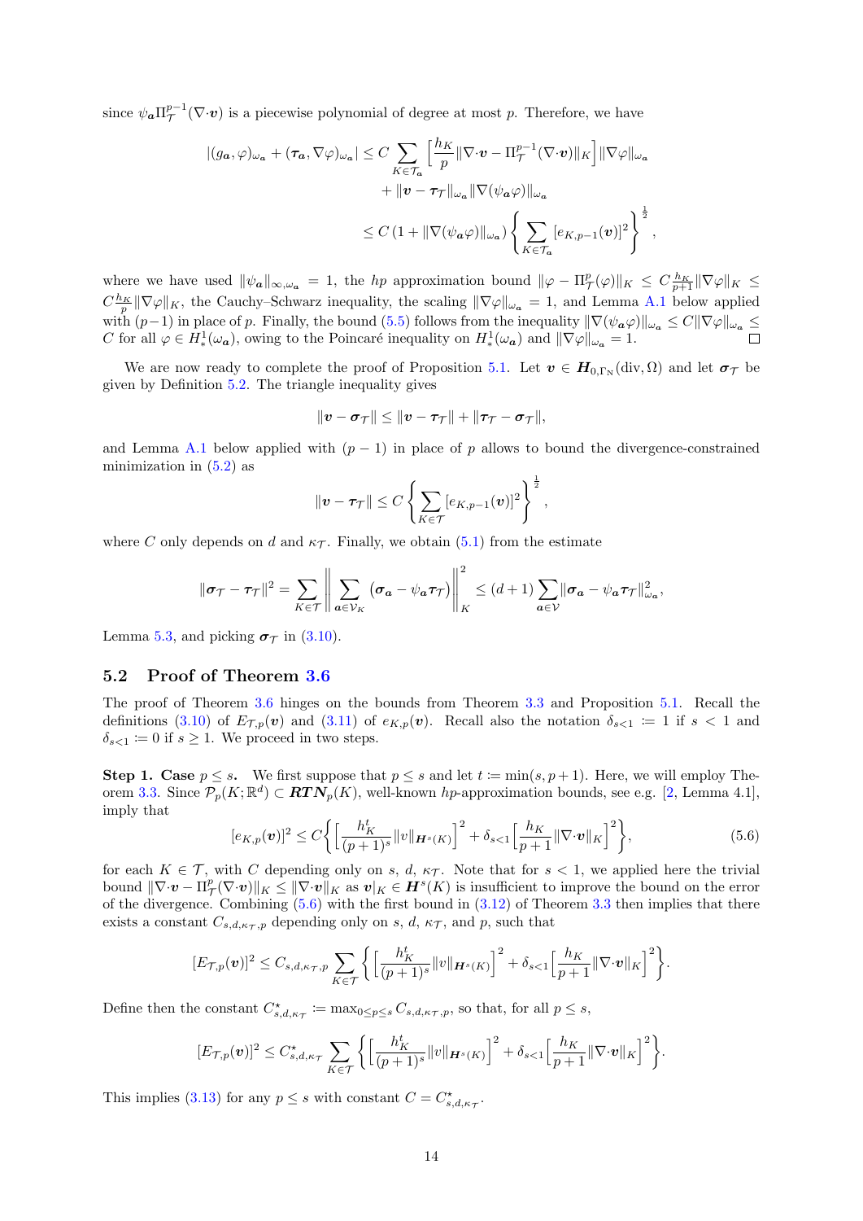since $\psi_{\boldsymbol{a}}\Pi_{\mathcal{T}}^{p-1}(\nabla{\cdot}\boldsymbol{v})$ is a piecewise polynomial of degree at most $p$. Therefore, we have

$$
\begin{aligned}
|(g_{\boldsymbol{a}},\varphi)_{\omega_{\boldsymbol{a}}} + (\boldsymbol{\tau}_{\boldsymbol{a}},\nabla\varphi)_{\omega_{\boldsymbol{a}}}| &\le C \sum_{K\in\mathcal{T}_{\boldsymbol{a}}} \Big[\frac{h_K}{p}\|\nabla{\cdot}\boldsymbol{v} - \Pi_{\mathcal{T}}^{p-1}(\nabla{\cdot}\boldsymbol{v})\|_K\Big]\|\nabla\varphi\|_{\omega_{\boldsymbol{a}}} \\
&\qquad + \|\boldsymbol{v}-\boldsymbol{\tau}_{\mathcal{T}}\|_{\omega_{\boldsymbol{a}}}\|\nabla(\psi_{\boldsymbol{a}}\varphi)\|_{\omega_{\boldsymbol{a}}} \\
&\le C\left(1+\|\nabla(\psi_{\boldsymbol{a}}\varphi)\|_{\omega_{\boldsymbol{a}}}\right)\left\{\sum_{K\in\mathcal{T}_{\boldsymbol{a}}}[e_{K,p-1}(\boldsymbol{v})]^2\right\}^{\frac12},
\end{aligned}
$$

where we have used $\|\psi_{\boldsymbol{a}}\|_{\infty,\omega_{\boldsymbol{a}}} = 1$, the $hp$ approximation bound $\|\varphi - \Pi_{\mathcal{T}}^p(\varphi)\|_K \le C\frac{h_K}{p+1}\|\nabla\varphi\|_K \le C\frac{h_K}{p}\|\nabla\varphi\|_K$, the Cauchy–Schwarz inequality, the scaling $\|\nabla\varphi\|_{\omega_{\boldsymbol{a}}} = 1$, and Lemma A.1 below applied with $(p-1)$ in place of $p$. Finally, the bound (5.5) follows from the inequality $\|\nabla(\psi_{\boldsymbol{a}}\varphi)\|_{\omega_{\boldsymbol{a}}} \le C\|\nabla\varphi\|_{\omega_{\boldsymbol{a}}} \le C$ for all $\varphi\in H^1_*(\omega_{\boldsymbol{a}})$, owing to the Poincaré inequality on $H^1_*(\omega_{\boldsymbol{a}})$ and $\|\nabla\varphi\|_{\omega_{\boldsymbol{a}}} = 1$. □

We are now ready to complete the proof of Proposition 5.1. Let $\boldsymbol{v}\in\boldsymbol{H}_{0,\Gamma_{\mathrm{N}}}(\mathrm{div},\Omega)$ and let $\boldsymbol{\sigma}_{\mathcal{T}}$ be given by Definition 5.2. The triangle inequality gives

$$
\|\boldsymbol{v}-\boldsymbol{\sigma}_{\mathcal{T}}\| \le \|\boldsymbol{v}-\boldsymbol{\tau}_{\mathcal{T}}\| + \|\boldsymbol{\tau}_{\mathcal{T}}-\boldsymbol{\sigma}_{\mathcal{T}}\|,
$$

and Lemma A.1 below applied with $(p-1)$ in place of $p$ allows to bound the divergence-constrained minimization in (5.2) as

$$
\|\boldsymbol{v}-\boldsymbol{\tau}_{\mathcal{T}}\| \le C\left\{\sum_{K\in\mathcal{T}}[e_{K,p-1}(\boldsymbol{v})]^2\right\}^{\frac12},
$$

where $C$ only depends on $d$ and $\kappa_{\mathcal{T}}$. Finally, we obtain (5.1) from the estimate

$$
\|\boldsymbol{\sigma}_{\mathcal{T}}-\boldsymbol{\tau}_{\mathcal{T}}\|^2 = \sum_{K\in\mathcal{T}}\left\|\sum_{\boldsymbol{a}\in\mathcal{V}_K}(\boldsymbol{\sigma}_{\boldsymbol{a}}-\psi_{\boldsymbol{a}}\boldsymbol{\tau}_{\mathcal{T}})\right\|_K^2 \le (d+1)\sum_{\boldsymbol{a}\in\mathcal{V}}\|\boldsymbol{\sigma}_{\boldsymbol{a}}-\psi_{\boldsymbol{a}}\boldsymbol{\tau}_{\mathcal{T}}\|^2_{\omega_{\boldsymbol{a}}},
$$

Lemma 5.3, and picking $\boldsymbol{\sigma}_{\mathcal{T}}$ in (3.10).

## 5.2 Proof of Theorem 3.6

The proof of Theorem 3.6 hinges on the bounds from Theorem 3.3 and Proposition 5.1. Recall the definitions (3.10) of $E_{\mathcal{T},p}(\boldsymbol{v})$ and (3.11) of $e_{K,p}(\boldsymbol{v})$. Recall also the notation $\delta_{s<1} := 1$ if $s<1$ and $\delta_{s<1} := 0$ if $s\ge 1$. We proceed in two steps.

**Step 1. Case $p\le s$.** We first suppose that $p\le s$ and let $t := \min(s,p+1)$. Here, we will employ Theorem 3.3. Since $\mathcal{P}_p(K;\mathbb{R}^d)\subset \boldsymbol{RTN}_p(K)$, well-known $hp$-approximation bounds, see e.g. [2, Lemma 4.1], imply that

$$
[e_{K,p}(\boldsymbol{v})]^2 \le C\left\{\Big[\frac{h_K^t}{(p+1)^s}\|v\|_{\boldsymbol{H}^s(K)}\Big]^2 + \delta_{s<1}\Big[\frac{h_K}{p+1}\|\nabla{\cdot}\boldsymbol{v}\|_K\Big]^2\right\}, \tag{5.6}
$$

for each $K\in\mathcal{T}$, with $C$ depending only on $s$, $d$, $\kappa_{\mathcal{T}}$. Note that for $s<1$, we applied here the trivial bound $\|\nabla{\cdot}\boldsymbol{v} - \Pi_{\mathcal{T}}^p(\nabla{\cdot}\boldsymbol{v})\|_K \le \|\nabla{\cdot}\boldsymbol{v}\|_K$ as $\boldsymbol{v}|_K\in\boldsymbol{H}^s(K)$ is insufficient to improve the bound on the error of the divergence. Combining (5.6) with the first bound in (3.12) of Theorem 3.3 then implies that there exists a constant $C_{s,d,\kappa_{\mathcal{T}},p}$ depending only on $s$, $d$, $\kappa_{\mathcal{T}}$, and $p$, such that

$$
[E_{\mathcal{T},p}(\boldsymbol{v})]^2 \le C_{s,d,\kappa_{\mathcal{T}},p}\sum_{K\in\mathcal{T}}\left\{\Big[\frac{h_K^t}{(p+1)^s}\|v\|_{\boldsymbol{H}^s(K)}\Big]^2 + \delta_{s<1}\Big[\frac{h_K}{p+1}\|\nabla{\cdot}\boldsymbol{v}\|_K\Big]^2\right\}.
$$

Define then the constant $C^\star_{s,d,\kappa_{\mathcal{T}}} := \max_{0\le p\le s} C_{s,d,\kappa_{\mathcal{T}},p}$, so that, for all $p\le s$,

$$
[E_{\mathcal{T},p}(\boldsymbol{v})]^2 \le C^\star_{s,d,\kappa_{\mathcal{T}}}\sum_{K\in\mathcal{T}}\left\{\Big[\frac{h_K^t}{(p+1)^s}\|v\|_{\boldsymbol{H}^s(K)}\Big]^2 + \delta_{s<1}\Big[\frac{h_K}{p+1}\|\nabla{\cdot}\boldsymbol{v}\|_K\Big]^2\right\}.
$$

This implies (3.13) for any $p\le s$ with constant $C = C^\star_{s,d,\kappa_{\mathcal{T}}}$.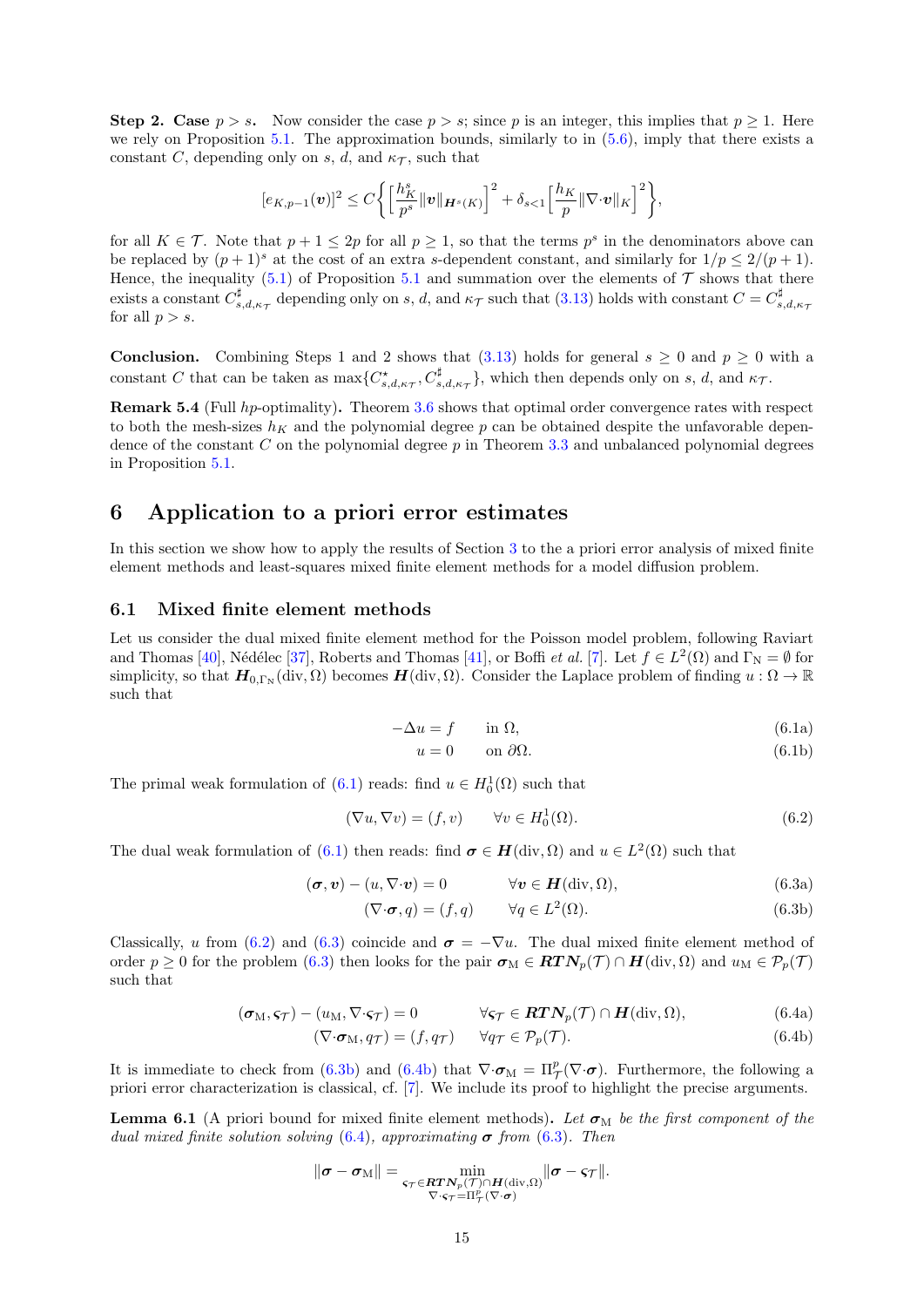**Step 2. Case $p > s$.** Now consider the case $p > s$; since $p$ is an integer, this implies that $p \geq 1$. Here we rely on Proposition 5.1. The approximation bounds, similarly to in (5.6), imply that there exists a constant $C$, depending only on $s$, $d$, and $\kappa_{\mathcal{T}}$, such that

$$[e_{K,p-1}(\boldsymbol{v})]^2 \leq C\bigg\{\Big[\frac{h_K^s}{p^s}\|\boldsymbol{v}\|_{\boldsymbol{H}^s(K)}\Big]^2 + \delta_{s<1}\Big[\frac{h_K}{p}\|\nabla{\cdot}\boldsymbol{v}\|_K\Big]^2\bigg\},$$

for all $K \in \mathcal{T}$. Note that $p+1 \leq 2p$ for all $p \geq 1$, so that the terms $p^s$ in the denominators above can be replaced by $(p+1)^s$ at the cost of an extra $s$-dependent constant, and similarly for $1/p \leq 2/(p+1)$. Hence, the inequality (5.1) of Proposition 5.1 and summation over the elements of $\mathcal{T}$ shows that there exists a constant $C^\sharp_{s,d,\kappa_{\mathcal{T}}}$ depending only on $s$, $d$, and $\kappa_{\mathcal{T}}$ such that (3.13) holds with constant $C = C^\sharp_{s,d,\kappa_{\mathcal{T}}}$ for all $p > s$.

**Conclusion.** Combining Steps 1 and 2 shows that (3.13) holds for general $s \geq 0$ and $p \geq 0$ with a constant $C$ that can be taken as $\max\{C^\star_{s,d,\kappa_{\mathcal{T}}}, C^\sharp_{s,d,\kappa_{\mathcal{T}}}\}$, which then depends only on $s$, $d$, and $\kappa_{\mathcal{T}}$.

**Remark 5.4** (Full *hp*-optimality)**.** Theorem 3.6 shows that optimal order convergence rates with respect to both the mesh-sizes $h_K$ and the polynomial degree $p$ can be obtained despite the unfavorable dependence of the constant $C$ on the polynomial degree $p$ in Theorem 3.3 and unbalanced polynomial degrees in Proposition 5.1.

# 6 Application to a priori error estimates

In this section we show how to apply the results of Section 3 to the a priori error analysis of mixed finite element methods and least-squares mixed finite element methods for a model diffusion problem.

## 6.1 Mixed finite element methods

Let us consider the dual mixed finite element method for the Poisson model problem, following Raviart and Thomas [40], Nédélec [37], Roberts and Thomas [41], or Boffi *et al.* [7]. Let $f \in L^2(\Omega)$ and $\Gamma_{\mathrm{N}} = \emptyset$ for simplicity, so that $\boldsymbol{H}_{0,\Gamma_{\mathrm{N}}}(\mathrm{div},\Omega)$ becomes $\boldsymbol{H}(\mathrm{div},\Omega)$. Consider the Laplace problem of finding $u : \Omega \to \mathbb{R}$ such that

$$-\Delta u = f \qquad \text{in } \Omega, \tag{6.1a}$$
$$u = 0 \qquad \text{on } \partial\Omega. \tag{6.1b}$$

The primal weak formulation of (6.1) reads: find $u \in H^1_0(\Omega)$ such that

$$(\nabla u, \nabla v) = (f, v) \qquad \forall v \in H^1_0(\Omega). \tag{6.2}$$

The dual weak formulation of (6.1) then reads: find $\boldsymbol{\sigma} \in \boldsymbol{H}(\mathrm{div},\Omega)$ and $u \in L^2(\Omega)$ such that

$$(\boldsymbol{\sigma}, \boldsymbol{v}) - (u, \nabla{\cdot}\boldsymbol{v}) = 0 \qquad \forall \boldsymbol{v} \in \boldsymbol{H}(\mathrm{div},\Omega), \tag{6.3a}$$
$$(\nabla{\cdot}\boldsymbol{\sigma}, q) = (f, q) \qquad \forall q \in L^2(\Omega). \tag{6.3b}$$

Classically, $u$ from (6.2) and (6.3) coincide and $\boldsymbol{\sigma} = -\nabla u$. The dual mixed finite element method of order $p \geq 0$ for the problem (6.3) then looks for the pair $\boldsymbol{\sigma}_{\mathrm{M}} \in \boldsymbol{RTN}_p(\mathcal{T}) \cap \boldsymbol{H}(\mathrm{div},\Omega)$ and $u_{\mathrm{M}} \in \mathcal{P}_p(\mathcal{T})$ such that

$$(\boldsymbol{\sigma}_{\mathrm{M}}, \boldsymbol{\varsigma}_{\mathcal{T}}) - (u_{\mathrm{M}}, \nabla{\cdot}\boldsymbol{\varsigma}_{\mathcal{T}}) = 0 \qquad \forall \boldsymbol{\varsigma}_{\mathcal{T}} \in \boldsymbol{RTN}_p(\mathcal{T}) \cap \boldsymbol{H}(\mathrm{div},\Omega), \tag{6.4a}$$
$$(\nabla{\cdot}\boldsymbol{\sigma}_{\mathrm{M}}, q_{\mathcal{T}}) = (f, q_{\mathcal{T}}) \qquad \forall q_{\mathcal{T}} \in \mathcal{P}_p(\mathcal{T}). \tag{6.4b}$$

It is immediate to check from (6.3b) and (6.4b) that $\nabla{\cdot}\boldsymbol{\sigma}_{\mathrm{M}} = \Pi^p_{\mathcal{T}}(\nabla{\cdot}\boldsymbol{\sigma})$. Furthermore, the following a priori error characterization is classical, cf. [7]. We include its proof to highlight the precise arguments.

**Lemma 6.1** (A priori bound for mixed finite element methods)**.** *Let $\boldsymbol{\sigma}_{\mathrm{M}}$ be the first component of the dual mixed finite solution solving (6.4), approximating $\boldsymbol{\sigma}$ from (6.3). Then*

$$\|\boldsymbol{\sigma} - \boldsymbol{\sigma}_{\mathrm{M}}\| = \min_{\substack{\boldsymbol{\varsigma}_{\mathcal{T}} \in \boldsymbol{RTN}_p(\mathcal{T}) \cap \boldsymbol{H}(\mathrm{div},\Omega) \\ \nabla{\cdot}\boldsymbol{\varsigma}_{\mathcal{T}} = \Pi^p_{\mathcal{T}}(\nabla{\cdot}\boldsymbol{\sigma})}} \|\boldsymbol{\sigma} - \boldsymbol{\varsigma}_{\mathcal{T}}\|.$$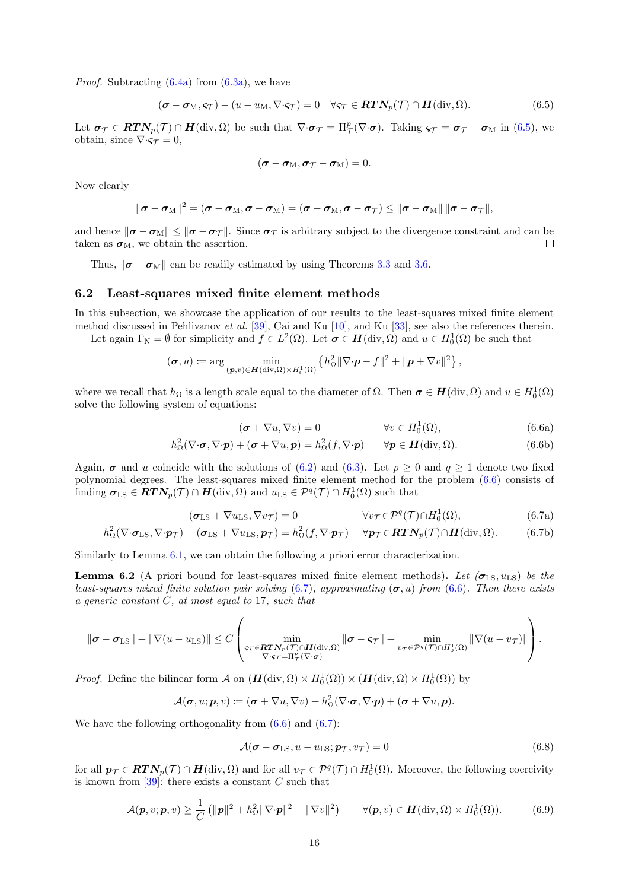*Proof.* Subtracting (6.4a) from (6.3a), we have

$$(\boldsymbol{\sigma} - \boldsymbol{\sigma}_{\mathrm{M}}, \boldsymbol{\varsigma}_{\mathcal{T}}) - (u - u_{\mathrm{M}}, \nabla{\cdot}\boldsymbol{\varsigma}_{\mathcal{T}}) = 0 \quad \forall \boldsymbol{\varsigma}_{\mathcal{T}} \in \boldsymbol{RTN}_p(\mathcal{T}) \cap \boldsymbol{H}(\mathrm{div}, \Omega). \tag{6.5}$$

Let $\boldsymbol{\sigma}_{\mathcal{T}} \in \boldsymbol{RTN}_p(\mathcal{T}) \cap \boldsymbol{H}(\mathrm{div}, \Omega)$ be such that $\nabla{\cdot}\boldsymbol{\sigma}_{\mathcal{T}} = \Pi^p_{\mathcal{T}}(\nabla{\cdot}\boldsymbol{\sigma})$. Taking $\boldsymbol{\varsigma}_{\mathcal{T}} = \boldsymbol{\sigma}_{\mathcal{T}} - \boldsymbol{\sigma}_{\mathrm{M}}$ in (6.5), we obtain, since $\nabla{\cdot}\boldsymbol{\varsigma}_{\mathcal{T}} = 0$,

$$(\boldsymbol{\sigma} - \boldsymbol{\sigma}_{\mathrm{M}}, \boldsymbol{\sigma}_{\mathcal{T}} - \boldsymbol{\sigma}_{\mathrm{M}}) = 0.$$

Now clearly

$$\|\boldsymbol{\sigma} - \boldsymbol{\sigma}_{\mathrm{M}}\|^2 = (\boldsymbol{\sigma} - \boldsymbol{\sigma}_{\mathrm{M}}, \boldsymbol{\sigma} - \boldsymbol{\sigma}_{\mathrm{M}}) = (\boldsymbol{\sigma} - \boldsymbol{\sigma}_{\mathrm{M}}, \boldsymbol{\sigma} - \boldsymbol{\sigma}_{\mathcal{T}}) \leq \|\boldsymbol{\sigma} - \boldsymbol{\sigma}_{\mathrm{M}}\| \, \|\boldsymbol{\sigma} - \boldsymbol{\sigma}_{\mathcal{T}}\|,$$

and hence $\|\boldsymbol{\sigma} - \boldsymbol{\sigma}_{\mathrm{M}}\| \leq \|\boldsymbol{\sigma} - \boldsymbol{\sigma}_{\mathcal{T}}\|$. Since $\boldsymbol{\sigma}_{\mathcal{T}}$ is arbitrary subject to the divergence constraint and can be taken as $\boldsymbol{\sigma}_{\mathrm{M}}$, we obtain the assertion. □

Thus, $\|\boldsymbol{\sigma} - \boldsymbol{\sigma}_{\mathrm{M}}\|$ can be readily estimated by using Theorems 3.3 and 3.6.

## 6.2 Least-squares mixed finite element methods

In this subsection, we showcase the application of our results to the least-squares mixed finite element method discussed in Pehlivanov *et al.* [39], Cai and Ku [10], and Ku [33], see also the references therein.

Let again $\Gamma_{\mathrm{N}} = \emptyset$ for simplicity and $f \in L^2(\Omega)$. Let $\boldsymbol{\sigma} \in \boldsymbol{H}(\mathrm{div}, \Omega)$ and $u \in H^1_0(\Omega)$ be such that

$$(\boldsymbol{\sigma}, u) \coloneqq \arg \min_{(\boldsymbol{p}, v) \in \boldsymbol{H}(\mathrm{div}, \Omega) \times H^1_0(\Omega)} \left\{ h^2_\Omega \|\nabla{\cdot}\boldsymbol{p} - f\|^2 + \|\boldsymbol{p} + \nabla v\|^2 \right\},$$

where we recall that $h_\Omega$ is a length scale equal to the diameter of $\Omega$. Then $\boldsymbol{\sigma} \in \boldsymbol{H}(\mathrm{div}, \Omega)$ and $u \in H^1_0(\Omega)$ solve the following system of equations:

$$(\boldsymbol{\sigma} + \nabla u, \nabla v) = 0 \qquad \forall v \in H^1_0(\Omega), \tag{6.6a}$$

$$h^2_\Omega (\nabla{\cdot}\boldsymbol{\sigma}, \nabla{\cdot}\boldsymbol{p}) + (\boldsymbol{\sigma} + \nabla u, \boldsymbol{p}) = h^2_\Omega (f, \nabla{\cdot}\boldsymbol{p}) \qquad \forall \boldsymbol{p} \in \boldsymbol{H}(\mathrm{div}, \Omega). \tag{6.6b}$$

Again, $\boldsymbol{\sigma}$ and $u$ coincide with the solutions of (6.2) and (6.3). Let $p \geq 0$ and $q \geq 1$ denote two fixed polynomial degrees. The least-squares mixed finite element method for the problem (6.6) consists of finding $\boldsymbol{\sigma}_{\mathrm{LS}} \in \boldsymbol{RTN}_p(\mathcal{T}) \cap \boldsymbol{H}(\mathrm{div}, \Omega)$ and $u_{\mathrm{LS}} \in \mathcal{P}^q(\mathcal{T}) \cap H^1_0(\Omega)$ such that

$$(\boldsymbol{\sigma}_{\mathrm{LS}} + \nabla u_{\mathrm{LS}}, \nabla v_{\mathcal{T}}) = 0 \qquad \forall v_{\mathcal{T}} \in \mathcal{P}^q(\mathcal{T}) \cap H^1_0(\Omega), \tag{6.7a}$$

$$h^2_\Omega (\nabla{\cdot}\boldsymbol{\sigma}_{\mathrm{LS}}, \nabla{\cdot}\boldsymbol{p}_{\mathcal{T}}) + (\boldsymbol{\sigma}_{\mathrm{LS}} + \nabla u_{\mathrm{LS}}, \boldsymbol{p}_{\mathcal{T}}) = h^2_\Omega (f, \nabla{\cdot}\boldsymbol{p}_{\mathcal{T}}) \qquad \forall \boldsymbol{p}_{\mathcal{T}} \in \boldsymbol{RTN}_p(\mathcal{T}) \cap \boldsymbol{H}(\mathrm{div}, \Omega). \tag{6.7b}$$

Similarly to Lemma 6.1, we can obtain the following a priori error characterization.

**Lemma 6.2** (A priori bound for least-squares mixed finite element methods)**.** *Let $(\boldsymbol{\sigma}_{\mathrm{LS}}, u_{\mathrm{LS}})$ be the least-squares mixed finite solution pair solving (6.7), approximating $(\boldsymbol{\sigma}, u)$ from (6.6). Then there exists a generic constant $C$, at most equal to 17, such that*

$$\|\boldsymbol{\sigma} - \boldsymbol{\sigma}_{\mathrm{LS}}\| + \|\nabla(u - u_{\mathrm{LS}})\| \leq C \left( \min_{\substack{\boldsymbol{\varsigma}_{\mathcal{T}} \in \boldsymbol{RTN}_p(\mathcal{T}) \cap \boldsymbol{H}(\mathrm{div}, \Omega) \\ \nabla{\cdot}\boldsymbol{\varsigma}_{\mathcal{T}} = \Pi^p_{\mathcal{T}}(\nabla{\cdot}\boldsymbol{\sigma})}} \|\boldsymbol{\sigma} - \boldsymbol{\varsigma}_{\mathcal{T}}\| + \min_{v_{\mathcal{T}} \in \mathcal{P}^q(\mathcal{T}) \cap H^1_0(\Omega)} \|\nabla(u - v_{\mathcal{T}})\| \right).$$

*Proof.* Define the bilinear form $\mathcal{A}$ on $(\boldsymbol{H}(\mathrm{div}, \Omega) \times H^1_0(\Omega)) \times (\boldsymbol{H}(\mathrm{div}, \Omega) \times H^1_0(\Omega))$ by

$$\mathcal{A}(\boldsymbol{\sigma}, u; \boldsymbol{p}, v) \coloneqq (\boldsymbol{\sigma} + \nabla u, \nabla v) + h^2_\Omega (\nabla{\cdot}\boldsymbol{\sigma}, \nabla{\cdot}\boldsymbol{p}) + (\boldsymbol{\sigma} + \nabla u, \boldsymbol{p}).$$

We have the following orthogonality from (6.6) and (6.7):

$$\mathcal{A}(\boldsymbol{\sigma} - \boldsymbol{\sigma}_{\mathrm{LS}}, u - u_{\mathrm{LS}}; \boldsymbol{p}_{\mathcal{T}}, v_{\mathcal{T}}) = 0 \tag{6.8}$$

for all $\boldsymbol{p}_{\mathcal{T}} \in \boldsymbol{RTN}_p(\mathcal{T}) \cap \boldsymbol{H}(\mathrm{div}, \Omega)$ and for all $v_{\mathcal{T}} \in \mathcal{P}^q(\mathcal{T}) \cap H^1_0(\Omega)$. Moreover, the following coercivity is known from [39]: there exists a constant $C$ such that

$$\mathcal{A}(\boldsymbol{p}, v; \boldsymbol{p}, v) \geq \frac{1}{C} \left( \|\boldsymbol{p}\|^2 + h^2_\Omega \|\nabla{\cdot}\boldsymbol{p}\|^2 + \|\nabla v\|^2 \right) \qquad \forall (\boldsymbol{p}, v) \in \boldsymbol{H}(\mathrm{div}, \Omega) \times H^1_0(\Omega). \tag{6.9}$$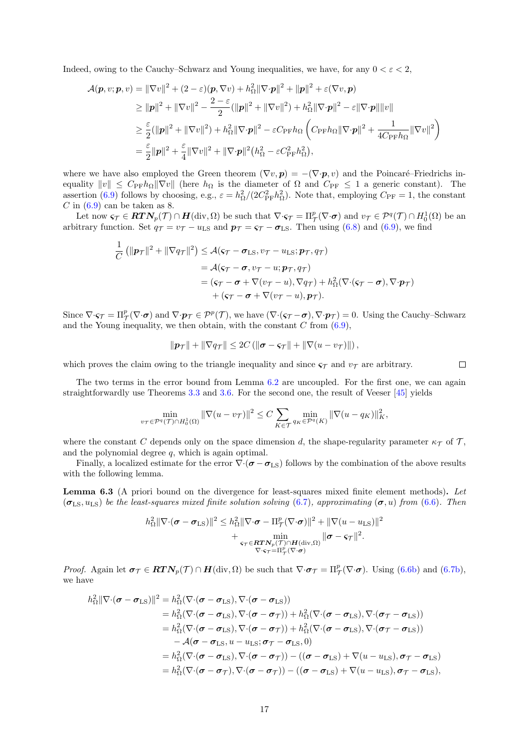Indeed, owing to the Cauchy–Schwarz and Young inequalities, we have, for any $0 < \varepsilon < 2$,

$$
\begin{aligned}
\mathcal{A}(\boldsymbol{p}, v; \boldsymbol{p}, v) &= \|\nabla v\|^2 + (2-\varepsilon)(\boldsymbol{p}, \nabla v) + h_\Omega^2 \|\nabla{\cdot}\boldsymbol{p}\|^2 + \|\boldsymbol{p}\|^2 + \varepsilon(\nabla v, \boldsymbol{p}) \\
&\geq \|\boldsymbol{p}\|^2 + \|\nabla v\|^2 - \frac{2-\varepsilon}{2}(\|\boldsymbol{p}\|^2 + \|\nabla v\|^2) + h_\Omega^2 \|\nabla{\cdot}\boldsymbol{p}\|^2 - \varepsilon \|\nabla{\cdot}\boldsymbol{p}\|\|v\| \\
&\geq \frac{\varepsilon}{2}(\|\boldsymbol{p}\|^2 + \|\nabla v\|^2) + h_\Omega^2 \|\nabla{\cdot}\boldsymbol{p}\|^2 - \varepsilon C_{\mathrm{PF}} h_\Omega \left( C_{\mathrm{PF}} h_\Omega \|\nabla{\cdot}\boldsymbol{p}\|^2 + \frac{1}{4 C_{\mathrm{PF}} h_\Omega} \|\nabla v\|^2 \right) \\
&= \frac{\varepsilon}{2}\|\boldsymbol{p}\|^2 + \frac{\varepsilon}{4}\|\nabla v\|^2 + \|\nabla{\cdot}\boldsymbol{p}\|^2 \big(h_\Omega^2 - \varepsilon C_{\mathrm{PF}}^2 h_\Omega^2\big),
\end{aligned}
$$

where we have also employed the Green theorem $(\nabla v, \boldsymbol{p}) = -(\nabla{\cdot}\boldsymbol{p}, v)$ and the Poincaré–Friedrichs inequality $\|v\| \leq C_{\mathrm{PF}} h_\Omega \|\nabla v\|$ (here $h_\Omega$ is the diameter of $\Omega$ and $C_{\mathrm{PF}} \leq 1$ a generic constant). The assertion (6.9) follows by choosing, e.g., $\varepsilon = h_\Omega^2/(2C_{\mathrm{PF}}^2 h_\Omega^2)$. Note that, employing $C_{\mathrm{PF}} = 1$, the constant $C$ in (6.9) can be taken as 8.

Let now $\boldsymbol{\varsigma}_\mathcal{T} \in \boldsymbol{RTN}_p(\mathcal{T}) \cap \boldsymbol{H}(\mathrm{div}, \Omega)$ be such that $\nabla{\cdot}\boldsymbol{\varsigma}_\mathcal{T} = \Pi_\mathcal{T}^p(\nabla{\cdot}\boldsymbol{\sigma})$ and $v_\mathcal{T} \in \mathcal{P}^q(\mathcal{T}) \cap H_0^1(\Omega)$ be an arbitrary function. Set $q_\mathcal{T} = v_\mathcal{T} - u_{\mathrm{LS}}$ and $\boldsymbol{p}_\mathcal{T} = \boldsymbol{\varsigma}_\mathcal{T} - \boldsymbol{\sigma}_{\mathrm{LS}}$. Then using (6.8) and (6.9), we find

$$
\begin{aligned}
\frac{1}{C}\left(\|\boldsymbol{p}_\mathcal{T}\|^2 + \|\nabla q_\mathcal{T}\|^2\right) &\leq \mathcal{A}(\boldsymbol{\varsigma}_\mathcal{T} - \boldsymbol{\sigma}_{\mathrm{LS}}, v_\mathcal{T} - u_{\mathrm{LS}}; \boldsymbol{p}_\mathcal{T}, q_\mathcal{T}) \\
&= \mathcal{A}(\boldsymbol{\varsigma}_\mathcal{T} - \boldsymbol{\sigma}, v_\mathcal{T} - u; \boldsymbol{p}_\mathcal{T}, q_\mathcal{T}) \\
&= (\boldsymbol{\varsigma}_\mathcal{T} - \boldsymbol{\sigma} + \nabla(v_\mathcal{T} - u), \nabla q_\mathcal{T}) + h_\Omega^2(\nabla{\cdot}(\boldsymbol{\varsigma}_\mathcal{T} - \boldsymbol{\sigma}), \nabla{\cdot}\boldsymbol{p}_\mathcal{T}) \\
&\quad + (\boldsymbol{\varsigma}_\mathcal{T} - \boldsymbol{\sigma} + \nabla(v_\mathcal{T} - u), \boldsymbol{p}_\mathcal{T}).
\end{aligned}
$$

Since $\nabla{\cdot}\boldsymbol{\varsigma}_\mathcal{T} = \Pi_\mathcal{T}^p(\nabla{\cdot}\boldsymbol{\sigma})$ and $\nabla{\cdot}\boldsymbol{p}_\mathcal{T} \in \mathcal{P}^p(\mathcal{T})$, we have $(\nabla{\cdot}(\boldsymbol{\varsigma}_\mathcal{T} - \boldsymbol{\sigma}), \nabla{\cdot}\boldsymbol{p}_\mathcal{T}) = 0$. Using the Cauchy–Schwarz and the Young inequality, we then obtain, with the constant $C$ from (6.9),

$$
\|\boldsymbol{p}_\mathcal{T}\| + \|\nabla q_\mathcal{T}\| \leq 2C\left(\|\boldsymbol{\sigma} - \boldsymbol{\varsigma}_\mathcal{T}\| + \|\nabla(u - v_\mathcal{T})\|\right),
$$

which proves the claim owing to the triangle inequality and since $\boldsymbol{\varsigma}_\mathcal{T}$ and $v_\mathcal{T}$ are arbitrary. $\square$

The two terms in the error bound from Lemma 6.2 are uncoupled. For the first one, we can again straightforwardly use Theorems 3.3 and 3.6. For the second one, the result of Veeser [45] yields

$$
\min_{v_\mathcal{T} \in \mathcal{P}^q(\mathcal{T}) \cap H_0^1(\Omega)} \|\nabla(u - v_\mathcal{T})\|^2 \leq C \sum_{K \in \mathcal{T}} \min_{q_K \in \mathcal{P}^q(K)} \|\nabla(u - q_K)\|_K^2,
$$

where the constant $C$ depends only on the space dimension $d$, the shape-regularity parameter $\kappa_\mathcal{T}$ of $\mathcal{T}$, and the polynomial degree $q$, which is again optimal.

Finally, a localized estimate for the error $\nabla{\cdot}(\boldsymbol{\sigma} - \boldsymbol{\sigma}_{\mathrm{LS}})$ follows by the combination of the above results with the following lemma.

**Lemma 6.3** (A priori bound on the divergence for least-squares mixed finite element methods)**.** *Let $(\boldsymbol{\sigma}_{\mathrm{LS}}, u_{\mathrm{LS}})$ be the least-squares mixed finite solution solving (6.7), approximating $(\boldsymbol{\sigma}, u)$ from (6.6). Then*

$$
\begin{aligned}
h_\Omega^2 \|\nabla{\cdot}(\boldsymbol{\sigma} - \boldsymbol{\sigma}_{\mathrm{LS}})\|^2 \leq h_\Omega^2 \|\nabla{\cdot}\boldsymbol{\sigma} - \Pi_\mathcal{T}^p(\nabla{\cdot}\boldsymbol{\sigma})\|^2 + \|\nabla(u - u_{\mathrm{LS}})\|^2 \\
+ \min_{\substack{\boldsymbol{\varsigma}_\mathcal{T} \in \boldsymbol{RTN}_p(\mathcal{T}) \cap \boldsymbol{H}(\mathrm{div}, \Omega) \\ \nabla{\cdot}\boldsymbol{\varsigma}_\mathcal{T} = \Pi_\mathcal{T}^p(\nabla{\cdot}\boldsymbol{\sigma})}} \|\boldsymbol{\sigma} - \boldsymbol{\varsigma}_\mathcal{T}\|^2.
\end{aligned}
$$

*Proof.* Again let $\boldsymbol{\sigma}_\mathcal{T} \in \boldsymbol{RTN}_p(\mathcal{T}) \cap \boldsymbol{H}(\mathrm{div}, \Omega)$ be such that $\nabla{\cdot}\boldsymbol{\sigma}_\mathcal{T} = \Pi_\mathcal{T}^p(\nabla{\cdot}\boldsymbol{\sigma})$. Using (6.6b) and (6.7b), we have

$$
\begin{aligned}
h_\Omega^2 \|\nabla{\cdot}(\boldsymbol{\sigma} - \boldsymbol{\sigma}_{\mathrm{LS}})\|^2 &= h_\Omega^2 (\nabla{\cdot}(\boldsymbol{\sigma} - \boldsymbol{\sigma}_{\mathrm{LS}}), \nabla{\cdot}(\boldsymbol{\sigma} - \boldsymbol{\sigma}_{\mathrm{LS}})) \\
&= h_\Omega^2 (\nabla{\cdot}(\boldsymbol{\sigma} - \boldsymbol{\sigma}_{\mathrm{LS}}), \nabla{\cdot}(\boldsymbol{\sigma} - \boldsymbol{\sigma}_\mathcal{T})) + h_\Omega^2 (\nabla{\cdot}(\boldsymbol{\sigma} - \boldsymbol{\sigma}_{\mathrm{LS}}), \nabla{\cdot}(\boldsymbol{\sigma}_\mathcal{T} - \boldsymbol{\sigma}_{\mathrm{LS}})) \\
&= h_\Omega^2 (\nabla{\cdot}(\boldsymbol{\sigma} - \boldsymbol{\sigma}_{\mathrm{LS}}), \nabla{\cdot}(\boldsymbol{\sigma} - \boldsymbol{\sigma}_\mathcal{T})) + h_\Omega^2 (\nabla{\cdot}(\boldsymbol{\sigma} - \boldsymbol{\sigma}_{\mathrm{LS}}), \nabla{\cdot}(\boldsymbol{\sigma}_\mathcal{T} - \boldsymbol{\sigma}_{\mathrm{LS}})) \\
&\quad - \mathcal{A}(\boldsymbol{\sigma} - \boldsymbol{\sigma}_{\mathrm{LS}}, u - u_{\mathrm{LS}}; \boldsymbol{\sigma}_\mathcal{T} - \boldsymbol{\sigma}_{\mathrm{LS}}, 0) \\
&= h_\Omega^2 (\nabla{\cdot}(\boldsymbol{\sigma} - \boldsymbol{\sigma}_{\mathrm{LS}}), \nabla{\cdot}(\boldsymbol{\sigma} - \boldsymbol{\sigma}_\mathcal{T})) - ((\boldsymbol{\sigma} - \boldsymbol{\sigma}_{\mathrm{LS}}) + \nabla(u - u_{\mathrm{LS}}), \boldsymbol{\sigma}_\mathcal{T} - \boldsymbol{\sigma}_{\mathrm{LS}}) \\
&= h_\Omega^2 (\nabla{\cdot}(\boldsymbol{\sigma} - \boldsymbol{\sigma}_\mathcal{T}), \nabla{\cdot}(\boldsymbol{\sigma} - \boldsymbol{\sigma}_\mathcal{T})) - ((\boldsymbol{\sigma} - \boldsymbol{\sigma}_{\mathrm{LS}}) + \nabla(u - u_{\mathrm{LS}}), \boldsymbol{\sigma}_\mathcal{T} - \boldsymbol{\sigma}_{\mathrm{LS}}),
\end{aligned}
$$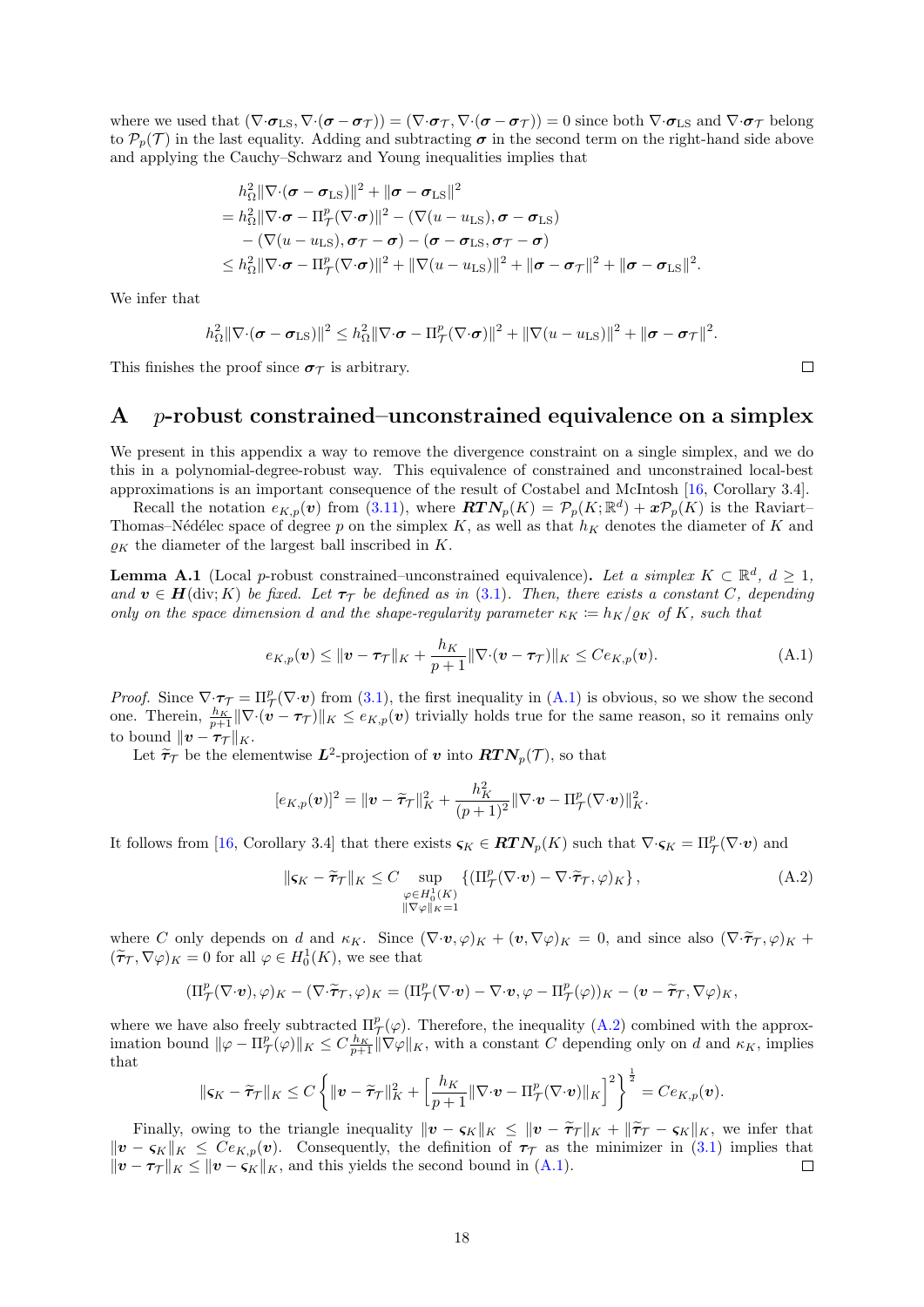where we used that $(\nabla\cdot\boldsymbol{\sigma}_{\mathrm{LS}}, \nabla\cdot(\boldsymbol{\sigma} - \boldsymbol{\sigma}_{\mathcal{T}})) = (\nabla\cdot\boldsymbol{\sigma}_{\mathcal{T}}, \nabla\cdot(\boldsymbol{\sigma} - \boldsymbol{\sigma}_{\mathcal{T}})) = 0$ since both $\nabla\cdot\boldsymbol{\sigma}_{\mathrm{LS}}$ and $\nabla\cdot\boldsymbol{\sigma}_{\mathcal{T}}$ belong to $\mathcal{P}_p(\mathcal{T})$ in the last equality. Adding and subtracting $\boldsymbol{\sigma}$ in the second term on the right-hand side above and applying the Cauchy–Schwarz and Young inequalities implies that

$$
\begin{aligned}
&h_\Omega^2 \|\nabla\cdot(\boldsymbol{\sigma} - \boldsymbol{\sigma}_{\mathrm{LS}})\|^2 + \|\boldsymbol{\sigma} - \boldsymbol{\sigma}_{\mathrm{LS}}\|^2 \\
&= h_\Omega^2 \|\nabla\cdot\boldsymbol{\sigma} - \Pi_{\mathcal{T}}^p(\nabla\cdot\boldsymbol{\sigma})\|^2 - (\nabla(u - u_{\mathrm{LS}}), \boldsymbol{\sigma} - \boldsymbol{\sigma}_{\mathrm{LS}}) \\
&\quad - (\nabla(u - u_{\mathrm{LS}}), \boldsymbol{\sigma}_{\mathcal{T}} - \boldsymbol{\sigma}) - (\boldsymbol{\sigma} - \boldsymbol{\sigma}_{\mathrm{LS}}, \boldsymbol{\sigma}_{\mathcal{T}} - \boldsymbol{\sigma}) \\
&\le h_\Omega^2 \|\nabla\cdot\boldsymbol{\sigma} - \Pi_{\mathcal{T}}^p(\nabla\cdot\boldsymbol{\sigma})\|^2 + \|\nabla(u - u_{\mathrm{LS}})\|^2 + \|\boldsymbol{\sigma} - \boldsymbol{\sigma}_{\mathcal{T}}\|^2 + \|\boldsymbol{\sigma} - \boldsymbol{\sigma}_{\mathrm{LS}}\|^2.
\end{aligned}
$$

We infer that

$$
h_\Omega^2 \|\nabla\cdot(\boldsymbol{\sigma} - \boldsymbol{\sigma}_{\mathrm{LS}})\|^2 \le h_\Omega^2 \|\nabla\cdot\boldsymbol{\sigma} - \Pi_{\mathcal{T}}^p(\nabla\cdot\boldsymbol{\sigma})\|^2 + \|\nabla(u - u_{\mathrm{LS}})\|^2 + \|\boldsymbol{\sigma} - \boldsymbol{\sigma}_{\mathcal{T}}\|^2.
$$

This finishes the proof since $\boldsymbol{\sigma}_{\mathcal{T}}$ is arbitrary. $\square$

# A $p$-robust constrained–unconstrained equivalence on a simplex

We present in this appendix a way to remove the divergence constraint on a single simplex, and we do this in a polynomial-degree-robust way. This equivalence of constrained and unconstrained local-best approximations is an important consequence of the result of Costabel and McIntosh [16, Corollary 3.4].

Recall the notation $e_{K,p}(\boldsymbol{v})$ from (3.11), where $\boldsymbol{RTN}_p(K) = \mathcal{P}_p(K;\mathbb{R}^d) + \boldsymbol{x}\mathcal{P}_p(K)$ is the Raviart–Thomas–Nédélec space of degree $p$ on the simplex $K$, as well as that $h_K$ denotes the diameter of $K$ and $\varrho_K$ the diameter of the largest ball inscribed in $K$.

**Lemma A.1** (Local $p$-robust constrained–unconstrained equivalence)**.** *Let a simplex $K \subset \mathbb{R}^d$, $d \ge 1$, and $\boldsymbol{v} \in \boldsymbol{H}(\mathrm{div}; K)$ be fixed. Let $\boldsymbol{\tau}_{\mathcal{T}}$ be defined as in (3.1). Then, there exists a constant $C$, depending only on the space dimension $d$ and the shape-regularity parameter $\kappa_K := h_K/\varrho_K$ of $K$, such that*

$$
e_{K,p}(\boldsymbol{v}) \le \|\boldsymbol{v} - \boldsymbol{\tau}_{\mathcal{T}}\|_K + \frac{h_K}{p+1}\|\nabla\cdot(\boldsymbol{v} - \boldsymbol{\tau}_{\mathcal{T}})\|_K \le C e_{K,p}(\boldsymbol{v}). \tag{A.1}
$$

*Proof.* Since $\nabla\cdot\boldsymbol{\tau}_{\mathcal{T}} = \Pi_{\mathcal{T}}^p(\nabla\cdot\boldsymbol{v})$ from (3.1), the first inequality in (A.1) is obvious, so we show the second one. Therein, $\frac{h_K}{p+1}\|\nabla\cdot(\boldsymbol{v} - \boldsymbol{\tau}_{\mathcal{T}})\|_K \le e_{K,p}(\boldsymbol{v})$ trivially holds true for the same reason, so it remains only to bound $\|\boldsymbol{v} - \boldsymbol{\tau}_{\mathcal{T}}\|_K$.

Let $\widetilde{\boldsymbol{\tau}}_{\mathcal{T}}$ be the elementwise $\boldsymbol{L}^2$-projection of $\boldsymbol{v}$ into $\boldsymbol{RTN}_p(\mathcal{T})$, so that

$$
[e_{K,p}(\boldsymbol{v})]^2 = \|\boldsymbol{v} - \widetilde{\boldsymbol{\tau}}_{\mathcal{T}}\|_K^2 + \frac{h_K^2}{(p+1)^2}\|\nabla\cdot\boldsymbol{v} - \Pi_{\mathcal{T}}^p(\nabla\cdot\boldsymbol{v})\|_K^2.
$$

It follows from [16, Corollary 3.4] that there exists $\boldsymbol{\varsigma}_K \in \boldsymbol{RTN}_p(K)$ such that $\nabla\cdot\boldsymbol{\varsigma}_K = \Pi_{\mathcal{T}}^p(\nabla\cdot\boldsymbol{v})$ and

$$
\|\boldsymbol{\varsigma}_K - \widetilde{\boldsymbol{\tau}}_{\mathcal{T}}\|_K \le C \sup_{\substack{\varphi \in H_0^1(K) \\ \|\nabla\varphi\|_K = 1}} \left\{ (\Pi_{\mathcal{T}}^p(\nabla\cdot\boldsymbol{v}) - \nabla\cdot\widetilde{\boldsymbol{\tau}}_{\mathcal{T}}, \varphi)_K \right\}, \tag{A.2}
$$

where $C$ only depends on $d$ and $\kappa_K$. Since $(\nabla\cdot\boldsymbol{v}, \varphi)_K + (\boldsymbol{v}, \nabla\varphi)_K = 0$, and since also $(\nabla\cdot\widetilde{\boldsymbol{\tau}}_{\mathcal{T}}, \varphi)_K + (\widetilde{\boldsymbol{\tau}}_{\mathcal{T}}, \nabla\varphi)_K = 0$ for all $\varphi \in H_0^1(K)$, we see that

$$
(\Pi_{\mathcal{T}}^p(\nabla\cdot\boldsymbol{v}), \varphi)_K - (\nabla\cdot\widetilde{\boldsymbol{\tau}}_{\mathcal{T}}, \varphi)_K = (\Pi_{\mathcal{T}}^p(\nabla\cdot\boldsymbol{v}) - \nabla\cdot\boldsymbol{v}, \varphi - \Pi_{\mathcal{T}}^p(\varphi))_K - (\boldsymbol{v} - \widetilde{\boldsymbol{\tau}}_{\mathcal{T}}, \nabla\varphi)_K,
$$

where we have also freely subtracted $\Pi_{\mathcal{T}}^p(\varphi)$. Therefore, the inequality (A.2) combined with the approximation bound $\|\varphi - \Pi_{\mathcal{T}}^p(\varphi)\|_K \le C\frac{h_K}{p+1}\|\nabla\varphi\|_K$, with a constant $C$ depending only on $d$ and $\kappa_K$, implies that

$$
\|\boldsymbol{\varsigma}_K - \widetilde{\boldsymbol{\tau}}_{\mathcal{T}}\|_K \le C\left\{ \|\boldsymbol{v} - \widetilde{\boldsymbol{\tau}}_{\mathcal{T}}\|_K^2 + \left[\frac{h_K}{p+1}\|\nabla\cdot\boldsymbol{v} - \Pi_{\mathcal{T}}^p(\nabla\cdot\boldsymbol{v})\|_K\right]^2 \right\}^{\frac{1}{2}} = C e_{K,p}(\boldsymbol{v}).
$$

Finally, owing to the triangle inequality $\|\boldsymbol{v} - \boldsymbol{\varsigma}_K\|_K \le \|\boldsymbol{v} - \widetilde{\boldsymbol{\tau}}_{\mathcal{T}}\|_K + \|\widetilde{\boldsymbol{\tau}}_{\mathcal{T}} - \boldsymbol{\varsigma}_K\|_K$, we infer that $\|\boldsymbol{v} - \boldsymbol{\varsigma}_K\|_K \le C e_{K,p}(\boldsymbol{v})$. Consequently, the definition of $\boldsymbol{\tau}_{\mathcal{T}}$ as the minimizer in (3.1) implies that $\|\boldsymbol{v} - \boldsymbol{\tau}_{\mathcal{T}}\|_K \le \|\boldsymbol{v} - \boldsymbol{\varsigma}_K\|_K$, and this yields the second bound in (A.1). $\square$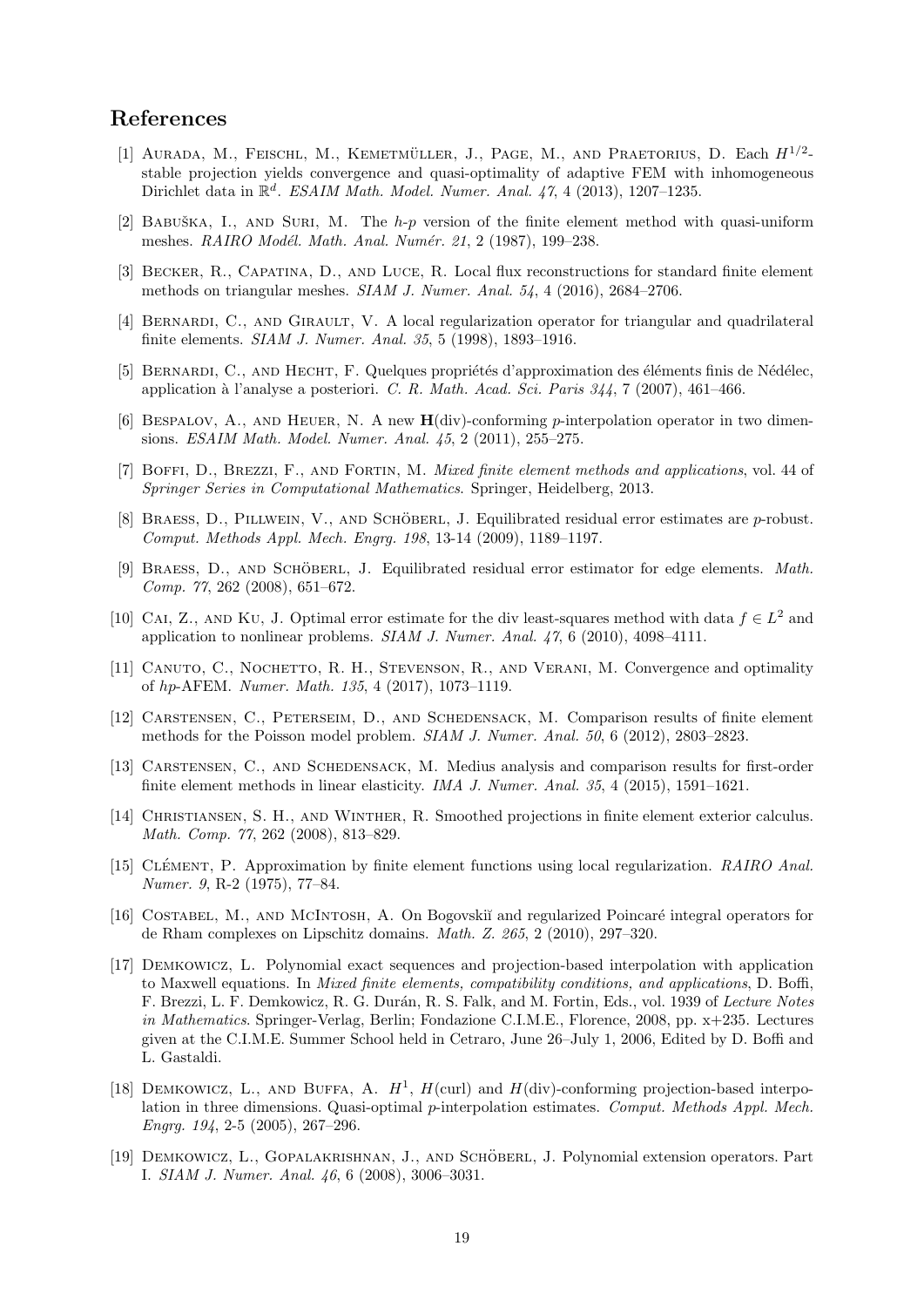## References

[1] Aurada, M., Feischl, M., Kemetmüller, J., Page, M., and Praetorius, D. Each $H^{1/2}$-stable projection yields convergence and quasi-optimality of adaptive FEM with inhomogeneous Dirichlet data in $\mathbb{R}^d$. *ESAIM Math. Model. Numer. Anal. 47*, 4 (2013), 1207–1235.

[2] Babuška, I., and Suri, M. The *h-p* version of the finite element method with quasi-uniform meshes. *RAIRO Modél. Math. Anal. Numér. 21*, 2 (1987), 199–238.

[3] Becker, R., Capatina, D., and Luce, R. Local flux reconstructions for standard finite element methods on triangular meshes. *SIAM J. Numer. Anal. 54*, 4 (2016), 2684–2706.

[4] Bernardi, C., and Girault, V. A local regularization operator for triangular and quadrilateral finite elements. *SIAM J. Numer. Anal. 35*, 5 (1998), 1893–1916.

[5] Bernardi, C., and Hecht, F. Quelques propriétés d'approximation des éléments finis de Nédélec, application à l'analyse a posteriori. *C. R. Math. Acad. Sci. Paris 344*, 7 (2007), 461–466.

[6] Bespalov, A., and Heuer, N. A new $\mathbf{H}$(div)-conforming *p*-interpolation operator in two dimensions. *ESAIM Math. Model. Numer. Anal. 45*, 2 (2011), 255–275.

[7] Boffi, D., Brezzi, F., and Fortin, M. *Mixed finite element methods and applications*, vol. 44 of *Springer Series in Computational Mathematics*. Springer, Heidelberg, 2013.

[8] Braess, D., Pillwein, V., and Schöberl, J. Equilibrated residual error estimates are *p*-robust. *Comput. Methods Appl. Mech. Engrg. 198*, 13-14 (2009), 1189–1197.

[9] Braess, D., and Schöberl, J. Equilibrated residual error estimator for edge elements. *Math. Comp. 77*, 262 (2008), 651–672.

[10] Cai, Z., and Ku, J. Optimal error estimate for the div least-squares method with data $f \in L^2$ and application to nonlinear problems. *SIAM J. Numer. Anal. 47*, 6 (2010), 4098–4111.

[11] Canuto, C., Nochetto, R. H., Stevenson, R., and Verani, M. Convergence and optimality of *hp*-AFEM. *Numer. Math. 135*, 4 (2017), 1073–1119.

[12] Carstensen, C., Peterseim, D., and Schedensack, M. Comparison results of finite element methods for the Poisson model problem. *SIAM J. Numer. Anal. 50*, 6 (2012), 2803–2823.

[13] Carstensen, C., and Schedensack, M. Medius analysis and comparison results for first-order finite element methods in linear elasticity. *IMA J. Numer. Anal. 35*, 4 (2015), 1591–1621.

[14] Christiansen, S. H., and Winther, R. Smoothed projections in finite element exterior calculus. *Math. Comp. 77*, 262 (2008), 813–829.

[15] Clément, P. Approximation by finite element functions using local regularization. *RAIRO Anal. Numer. 9*, R-2 (1975), 77–84.

[16] Costabel, M., and McIntosh, A. On Bogovskiĭ and regularized Poincaré integral operators for de Rham complexes on Lipschitz domains. *Math. Z. 265*, 2 (2010), 297–320.

[17] Demkowicz, L. Polynomial exact sequences and projection-based interpolation with application to Maxwell equations. In *Mixed finite elements, compatibility conditions, and applications*, D. Boffi, F. Brezzi, L. F. Demkowicz, R. G. Durán, R. S. Falk, and M. Fortin, Eds., vol. 1939 of *Lecture Notes in Mathematics*. Springer-Verlag, Berlin; Fondazione C.I.M.E., Florence, 2008, pp. x+235. Lectures given at the C.I.M.E. Summer School held in Cetraro, June 26–July 1, 2006, Edited by D. Boffi and L. Gastaldi.

[18] Demkowicz, L., and Buffa, A. $H^1$, $H$(curl) and $H$(div)-conforming projection-based interpolation in three dimensions. Quasi-optimal *p*-interpolation estimates. *Comput. Methods Appl. Mech. Engrg. 194*, 2-5 (2005), 267–296.

[19] Demkowicz, L., Gopalakrishnan, J., and Schöberl, J. Polynomial extension operators. Part I. *SIAM J. Numer. Anal. 46*, 6 (2008), 3006–3031.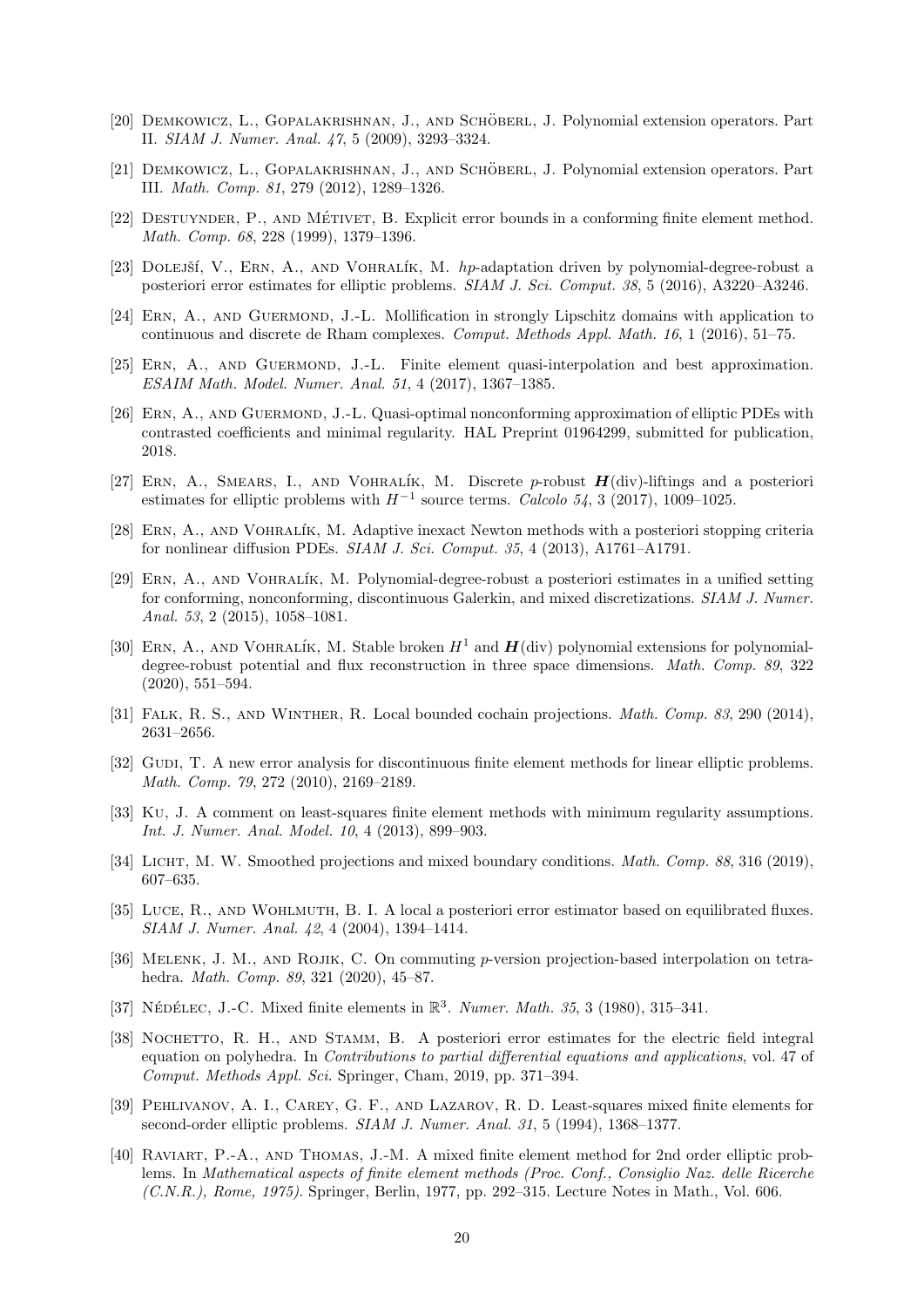[20] Demkowicz, L., Gopalakrishnan, J., and Schöberl, J. Polynomial extension operators. Part II. *SIAM J. Numer. Anal. 47*, 5 (2009), 3293–3324.

[21] Demkowicz, L., Gopalakrishnan, J., and Schöberl, J. Polynomial extension operators. Part III. *Math. Comp. 81*, 279 (2012), 1289–1326.

[22] Destuynder, P., and Métivet, B. Explicit error bounds in a conforming finite element method. *Math. Comp. 68*, 228 (1999), 1379–1396.

[23] Dolejší, V., Ern, A., and Vohralík, M. *hp*-adaptation driven by polynomial-degree-robust a posteriori error estimates for elliptic problems. *SIAM J. Sci. Comput. 38*, 5 (2016), A3220–A3246.

[24] Ern, A., and Guermond, J.-L. Mollification in strongly Lipschitz domains with application to continuous and discrete de Rham complexes. *Comput. Methods Appl. Math. 16*, 1 (2016), 51–75.

[25] Ern, A., and Guermond, J.-L. Finite element quasi-interpolation and best approximation. *ESAIM Math. Model. Numer. Anal. 51*, 4 (2017), 1367–1385.

[26] Ern, A., and Guermond, J.-L. Quasi-optimal nonconforming approximation of elliptic PDEs with contrasted coefficients and minimal regularity. HAL Preprint 01964299, submitted for publication, 2018.

[27] Ern, A., Smears, I., and Vohralík, M. Discrete $p$-robust $\boldsymbol{H}(\mathrm{div})$-liftings and a posteriori estimates for elliptic problems with $H^{-1}$ source terms. *Calcolo 54*, 3 (2017), 1009–1025.

[28] Ern, A., and Vohralík, M. Adaptive inexact Newton methods with a posteriori stopping criteria for nonlinear diffusion PDEs. *SIAM J. Sci. Comput. 35*, 4 (2013), A1761–A1791.

[29] Ern, A., and Vohralík, M. Polynomial-degree-robust a posteriori estimates in a unified setting for conforming, nonconforming, discontinuous Galerkin, and mixed discretizations. *SIAM J. Numer. Anal. 53*, 2 (2015), 1058–1081.

[30] Ern, A., and Vohralík, M. Stable broken $H^1$ and $\boldsymbol{H}(\mathrm{div})$ polynomial extensions for polynomial-degree-robust potential and flux reconstruction in three space dimensions. *Math. Comp. 89*, 322 (2020), 551–594.

[31] Falk, R. S., and Winther, R. Local bounded cochain projections. *Math. Comp. 83*, 290 (2014), 2631–2656.

[32] Gudi, T. A new error analysis for discontinuous finite element methods for linear elliptic problems. *Math. Comp. 79*, 272 (2010), 2169–2189.

[33] Ku, J. A comment on least-squares finite element methods with minimum regularity assumptions. *Int. J. Numer. Anal. Model. 10*, 4 (2013), 899–903.

[34] Licht, M. W. Smoothed projections and mixed boundary conditions. *Math. Comp. 88*, 316 (2019), 607–635.

[35] Luce, R., and Wohlmuth, B. I. A local a posteriori error estimator based on equilibrated fluxes. *SIAM J. Numer. Anal. 42*, 4 (2004), 1394–1414.

[36] Melenk, J. M., and Rojik, C. On commuting $p$-version projection-based interpolation on tetrahedra. *Math. Comp. 89*, 321 (2020), 45–87.

[37] Nédélec, J.-C. Mixed finite elements in $\mathbb{R}^3$. *Numer. Math. 35*, 3 (1980), 315–341.

[38] Nochetto, R. H., and Stamm, B. A posteriori error estimates for the electric field integral equation on polyhedra. In *Contributions to partial differential equations and applications*, vol. 47 of *Comput. Methods Appl. Sci.* Springer, Cham, 2019, pp. 371–394.

[39] Pehlivanov, A. I., Carey, G. F., and Lazarov, R. D. Least-squares mixed finite elements for second-order elliptic problems. *SIAM J. Numer. Anal. 31*, 5 (1994), 1368–1377.

[40] Raviart, P.-A., and Thomas, J.-M. A mixed finite element method for 2nd order elliptic problems. In *Mathematical aspects of finite element methods (Proc. Conf., Consiglio Naz. delle Ricerche (C.N.R.), Rome, 1975)*. Springer, Berlin, 1977, pp. 292–315. Lecture Notes in Math., Vol. 606.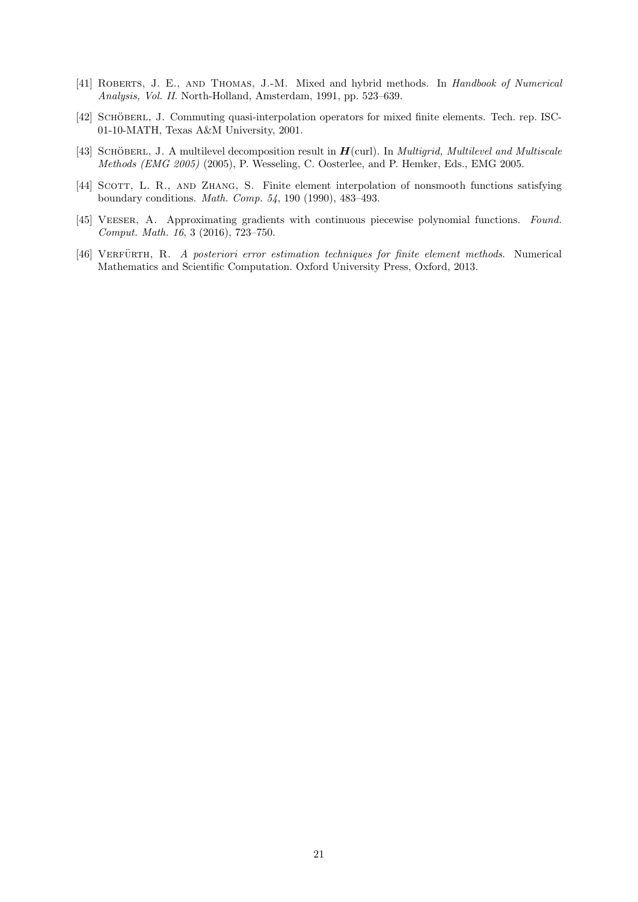[41] Roberts, J. E., and Thomas, J.-M. Mixed and hybrid methods. In *Handbook of Numerical Analysis, Vol. II*. North-Holland, Amsterdam, 1991, pp. 523–639.

[42] Schöberl, J. Commuting quasi-interpolation operators for mixed finite elements. Tech. rep. ISC-01-10-MATH, Texas A&M University, 2001.

[43] Schöberl, J. A multilevel decomposition result in $\boldsymbol{H}(\text{curl})$. In *Multigrid, Multilevel and Multiscale Methods (EMG 2005)* (2005), P. Wesseling, C. Oosterlee, and P. Hemker, Eds., EMG 2005.

[44] Scott, L. R., and Zhang, S. Finite element interpolation of nonsmooth functions satisfying boundary conditions. *Math. Comp. 54*, 190 (1990), 483–493.

[45] Veeser, A. Approximating gradients with continuous piecewise polynomial functions. *Found. Comput. Math. 16*, 3 (2016), 723–750.

[46] Verfürth, R. *A posteriori error estimation techniques for finite element methods*. Numerical Mathematics and Scientific Computation. Oxford University Press, Oxford, 2013.